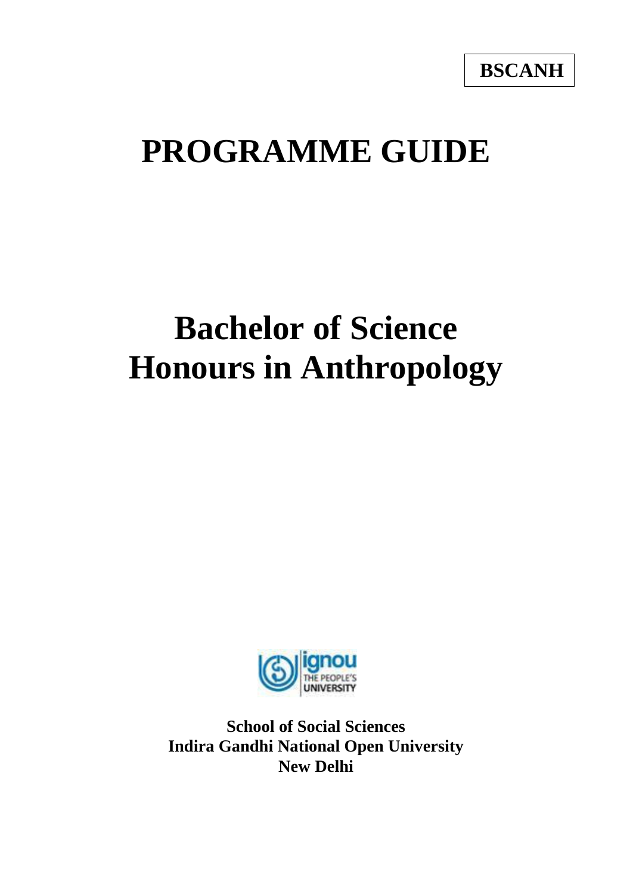**BSCANH**

# PROGRAMME GUIDE

# Bachelor of Science Honours in Anthropology

**School of Social Sciences**
**Indira Gandhi National Open University**
**New Delhi**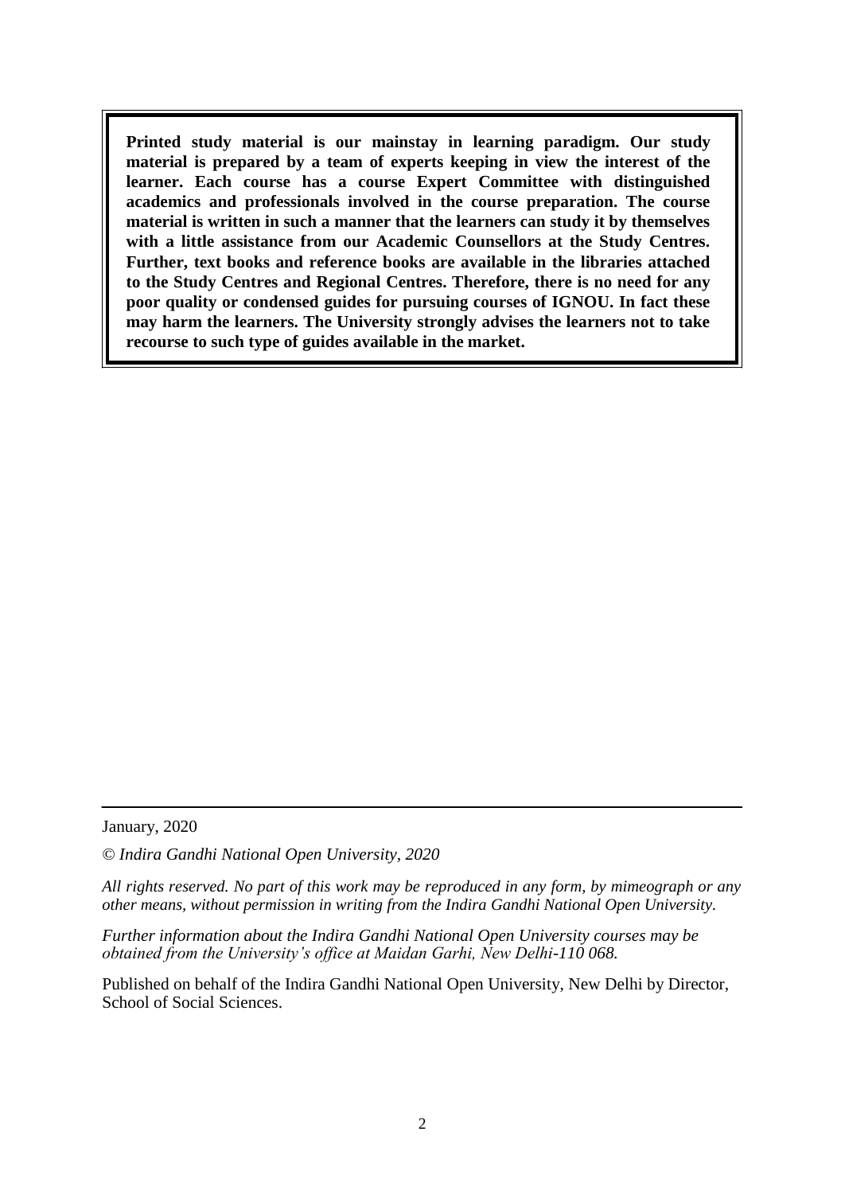**Printed study material is our mainstay in learning paradigm. Our study material is prepared by a team of experts keeping in view the interest of the learner. Each course has a course Expert Committee with distinguished academics and professionals involved in the course preparation. The course material is written in such a manner that the learners can study it by themselves with a little assistance from our Academic Counsellors at the Study Centres. Further, text books and reference books are available in the libraries attached to the Study Centres and Regional Centres. Therefore, there is no need for any poor quality or condensed guides for pursuing courses of IGNOU. In fact these may harm the learners. The University strongly advises the learners not to take recourse to such type of guides available in the market.**

---

January, 2020

*© Indira Gandhi National Open University, 2020*

*All rights reserved. No part of this work may be reproduced in any form, by mimeograph or any other means, without permission in writing from the Indira Gandhi National Open University.*

*Further information about the Indira Gandhi National Open University courses may be obtained from the University's office at Maidan Garhi, New Delhi-110 068.*

Published on behalf of the Indira Gandhi National Open University, New Delhi by Director, School of Social Sciences.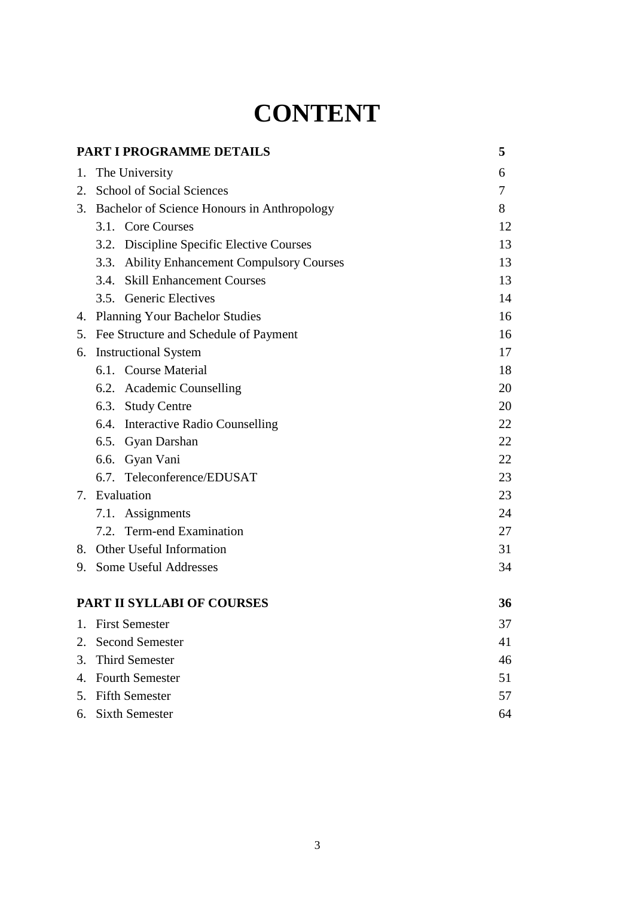# CONTENT

| | |
|---|---|
| **PART I PROGRAMME DETAILS** | **5** |
| 1. The University | 6 |
| 2. School of Social Sciences | 7 |
| 3. Bachelor of Science Honours in Anthropology | 8 |
| 3.1. Core Courses | 12 |
| 3.2. Discipline Specific Elective Courses | 13 |
| 3.3. Ability Enhancement Compulsory Courses | 13 |
| 3.4. Skill Enhancement Courses | 13 |
| 3.5. Generic Electives | 14 |
| 4. Planning Your Bachelor Studies | 16 |
| 5. Fee Structure and Schedule of Payment | 16 |
| 6. Instructional System | 17 |
| 6.1. Course Material | 18 |
| 6.2. Academic Counselling | 20 |
| 6.3. Study Centre | 20 |
| 6.4. Interactive Radio Counselling | 22 |
| 6.5. Gyan Darshan | 22 |
| 6.6. Gyan Vani | 22 |
| 6.7. Teleconference/EDUSAT | 23 |
| 7. Evaluation | 23 |
| 7.1. Assignments | 24 |
| 7.2. Term-end Examination | 27 |
| 8. Other Useful Information | 31 |
| 9. Some Useful Addresses | 34 |
| **PART II SYLLABI OF COURSES** | **36** |
| 1. First Semester | 37 |
| 2. Second Semester | 41 |
| 3. Third Semester | 46 |
| 4. Fourth Semester | 51 |
| 5. Fifth Semester | 57 |
| 6. Sixth Semester | 64 |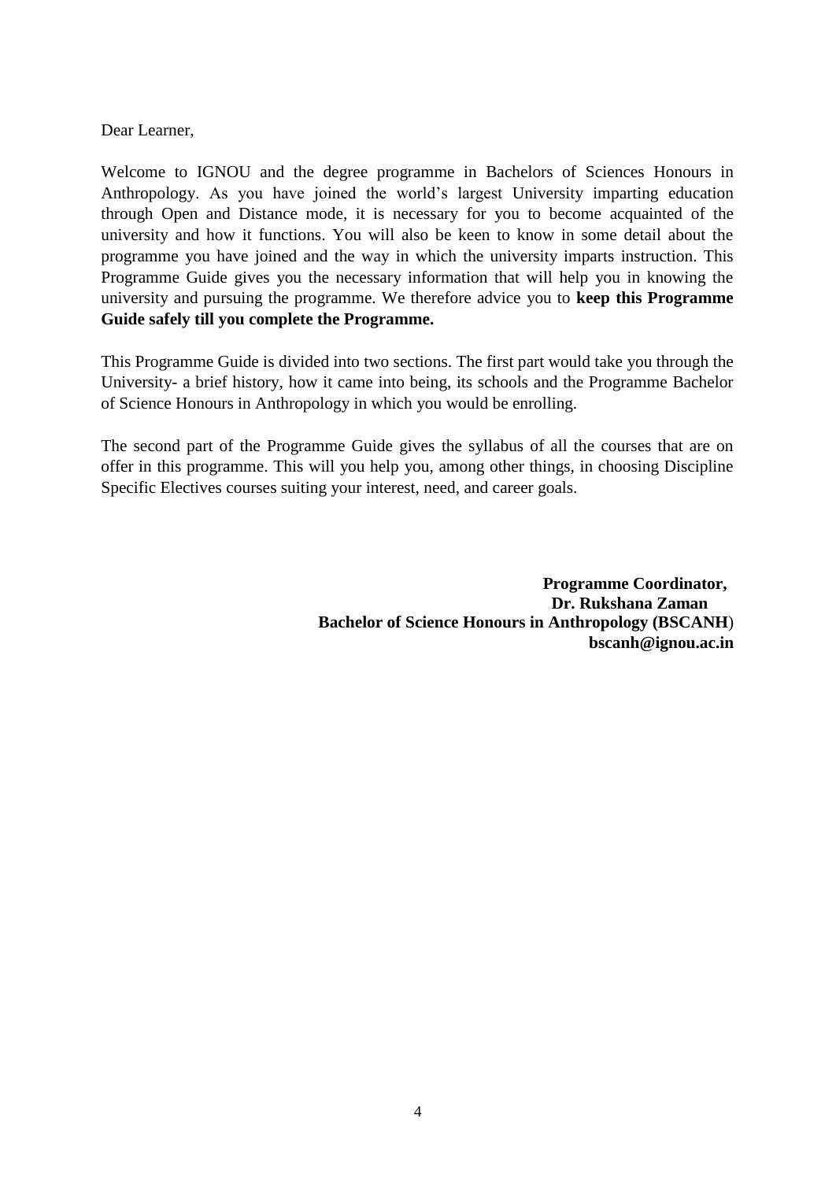Dear Learner,

Welcome to IGNOU and the degree programme in Bachelors of Sciences Honours in Anthropology. As you have joined the world's largest University imparting education through Open and Distance mode, it is necessary for you to become acquainted of the university and how it functions. You will also be keen to know in some detail about the programme you have joined and the way in which the university imparts instruction. This Programme Guide gives you the necessary information that will help you in knowing the university and pursuing the programme. We therefore advice you to **keep this Programme Guide safely till you complete the Programme.**

This Programme Guide is divided into two sections. The first part would take you through the University- a brief history, how it came into being, its schools and the Programme Bachelor of Science Honours in Anthropology in which you would be enrolling.

The second part of the Programme Guide gives the syllabus of all the courses that are on offer in this programme. This will you help you, among other things, in choosing Discipline Specific Electives courses suiting your interest, need, and career goals.

**Programme Coordinator,**
**Dr. Rukshana Zaman**
**Bachelor of Science Honours in Anthropology (BSCANH)**
**bscanh@ignou.ac.in**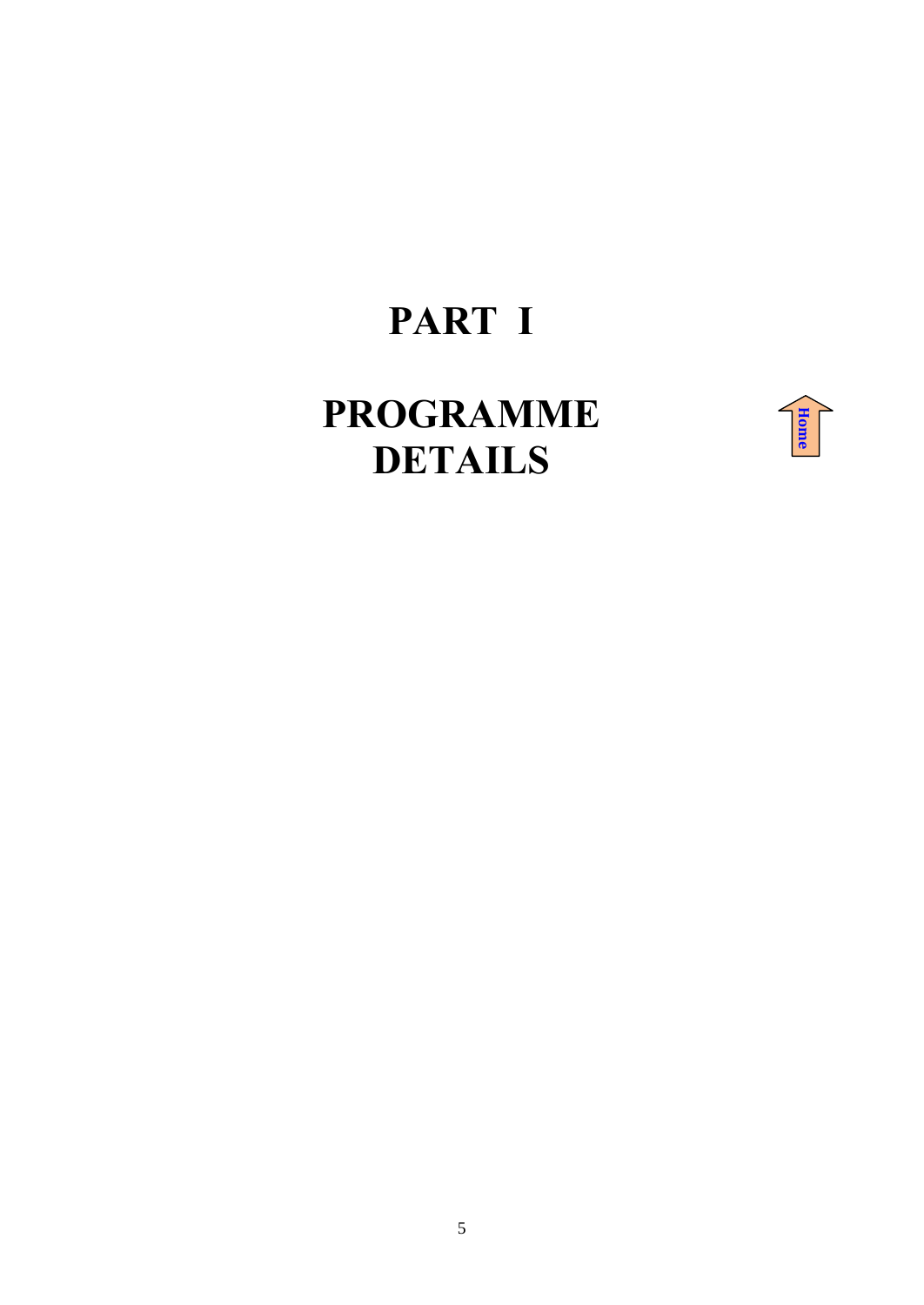# PART I

# PROGRAMME DETAILS

Home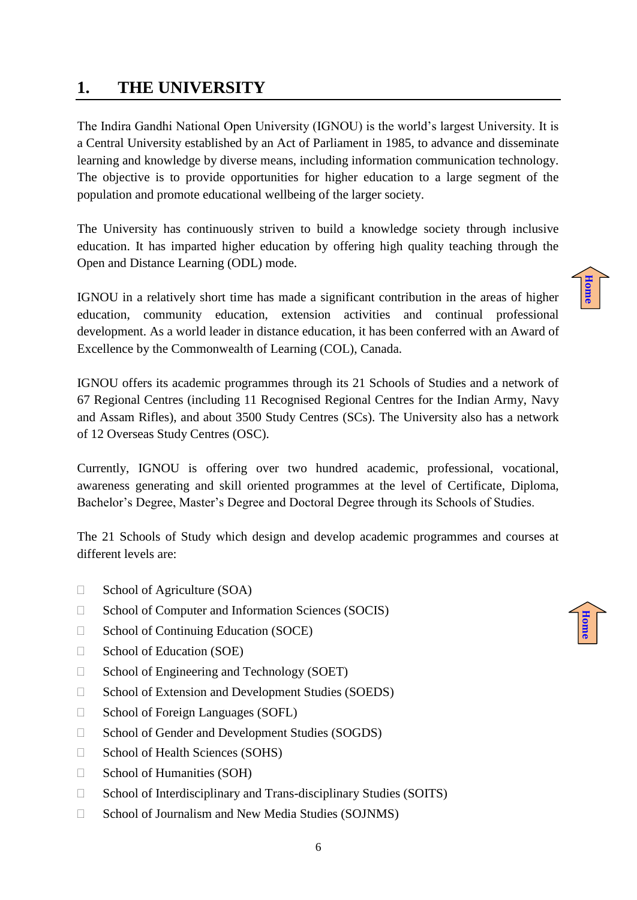# 1. THE UNIVERSITY

The Indira Gandhi National Open University (IGNOU) is the world's largest University. It is a Central University established by an Act of Parliament in 1985, to advance and disseminate learning and knowledge by diverse means, including information communication technology. The objective is to provide opportunities for higher education to a large segment of the population and promote educational wellbeing of the larger society.

The University has continuously striven to build a knowledge society through inclusive education. It has imparted higher education by offering high quality teaching through the Open and Distance Learning (ODL) mode.

IGNOU in a relatively short time has made a significant contribution in the areas of higher education, community education, extension activities and continual professional development. As a world leader in distance education, it has been conferred with an Award of Excellence by the Commonwealth of Learning (COL), Canada.

IGNOU offers its academic programmes through its 21 Schools of Studies and a network of 67 Regional Centres (including 11 Recognised Regional Centres for the Indian Army, Navy and Assam Rifles), and about 3500 Study Centres (SCs). The University also has a network of 12 Overseas Study Centres (OSC).

Currently, IGNOU is offering over two hundred academic, professional, vocational, awareness generating and skill oriented programmes at the level of Certificate, Diploma, Bachelor's Degree, Master's Degree and Doctoral Degree through its Schools of Studies.

The 21 Schools of Study which design and develop academic programmes and courses at different levels are:

- School of Agriculture (SOA)
- School of Computer and Information Sciences (SOCIS)
- School of Continuing Education (SOCE)
- School of Education (SOE)
- School of Engineering and Technology (SOET)
- School of Extension and Development Studies (SOEDS)
- School of Foreign Languages (SOFL)
- School of Gender and Development Studies (SOGDS)
- School of Health Sciences (SOHS)
- School of Humanities (SOH)
- School of Interdisciplinary and Trans-disciplinary Studies (SOITS)
- School of Journalism and New Media Studies (SOJNMS)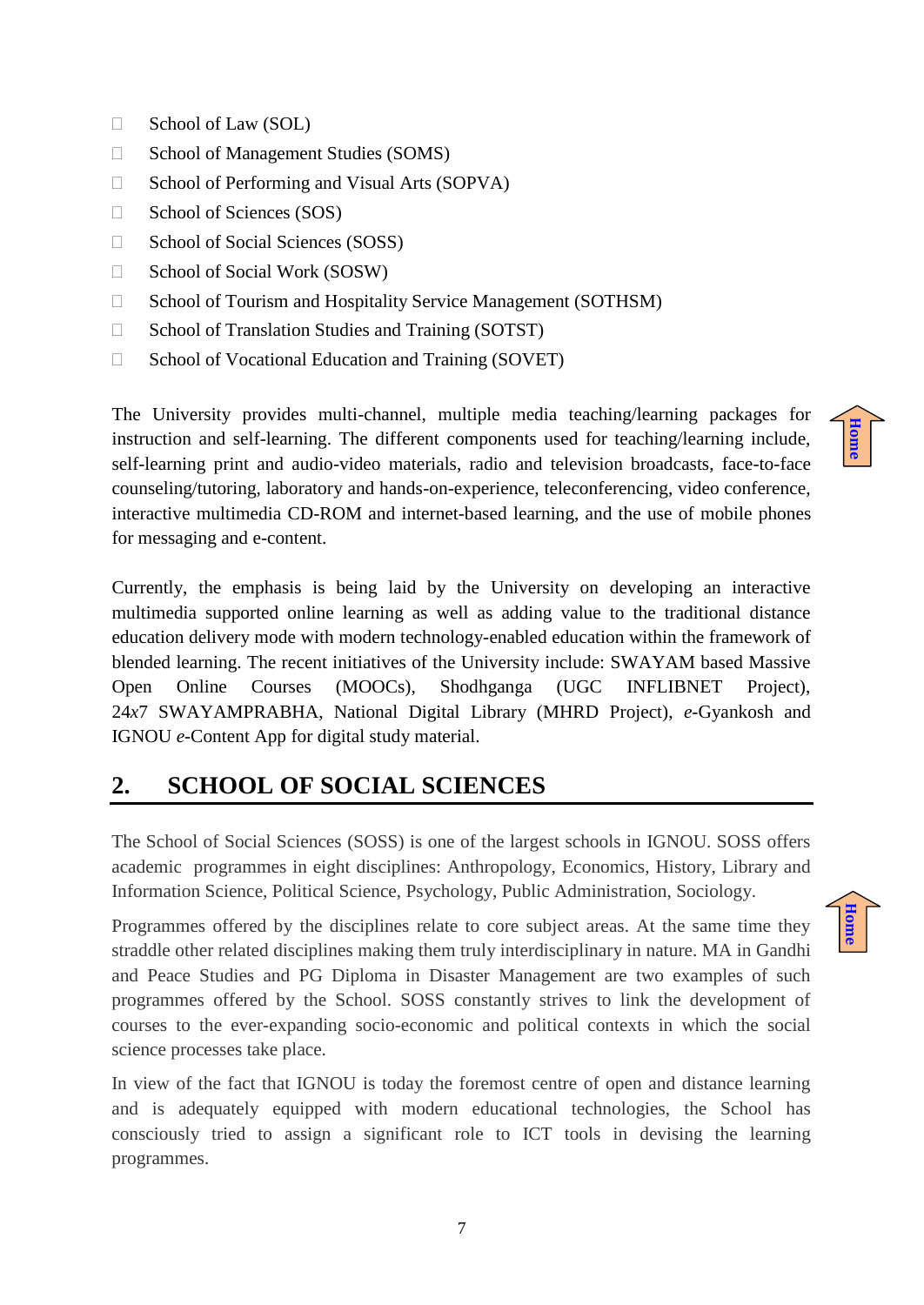- School of Law (SOL)
- School of Management Studies (SOMS)
- School of Performing and Visual Arts (SOPVA)
- School of Sciences (SOS)
- School of Social Sciences (SOSS)
- School of Social Work (SOSW)
- School of Tourism and Hospitality Service Management (SOTHSM)
- School of Translation Studies and Training (SOTST)
- School of Vocational Education and Training (SOVET)

The University provides multi-channel, multiple media teaching/learning packages for instruction and self-learning. The different components used for teaching/learning include, self-learning print and audio-video materials, radio and television broadcasts, face-to-face counseling/tutoring, laboratory and hands-on-experience, teleconferencing, video conference, interactive multimedia CD-ROM and internet-based learning, and the use of mobile phones for messaging and e-content.

Currently, the emphasis is being laid by the University on developing an interactive multimedia supported online learning as well as adding value to the traditional distance education delivery mode with modern technology-enabled education within the framework of blended learning. The recent initiatives of the University include: SWAYAM based Massive Open Online Courses (MOOCs), Shodhganga (UGC INFLIBNET Project), 24x7 SWAYAMPRABHA, National Digital Library (MHRD Project), *e*-Gyankosh and IGNOU *e*-Content App for digital study material.

## 2. SCHOOL OF SOCIAL SCIENCES

The School of Social Sciences (SOSS) is one of the largest schools in IGNOU. SOSS offers academic programmes in eight disciplines: Anthropology, Economics, History, Library and Information Science, Political Science, Psychology, Public Administration, Sociology.

Programmes offered by the disciplines relate to core subject areas. At the same time they straddle other related disciplines making them truly interdisciplinary in nature. MA in Gandhi and Peace Studies and PG Diploma in Disaster Management are two examples of such programmes offered by the School. SOSS constantly strives to link the development of courses to the ever-expanding socio-economic and political contexts in which the social science processes take place.

In view of the fact that IGNOU is today the foremost centre of open and distance learning and is adequately equipped with modern educational technologies, the School has consciously tried to assign a significant role to ICT tools in devising the learning programmes.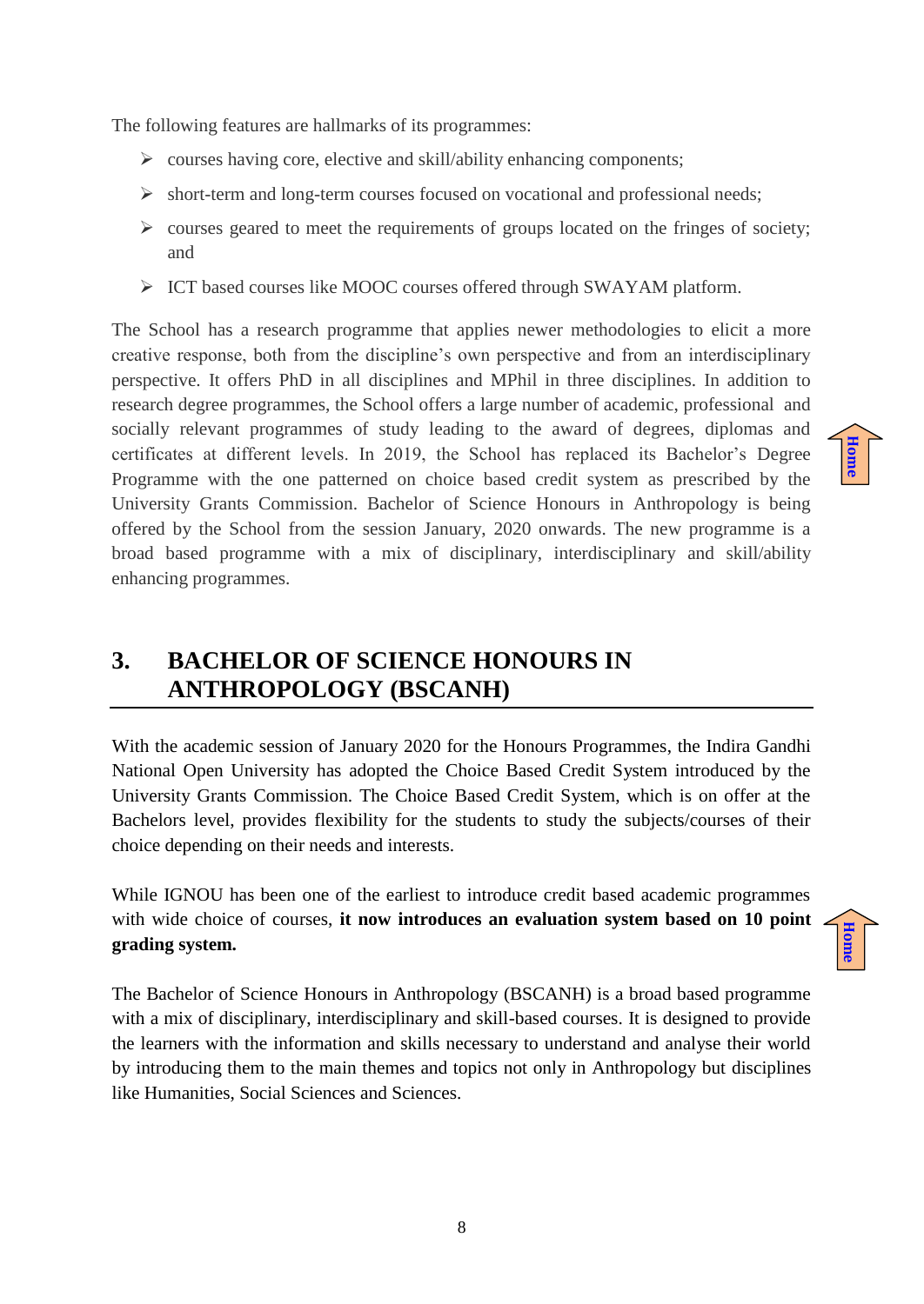The following features are hallmarks of its programmes:

- courses having core, elective and skill/ability enhancing components;
- short-term and long-term courses focused on vocational and professional needs;
- courses geared to meet the requirements of groups located on the fringes of society; and
- ICT based courses like MOOC courses offered through SWAYAM platform.

The School has a research programme that applies newer methodologies to elicit a more creative response, both from the discipline's own perspective and from an interdisciplinary perspective. It offers PhD in all disciplines and MPhil in three disciplines. In addition to research degree programmes, the School offers a large number of academic, professional and socially relevant programmes of study leading to the award of degrees, diplomas and certificates at different levels. In 2019, the School has replaced its Bachelor's Degree Programme with the one patterned on choice based credit system as prescribed by the University Grants Commission. Bachelor of Science Honours in Anthropology is being offered by the School from the session January, 2020 onwards. The new programme is a broad based programme with a mix of disciplinary, interdisciplinary and skill/ability enhancing programmes.

# 3. BACHELOR OF SCIENCE HONOURS IN ANTHROPOLOGY (BSCANH)

With the academic session of January 2020 for the Honours Programmes, the Indira Gandhi National Open University has adopted the Choice Based Credit System introduced by the University Grants Commission. The Choice Based Credit System, which is on offer at the Bachelors level, provides flexibility for the students to study the subjects/courses of their choice depending on their needs and interests.

While IGNOU has been one of the earliest to introduce credit based academic programmes with wide choice of courses, **it now introduces an evaluation system based on 10 point grading system.**

The Bachelor of Science Honours in Anthropology (BSCANH) is a broad based programme with a mix of disciplinary, interdisciplinary and skill-based courses. It is designed to provide the learners with the information and skills necessary to understand and analyse their world by introducing them to the main themes and topics not only in Anthropology but disciplines like Humanities, Social Sciences and Sciences.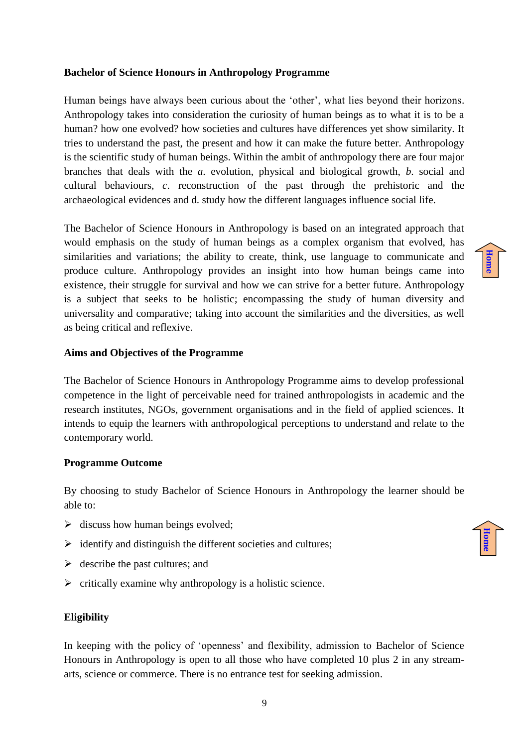**Bachelor of Science Honours in Anthropology Programme**

Human beings have always been curious about the 'other', what lies beyond their horizons. Anthropology takes into consideration the curiosity of human beings as to what it is to be a human? how one evolved? how societies and cultures have differences yet show similarity. It tries to understand the past, the present and how it can make the future better. Anthropology is the scientific study of human beings. Within the ambit of anthropology there are four major branches that deals with the *a.* evolution, physical and biological growth, *b.* social and cultural behaviours, *c.* reconstruction of the past through the prehistoric and the archaeological evidences and d. study how the different languages influence social life.

The Bachelor of Science Honours in Anthropology is based on an integrated approach that would emphasis on the study of human beings as a complex organism that evolved, has similarities and variations; the ability to create, think, use language to communicate and produce culture. Anthropology provides an insight into how human beings came into existence, their struggle for survival and how we can strive for a better future. Anthropology is a subject that seeks to be holistic; encompassing the study of human diversity and universality and comparative; taking into account the similarities and the diversities, as well as being critical and reflexive.

**Aims and Objectives of the Programme**

The Bachelor of Science Honours in Anthropology Programme aims to develop professional competence in the light of perceivable need for trained anthropologists in academic and the research institutes, NGOs, government organisations and in the field of applied sciences. It intends to equip the learners with anthropological perceptions to understand and relate to the contemporary world.

**Programme Outcome**

By choosing to study Bachelor of Science Honours in Anthropology the learner should be able to:

- discuss how human beings evolved;
- identify and distinguish the different societies and cultures;
- describe the past cultures; and
- critically examine why anthropology is a holistic science.

**Eligibility**

In keeping with the policy of 'openness' and flexibility, admission to Bachelor of Science Honours in Anthropology is open to all those who have completed 10 plus 2 in any stream- arts, science or commerce. There is no entrance test for seeking admission.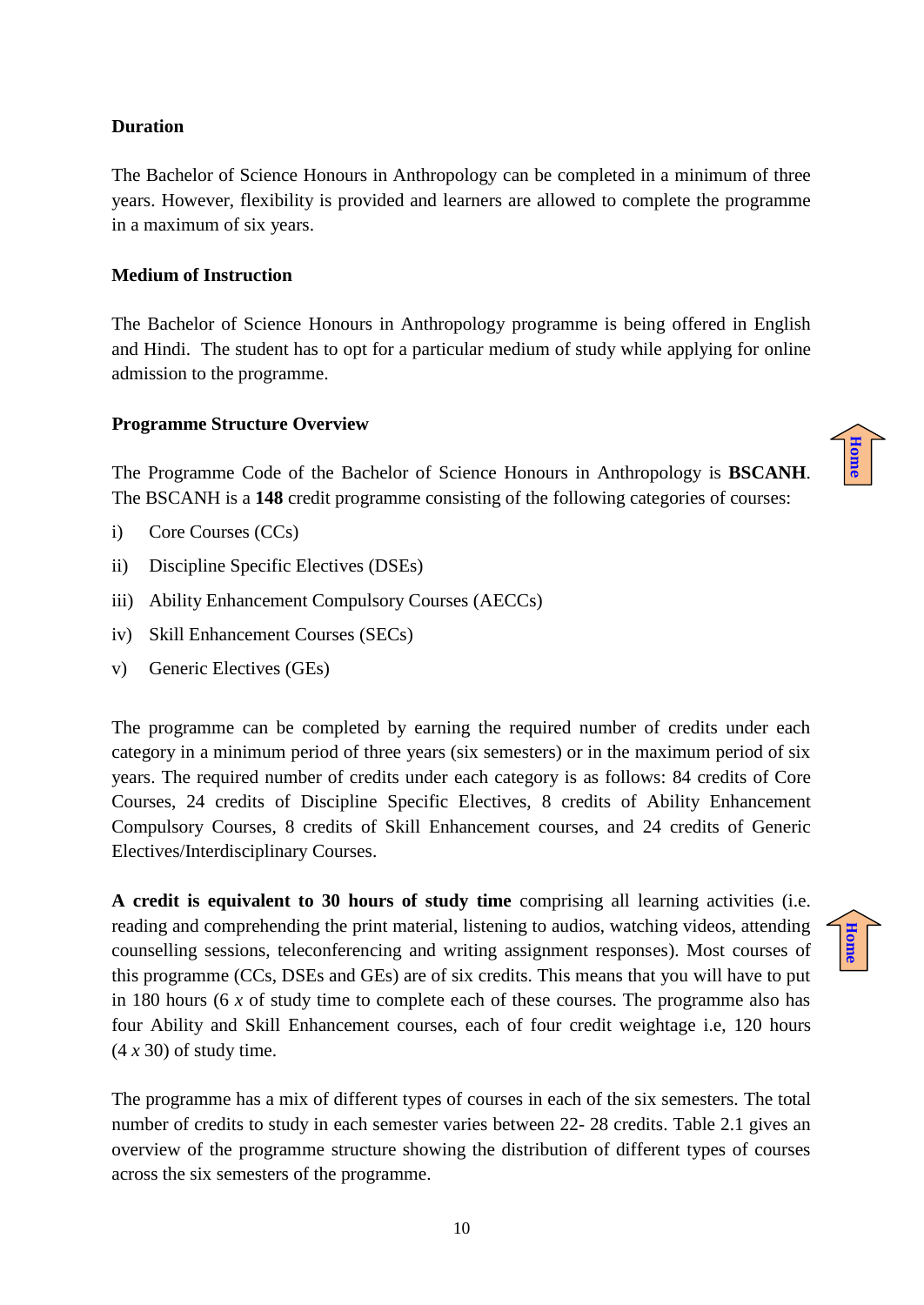### Duration

The Bachelor of Science Honours in Anthropology can be completed in a minimum of three years. However, flexibility is provided and learners are allowed to complete the programme in a maximum of six years.

### Medium of Instruction

The Bachelor of Science Honours in Anthropology programme is being offered in English and Hindi. The student has to opt for a particular medium of study while applying for online admission to the programme.

### Programme Structure Overview

The Programme Code of the Bachelor of Science Honours in Anthropology is **BSCANH**. The BSCANH is a **148** credit programme consisting of the following categories of courses:

i) Core Courses (CCs)

ii) Discipline Specific Electives (DSEs)

iii) Ability Enhancement Compulsory Courses (AECCs)

iv) Skill Enhancement Courses (SECs)

v) Generic Electives (GEs)

The programme can be completed by earning the required number of credits under each category in a minimum period of three years (six semesters) or in the maximum period of six years. The required number of credits under each category is as follows: 84 credits of Core Courses, 24 credits of Discipline Specific Electives, 8 credits of Ability Enhancement Compulsory Courses, 8 credits of Skill Enhancement courses, and 24 credits of Generic Electives/Interdisciplinary Courses.

**A credit is equivalent to 30 hours of study time** comprising all learning activities (i.e. reading and comprehending the print material, listening to audios, watching videos, attending counselling sessions, teleconferencing and writing assignment responses). Most courses of this programme (CCs, DSEs and GEs) are of six credits. This means that you will have to put in 180 hours (6 *x* of study time to complete each of these courses. The programme also has four Ability and Skill Enhancement courses, each of four credit weightage i.e, 120 hours (4 *x* 30) of study time.

The programme has a mix of different types of courses in each of the six semesters. The total number of credits to study in each semester varies between 22- 28 credits. Table 2.1 gives an overview of the programme structure showing the distribution of different types of courses across the six semesters of the programme.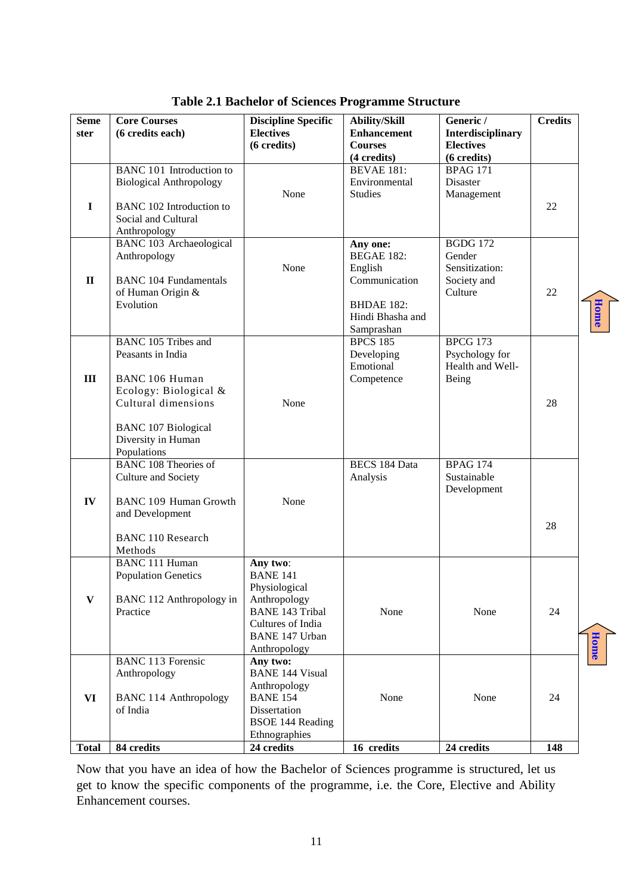**Table 2.1 Bachelor of Sciences Programme Structure**

| Semester | Core Courses (6 credits each) | Discipline Specific Electives (6 credits) | Ability/Skill Enhancement Courses (4 credits) | Generic / Interdisciplinary Electives (6 credits) | Credits |
|---|---|---|---|---|---|
| I | BANC 101 Introduction to Biological Anthropology<br><br>BANC 102 Introduction to Social and Cultural Anthropology | None | BEVAE 181: Environmental Studies | BPAG 171 Disaster Management | 22 |
| II | BANC 103 Archaeological Anthropology<br><br>BANC 104 Fundamentals of Human Origin & Evolution | None | **Any one:**<br>BEGAE 182: English Communication<br><br>BHDAE 182: Hindi Bhasha and Samprashan | BGDG 172 Gender Sensitization: Society and Culture | 22 |
| III | BANC 105 Tribes and Peasants in India<br><br>BANC 106 Human Ecology: Biological & Cultural dimensions<br><br>BANC 107 Biological Diversity in Human Populations | None | BPCS 185 Developing Emotional Competence | BPCG 173 Psychology for Health and Well-Being | 28 |
| IV | BANC 108 Theories of Culture and Society<br><br>BANC 109 Human Growth and Development<br><br>BANC 110 Research Methods | None | BECS 184 Data Analysis | BPAG 174 Sustainable Development | 28 |
| V | BANC 111 Human Population Genetics<br><br>BANC 112 Anthropology in Practice | **Any two**:<br>BANE 141 Physiological Anthropology<br>BANE 143 Tribal Cultures of India<br>BANE 147 Urban Anthropology | None | None | 24 |
| VI | BANC 113 Forensic Anthropology<br><br>BANC 114 Anthropology of India | **Any two:**<br>BANE 144 Visual Anthropology<br>BANE 154 Dissertation<br>BSOE 144 Reading Ethnographies | None | None | 24 |
| **Total** | **84 credits** | **24 credits** | **16 credits** | **24 credits** | **148** |

Now that you have an idea of how the Bachelor of Sciences programme is structured, let us get to know the specific components of the programme, i.e. the Core, Elective and Ability Enhancement courses.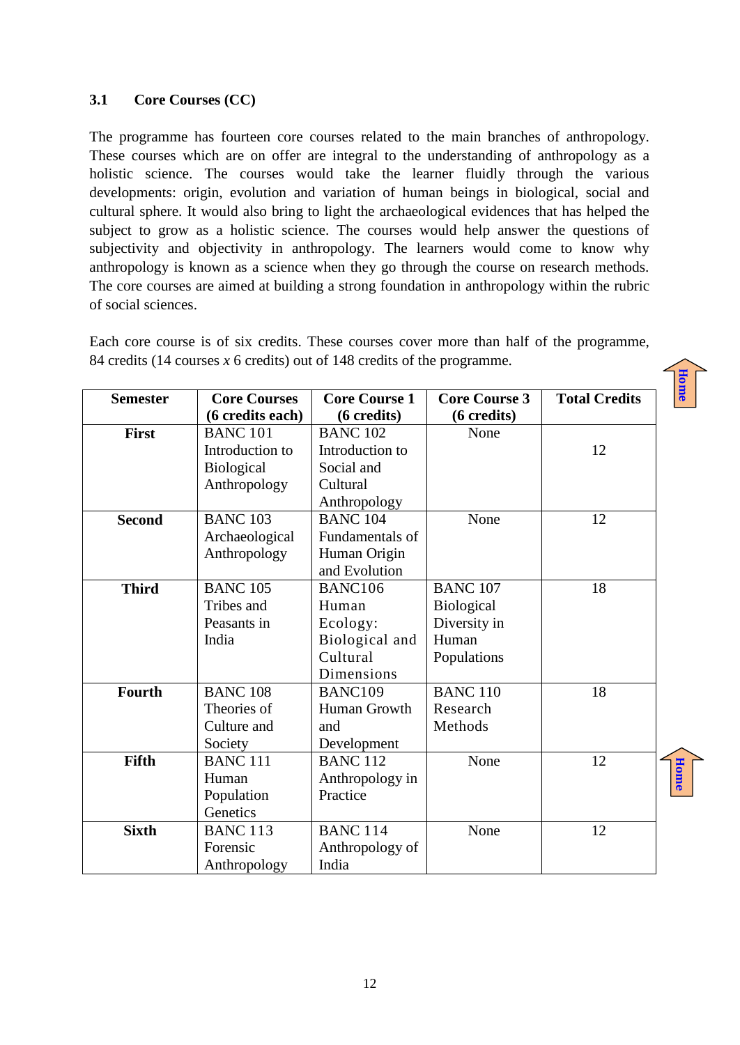### 3.1 Core Courses (CC)

The programme has fourteen core courses related to the main branches of anthropology. These courses which are on offer are integral to the understanding of anthropology as a holistic science. The courses would take the learner fluidly through the various developments: origin, evolution and variation of human beings in biological, social and cultural sphere. It would also bring to light the archaeological evidences that has helped the subject to grow as a holistic science. The courses would help answer the questions of subjectivity and objectivity in anthropology. The learners would come to know why anthropology is known as a science when they go through the course on research methods. The core courses are aimed at building a strong foundation in anthropology within the rubric of social sciences.

Each core course is of six credits. These courses cover more than half of the programme, 84 credits (14 courses *x* 6 credits) out of 148 credits of the programme.

| Semester | Core Courses (6 credits each) | Core Course 1 (6 credits) | Core Course 3 (6 credits) | Total Credits |
|---|---|---|---|---|
| **First** | BANC 101 Introduction to Biological Anthropology | BANC 102 Introduction to Social and Cultural Anthropology | None | 12 |
| **Second** | BANC 103 Archaeological Anthropology | BANC 104 Fundamentals of Human Origin and Evolution | None | 12 |
| **Third** | BANC 105 Tribes and Peasants in India | BANC106 Human Ecology: Biological and Cultural Dimensions | BANC 107 Biological Diversity in Human Populations | 18 |
| **Fourth** | BANC 108 Theories of Culture and Society | BANC109 Human Growth and Development | BANC 110 Research Methods | 18 |
| **Fifth** | BANC 111 Human Population Genetics | BANC 112 Anthropology in Practice | None | 12 |
| **Sixth** | BANC 113 Forensic Anthropology | BANC 114 Anthropology of India | None | 12 |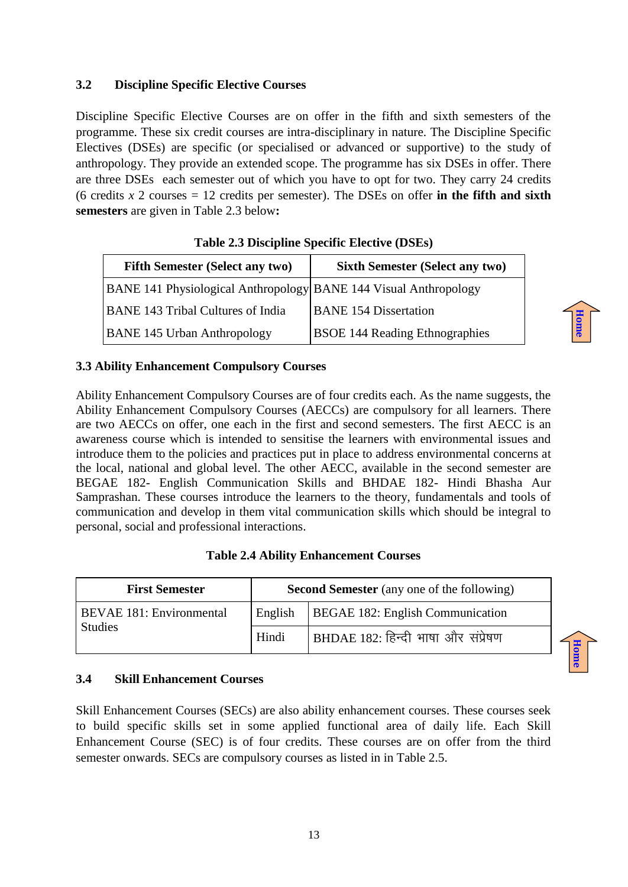### 3.2 Discipline Specific Elective Courses

Discipline Specific Elective Courses are on offer in the fifth and sixth semesters of the programme. These six credit courses are intra-disciplinary in nature. The Discipline Specific Electives (DSEs) are specific (or specialised or advanced or supportive) to the study of anthropology. They provide an extended scope. The programme has six DSEs in offer. There are three DSEs each semester out of which you have to opt for two. They carry 24 credits (6 credits *x* 2 courses = 12 credits per semester). The DSEs on offer **in the fifth and sixth semesters** are given in Table 2.3 below**:**

**Table 2.3 Discipline Specific Elective (DSEs)**

| Fifth Semester (Select any two) | Sixth Semester (Select any two) |
|---|---|
| BANE 141 Physiological Anthropology | BANE 144 Visual Anthropology |
| BANE 143 Tribal Cultures of India | BANE 154 Dissertation |
| BANE 145 Urban Anthropology | BSOE 144 Reading Ethnographies |

### 3.3 Ability Enhancement Compulsory Courses

Ability Enhancement Compulsory Courses are of four credits each. As the name suggests, the Ability Enhancement Compulsory Courses (AECCs) are compulsory for all learners. There are two AECCs on offer, one each in the first and second semesters. The first AECC is an awareness course which is intended to sensitise the learners with environmental issues and introduce them to the policies and practices put in place to address environmental concerns at the local, national and global level. The other AECC, available in the second semester are BEGAE 182- English Communication Skills and BHDAE 182- Hindi Bhasha Aur Samprashan. These courses introduce the learners to the theory, fundamentals and tools of communication and develop in them vital communication skills which should be integral to personal, social and professional interactions.

**Table 2.4 Ability Enhancement Courses**

| First Semester | **Second Semester** (any one of the following) | |
|---|---|---|
| BEVAE 181: Environmental Studies | English | BEGAE 182: English Communication |
| | Hindi | BHDAE 182: हिन्दी भाषा और संप्रेषण |

### 3.4 Skill Enhancement Courses

Skill Enhancement Courses (SECs) are also ability enhancement courses. These courses seek to build specific skills set in some applied functional area of daily life. Each Skill Enhancement Course (SEC) is of four credits. These courses are on offer from the third semester onwards. SECs are compulsory courses as listed in in Table 2.5.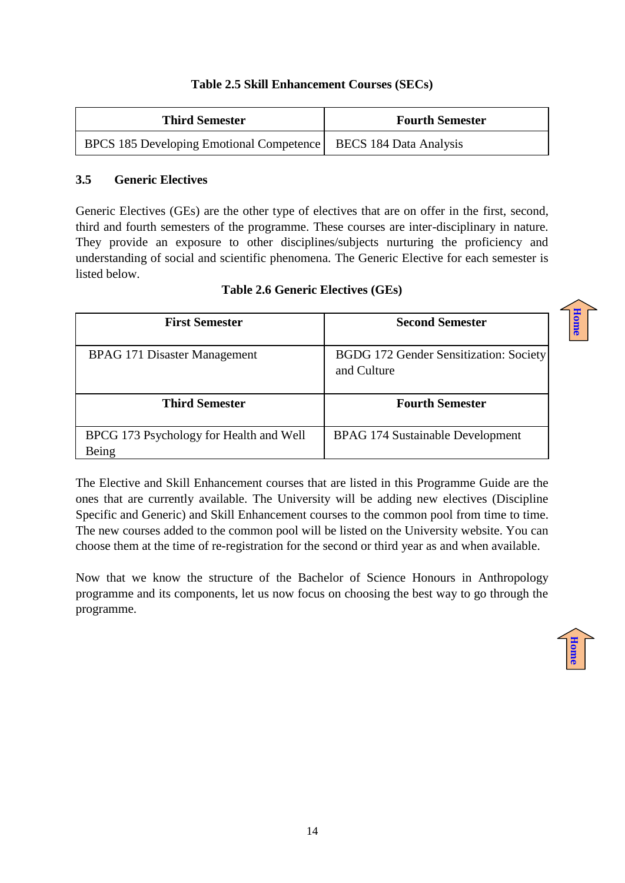**Table 2.5 Skill Enhancement Courses (SECs)**

| Third Semester | Fourth Semester |
|---|---|
| BPCS 185 Developing Emotional Competence | BECS 184 Data Analysis |

## 3.5 Generic Electives

Generic Electives (GEs) are the other type of electives that are on offer in the first, second, third and fourth semesters of the programme. These courses are inter-disciplinary in nature. They provide an exposure to other disciplines/subjects nurturing the proficiency and understanding of social and scientific phenomena. The Generic Elective for each semester is listed below.

**Table 2.6 Generic Electives (GEs)**

| First Semester | Second Semester |
|---|---|
| BPAG 171 Disaster Management | BGDG 172 Gender Sensitization: Society and Culture |
| **Third Semester** | **Fourth Semester** |
| BPCG 173 Psychology for Health and Well Being | BPAG 174 Sustainable Development |

The Elective and Skill Enhancement courses that are listed in this Programme Guide are the ones that are currently available. The University will be adding new electives (Discipline Specific and Generic) and Skill Enhancement courses to the common pool from time to time. The new courses added to the common pool will be listed on the University website. You can choose them at the time of re-registration for the second or third year as and when available.

Now that we know the structure of the Bachelor of Science Honours in Anthropology programme and its components, let us now focus on choosing the best way to go through the programme.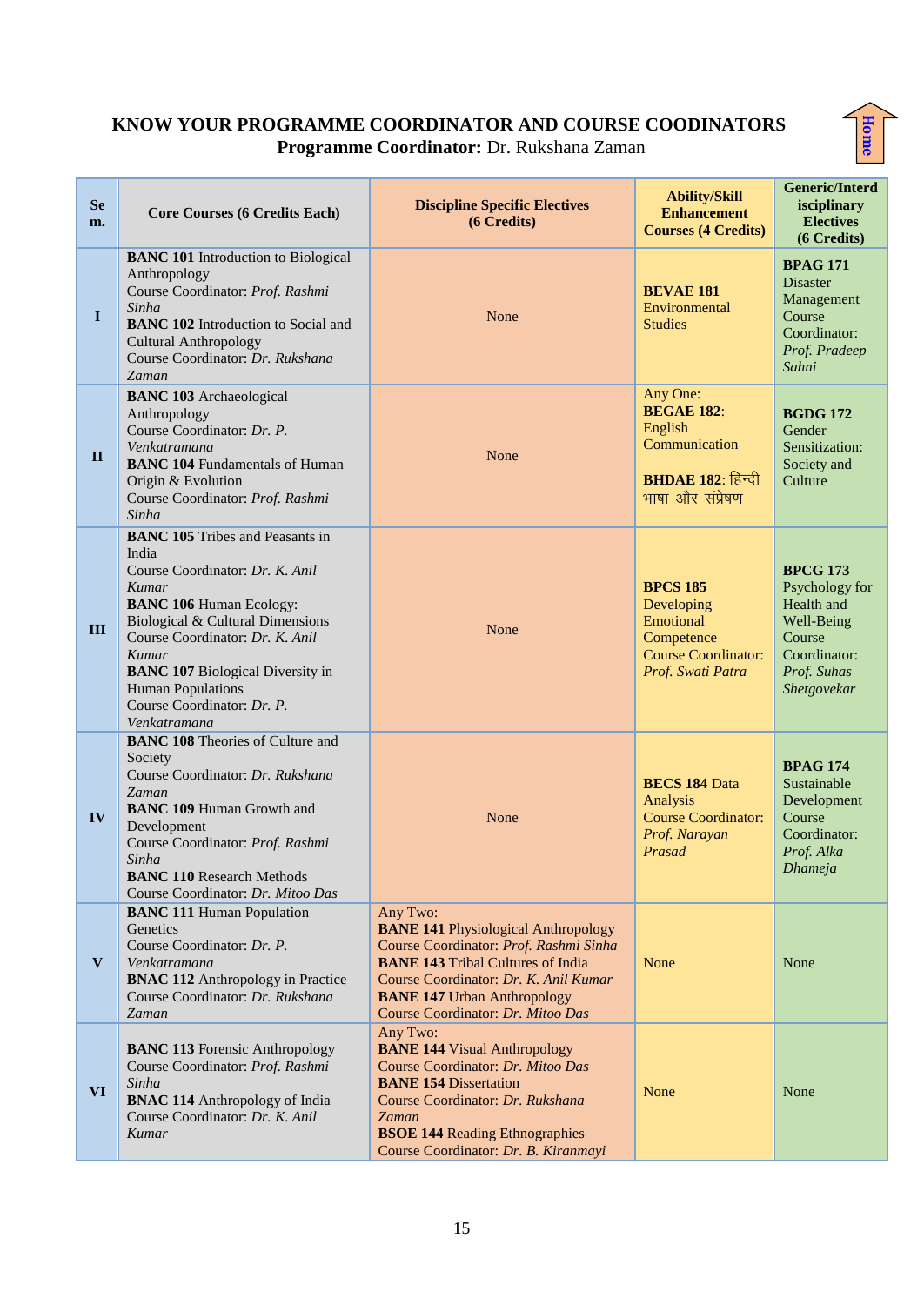## KNOW YOUR PROGRAMME COORDINATOR AND COURSE COODINATORS

**Programme Coordinator:** Dr. Rukshana Zaman

| Sem. | Core Courses (6 Credits Each) | Discipline Specific Electives (6 Credits) | Ability/Skill Enhancement Courses (4 Credits) | Generic/Interdisciplinary Electives (6 Credits) |
|---|---|---|---|---|
| I | **BANC 101** Introduction to Biological Anthropology Course Coordinator: *Prof. Rashmi Sinha* **BANC 102** Introduction to Social and Cultural Anthropology Course Coordinator: *Dr. Rukshana Zaman* | None | **BEVAE 181** Environmental Studies | **BPAG 171** Disaster Management Course Coordinator: *Prof. Pradeep Sahni* |
| II | **BANC 103** Archaeological Anthropology Course Coordinator: *Dr. P. Venkatramana* **BANC 104** Fundamentals of Human Origin & Evolution Course Coordinator: *Prof. Rashmi Sinha* | None | Any One: **BEGAE 182**: English Communication **BHDAE 182**: हिन्दी भाषा और संप्रेषण | **BGDG 172** Gender Sensitization: Society and Culture |
| III | **BANC 105** Tribes and Peasants in India Course Coordinator: *Dr. K. Anil Kumar* **BANC 106** Human Ecology: Biological & Cultural Dimensions Course Coordinator: *Dr. K. Anil Kumar* **BANC 107** Biological Diversity in Human Populations Course Coordinator: *Dr. P. Venkatramana* | None | **BPCS 185** Developing Emotional Competence Course Coordinator: *Prof. Swati Patra* | **BPCG 173** Psychology for Health and Well-Being Course Coordinator: *Prof. Suhas Shetgovekar* |
| IV | **BANC 108** Theories of Culture and Society Course Coordinator: *Dr. Rukshana Zaman* **BANC 109** Human Growth and Development Course Coordinator: *Prof. Rashmi Sinha* **BANC 110** Research Methods Course Coordinator: *Dr. Mitoo Das* | None | **BECS 184** Data Analysis Course Coordinator: *Prof. Narayan Prasad* | **BPAG 174** Sustainable Development Course Coordinator: *Prof. Alka Dhameja* |
| V | **BANC 111** Human Population Genetics Course Coordinator: *Dr. P. Venkatramana* **BNAC 112** Anthropology in Practice Course Coordinator: *Dr. Rukshana Zaman* | Any Two: **BANE 141** Physiological Anthropology Course Coordinator: *Prof. Rashmi Sinha* **BANE 143** Tribal Cultures of India Course Coordinator: *Dr. K. Anil Kumar* **BANE 147** Urban Anthropology Course Coordinator: *Dr. Mitoo Das* | None | None |
| VI | **BANC 113** Forensic Anthropology Course Coordinator: *Prof. Rashmi Sinha* **BNAC 114** Anthropology of India Course Coordinator: *Dr. K. Anil Kumar* | Any Two: **BANE 144** Visual Anthropology Course Coordinator: *Dr. Mitoo Das* **BANE 154** Dissertation Course Coordinator: *Dr. Rukshana Zaman* **BSOE 144** Reading Ethnographies Course Coordinator: *Dr. B. Kiranmayi* | None | None |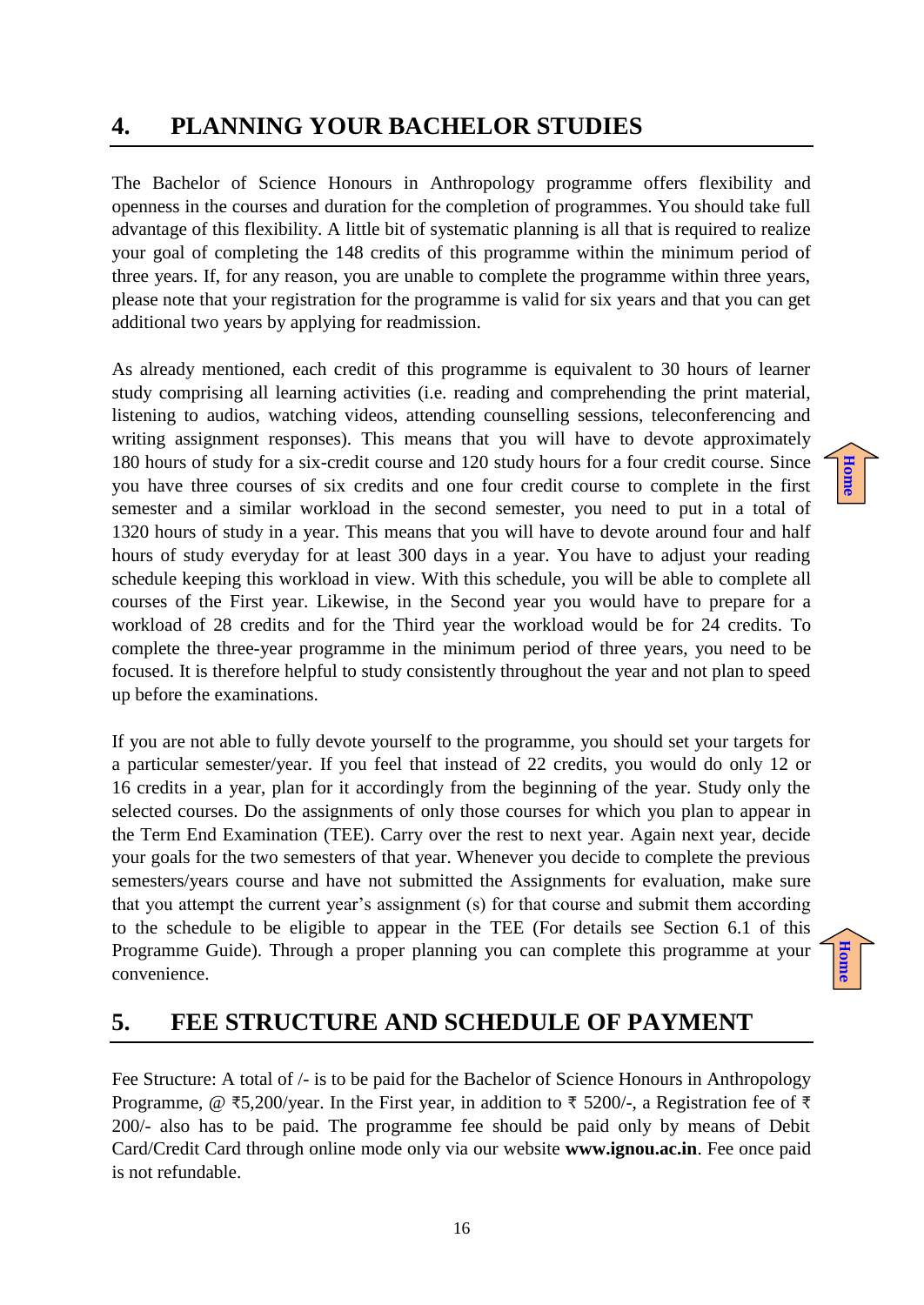## 4. PLANNING YOUR BACHELOR STUDIES

The Bachelor of Science Honours in Anthropology programme offers flexibility and openness in the courses and duration for the completion of programmes. You should take full advantage of this flexibility. A little bit of systematic planning is all that is required to realize your goal of completing the 148 credits of this programme within the minimum period of three years. If, for any reason, you are unable to complete the programme within three years, please note that your registration for the programme is valid for six years and that you can get additional two years by applying for readmission.

As already mentioned, each credit of this programme is equivalent to 30 hours of learner study comprising all learning activities (i.e. reading and comprehending the print material, listening to audios, watching videos, attending counselling sessions, teleconferencing and writing assignment responses). This means that you will have to devote approximately 180 hours of study for a six-credit course and 120 study hours for a four credit course. Since you have three courses of six credits and one four credit course to complete in the first semester and a similar workload in the second semester, you need to put in a total of 1320 hours of study in a year. This means that you will have to devote around four and half hours of study everyday for at least 300 days in a year. You have to adjust your reading schedule keeping this workload in view. With this schedule, you will be able to complete all courses of the First year. Likewise, in the Second year you would have to prepare for a workload of 28 credits and for the Third year the workload would be for 24 credits. To complete the three-year programme in the minimum period of three years, you need to be focused. It is therefore helpful to study consistently throughout the year and not plan to speed up before the examinations.

If you are not able to fully devote yourself to the programme, you should set your targets for a particular semester/year. If you feel that instead of 22 credits, you would do only 12 or 16 credits in a year, plan for it accordingly from the beginning of the year. Study only the selected courses. Do the assignments of only those courses for which you plan to appear in the Term End Examination (TEE). Carry over the rest to next year. Again next year, decide your goals for the two semesters of that year. Whenever you decide to complete the previous semesters/years course and have not submitted the Assignments for evaluation, make sure that you attempt the current year's assignment (s) for that course and submit them according to the schedule to be eligible to appear in the TEE (For details see Section 6.1 of this Programme Guide). Through a proper planning you can complete this programme at your convenience.

## 5. FEE STRUCTURE AND SCHEDULE OF PAYMENT

Fee Structure: A total of /- is to be paid for the Bachelor of Science Honours in Anthropology Programme, @ ₹5,200/year. In the First year, in addition to ₹ 5200/-, a Registration fee of ₹ 200/- also has to be paid. The programme fee should be paid only by means of Debit Card/Credit Card through online mode only via our website **www.ignou.ac.in**. Fee once paid is not refundable.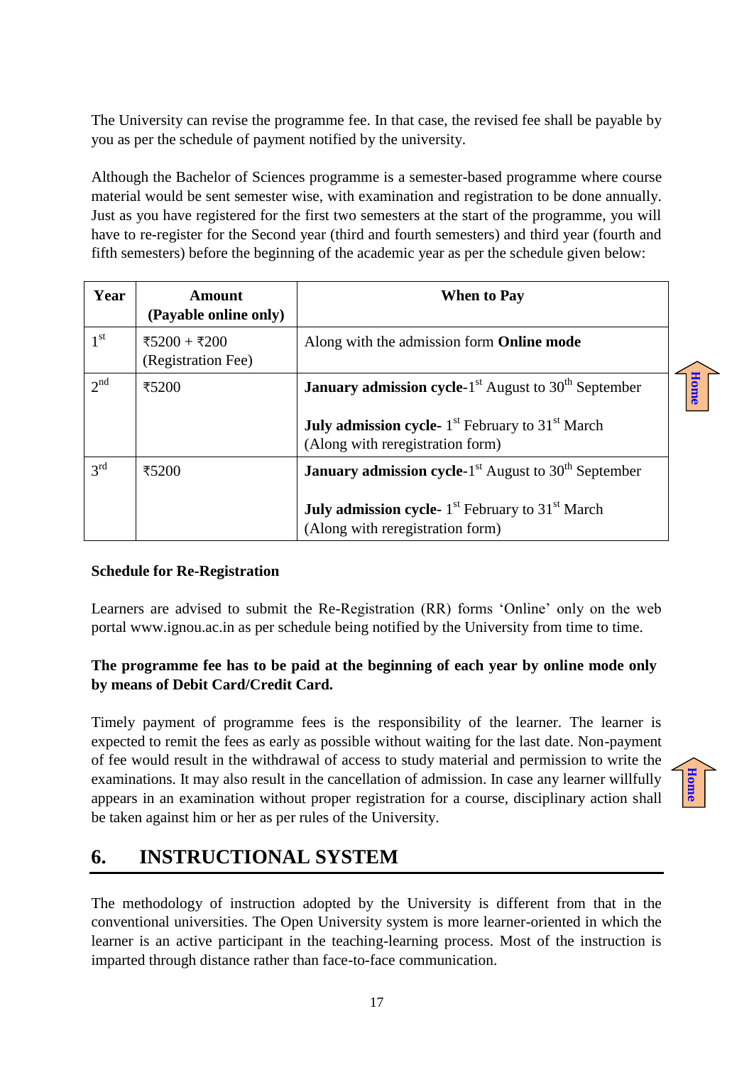The University can revise the programme fee. In that case, the revised fee shall be payable by you as per the schedule of payment notified by the university.

Although the Bachelor of Sciences programme is a semester-based programme where course material would be sent semester wise, with examination and registration to be done annually. Just as you have registered for the first two semesters at the start of the programme, you will have to re-register for the Second year (third and fourth semesters) and third year (fourth and fifth semesters) before the beginning of the academic year as per the schedule given below:

| Year | Amount (Payable online only) | When to Pay |
|---|---|---|
| 1st | ₹5200 + ₹200 (Registration Fee) | Along with the admission form **Online mode** |
| 2nd | ₹5200 | **January admission cycle**-1st August to 30th September<br><br>**July admission cycle**- 1st February to 31st March (Along with reregistration form) |
| 3rd | ₹5200 | **January admission cycle**-1st August to 30th September<br><br>**July admission cycle**- 1st February to 31st March (Along with reregistration form) |

**Schedule for Re-Registration**

Learners are advised to submit the Re-Registration (RR) forms 'Online' only on the web portal www.ignou.ac.in as per schedule being notified by the University from time to time.

**The programme fee has to be paid at the beginning of each year by online mode only by means of Debit Card/Credit Card.**

Timely payment of programme fees is the responsibility of the learner. The learner is expected to remit the fees as early as possible without waiting for the last date. Non-payment of fee would result in the withdrawal of access to study material and permission to write the examinations. It may also result in the cancellation of admission. In case any learner willfully appears in an examination without proper registration for a course, disciplinary action shall be taken against him or her as per rules of the University.

## 6. INSTRUCTIONAL SYSTEM

The methodology of instruction adopted by the University is different from that in the conventional universities. The Open University system is more learner-oriented in which the learner is an active participant in the teaching-learning process. Most of the instruction is imparted through distance rather than face-to-face communication.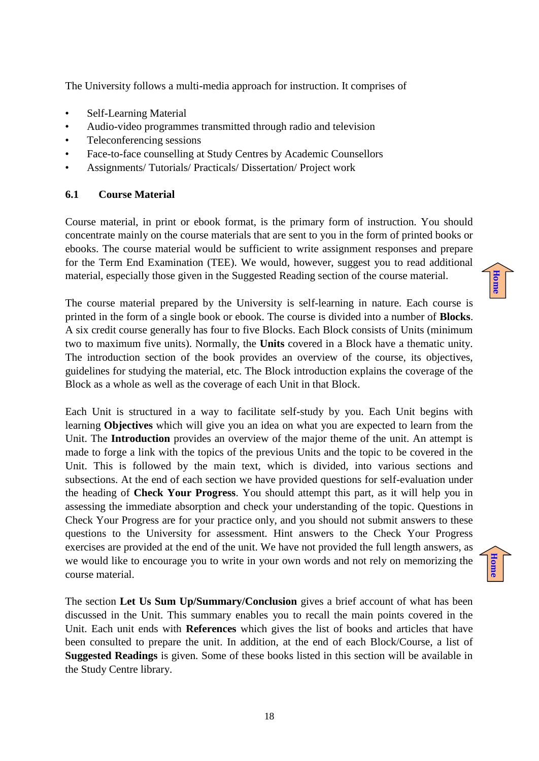The University follows a multi-media approach for instruction. It comprises of

- Self-Learning Material
- Audio-video programmes transmitted through radio and television
- Teleconferencing sessions
- Face-to-face counselling at Study Centres by Academic Counsellors
- Assignments/ Tutorials/ Practicals/ Dissertation/ Project work

### 6.1 Course Material

Course material, in print or ebook format, is the primary form of instruction. You should concentrate mainly on the course materials that are sent to you in the form of printed books or ebooks. The course material would be sufficient to write assignment responses and prepare for the Term End Examination (TEE). We would, however, suggest you to read additional material, especially those given in the Suggested Reading section of the course material.

The course material prepared by the University is self-learning in nature. Each course is printed in the form of a single book or ebook. The course is divided into a number of **Blocks**. A six credit course generally has four to five Blocks. Each Block consists of Units (minimum two to maximum five units). Normally, the **Units** covered in a Block have a thematic unity. The introduction section of the book provides an overview of the course, its objectives, guidelines for studying the material, etc. The Block introduction explains the coverage of the Block as a whole as well as the coverage of each Unit in that Block.

Each Unit is structured in a way to facilitate self-study by you. Each Unit begins with learning **Objectives** which will give you an idea on what you are expected to learn from the Unit. The **Introduction** provides an overview of the major theme of the unit. An attempt is made to forge a link with the topics of the previous Units and the topic to be covered in the Unit. This is followed by the main text, which is divided, into various sections and subsections. At the end of each section we have provided questions for self-evaluation under the heading of **Check Your Progress**. You should attempt this part, as it will help you in assessing the immediate absorption and check your understanding of the topic. Questions in Check Your Progress are for your practice only, and you should not submit answers to these questions to the University for assessment. Hint answers to the Check Your Progress exercises are provided at the end of the unit. We have not provided the full length answers, as we would like to encourage you to write in your own words and not rely on memorizing the course material.

The section **Let Us Sum Up/Summary/Conclusion** gives a brief account of what has been discussed in the Unit. This summary enables you to recall the main points covered in the Unit. Each unit ends with **References** which gives the list of books and articles that have been consulted to prepare the unit. In addition, at the end of each Block/Course, a list of **Suggested Readings** is given. Some of these books listed in this section will be available in the Study Centre library.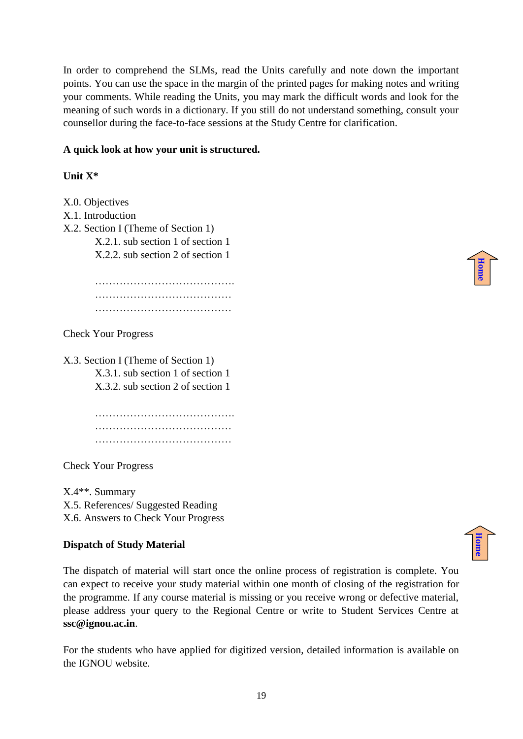In order to comprehend the SLMs, read the Units carefully and note down the important points. You can use the space in the margin of the printed pages for making notes and writing your comments. While reading the Units, you may mark the difficult words and look for the meaning of such words in a dictionary. If you still do not understand something, consult your counsellor during the face-to-face sessions at the Study Centre for clarification.

**A quick look at how your unit is structured.**

**Unit X***

X.0. Objectives
X.1. Introduction
X.2. Section I (Theme of Section 1)
    X.2.1. sub section 1 of section 1
    X.2.2. sub section 2 of section 1

    …………………………………….
    ……………………………………
    ……………………………………

Check Your Progress

X.3. Section I (Theme of Section 1)
    X.3.1. sub section 1 of section 1
    X.3.2. sub section 2 of section 1

    …………………………………….
    ……………………………………
    ……………………………………

Check Your Progress

X.4**. Summary
X.5. References/ Suggested Reading
X.6. Answers to Check Your Progress

**Dispatch of Study Material**

The dispatch of material will start once the online process of registration is complete. You can expect to receive your study material within one month of closing of the registration for the programme. If any course material is missing or you receive wrong or defective material, please address your query to the Regional Centre or write to Student Services Centre at **ssc@ignou.ac.in**.

For the students who have applied for digitized version, detailed information is available on the IGNOU website.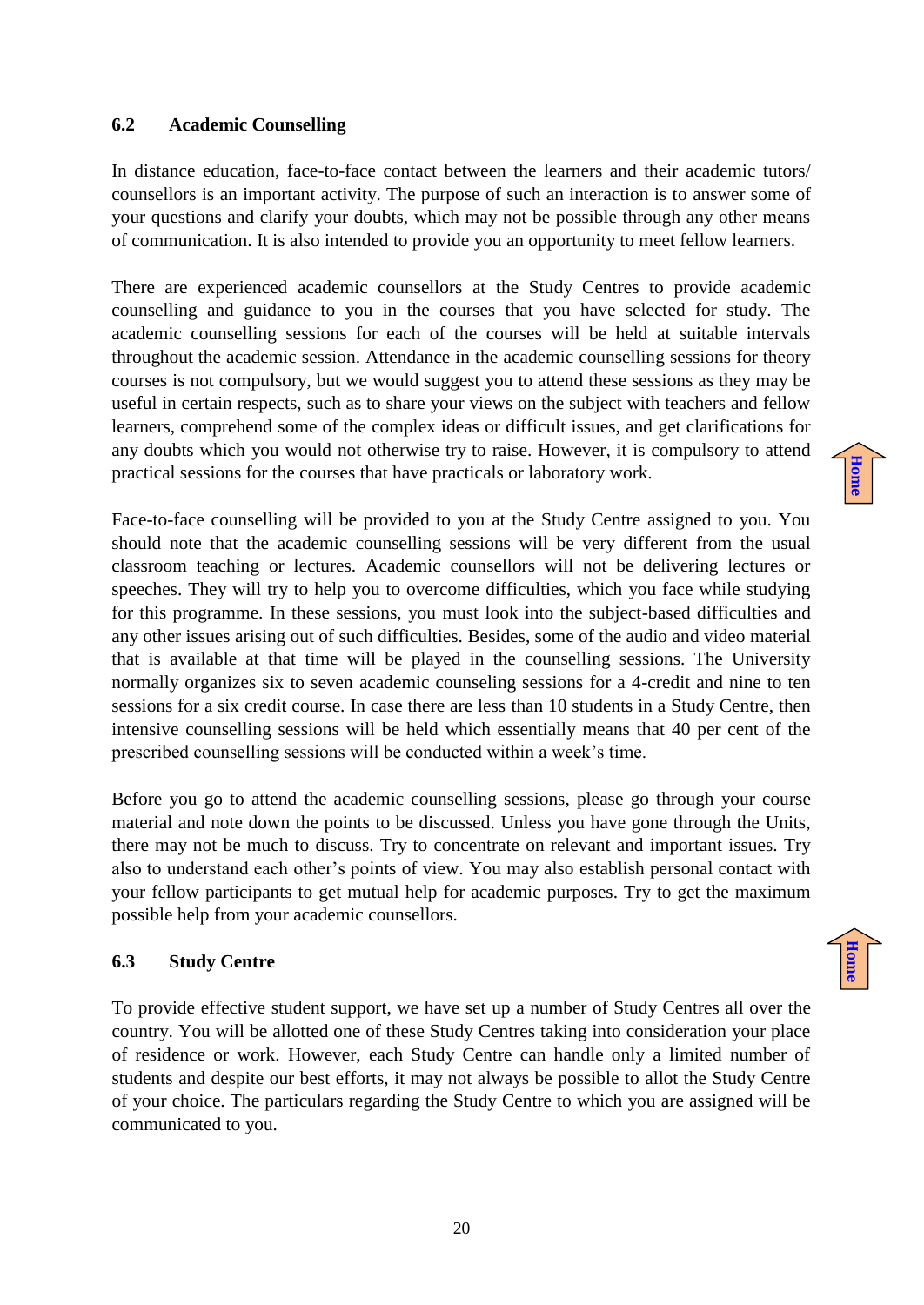## 6.2 Academic Counselling

In distance education, face-to-face contact between the learners and their academic tutors/ counsellors is an important activity. The purpose of such an interaction is to answer some of your questions and clarify your doubts, which may not be possible through any other means of communication. It is also intended to provide you an opportunity to meet fellow learners.

There are experienced academic counsellors at the Study Centres to provide academic counselling and guidance to you in the courses that you have selected for study. The academic counselling sessions for each of the courses will be held at suitable intervals throughout the academic session. Attendance in the academic counselling sessions for theory courses is not compulsory, but we would suggest you to attend these sessions as they may be useful in certain respects, such as to share your views on the subject with teachers and fellow learners, comprehend some of the complex ideas or difficult issues, and get clarifications for any doubts which you would not otherwise try to raise. However, it is compulsory to attend practical sessions for the courses that have practicals or laboratory work.

Face-to-face counselling will be provided to you at the Study Centre assigned to you. You should note that the academic counselling sessions will be very different from the usual classroom teaching or lectures. Academic counsellors will not be delivering lectures or speeches. They will try to help you to overcome difficulties, which you face while studying for this programme. In these sessions, you must look into the subject-based difficulties and any other issues arising out of such difficulties. Besides, some of the audio and video material that is available at that time will be played in the counselling sessions. The University normally organizes six to seven academic counseling sessions for a 4-credit and nine to ten sessions for a six credit course. In case there are less than 10 students in a Study Centre, then intensive counselling sessions will be held which essentially means that 40 per cent of the prescribed counselling sessions will be conducted within a week's time.

Before you go to attend the academic counselling sessions, please go through your course material and note down the points to be discussed. Unless you have gone through the Units, there may not be much to discuss. Try to concentrate on relevant and important issues. Try also to understand each other's points of view. You may also establish personal contact with your fellow participants to get mutual help for academic purposes. Try to get the maximum possible help from your academic counsellors.

## 6.3 Study Centre

To provide effective student support, we have set up a number of Study Centres all over the country. You will be allotted one of these Study Centres taking into consideration your place of residence or work. However, each Study Centre can handle only a limited number of students and despite our best efforts, it may not always be possible to allot the Study Centre of your choice. The particulars regarding the Study Centre to which you are assigned will be communicated to you.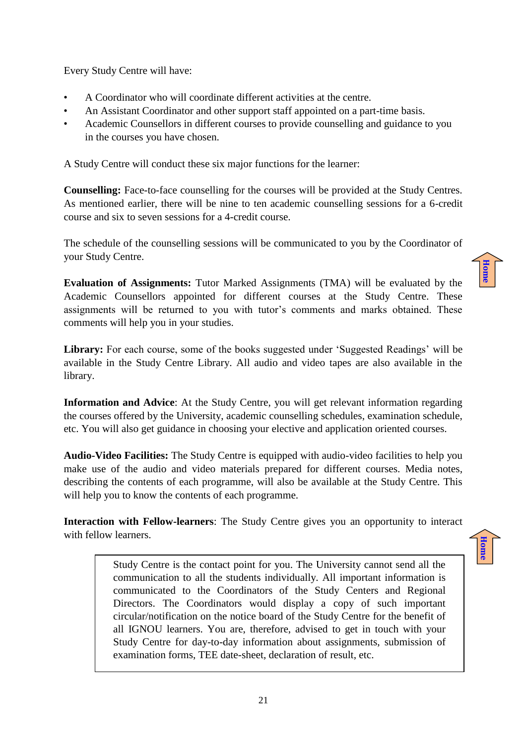Every Study Centre will have:

- A Coordinator who will coordinate different activities at the centre.
- An Assistant Coordinator and other support staff appointed on a part-time basis.
- Academic Counsellors in different courses to provide counselling and guidance to you in the courses you have chosen.

A Study Centre will conduct these six major functions for the learner:

**Counselling:** Face-to-face counselling for the courses will be provided at the Study Centres. As mentioned earlier, there will be nine to ten academic counselling sessions for a 6-credit course and six to seven sessions for a 4-credit course.

The schedule of the counselling sessions will be communicated to you by the Coordinator of your Study Centre.

**Evaluation of Assignments:** Tutor Marked Assignments (TMA) will be evaluated by the Academic Counsellors appointed for different courses at the Study Centre. These assignments will be returned to you with tutor's comments and marks obtained. These comments will help you in your studies.

**Library:** For each course, some of the books suggested under 'Suggested Readings' will be available in the Study Centre Library. All audio and video tapes are also available in the library.

**Information and Advice**: At the Study Centre, you will get relevant information regarding the courses offered by the University, academic counselling schedules, examination schedule, etc. You will also get guidance in choosing your elective and application oriented courses.

**Audio-Video Facilities:** The Study Centre is equipped with audio-video facilities to help you make use of the audio and video materials prepared for different courses. Media notes, describing the contents of each programme, will also be available at the Study Centre. This will help you to know the contents of each programme.

**Interaction with Fellow-learners**: The Study Centre gives you an opportunity to interact with fellow learners.

> Study Centre is the contact point for you. The University cannot send all the communication to all the students individually. All important information is communicated to the Coordinators of the Study Centers and Regional Directors. The Coordinators would display a copy of such important circular/notification on the notice board of the Study Centre for the benefit of all IGNOU learners. You are, therefore, advised to get in touch with your Study Centre for day-to-day information about assignments, submission of examination forms, TEE date-sheet, declaration of result, etc.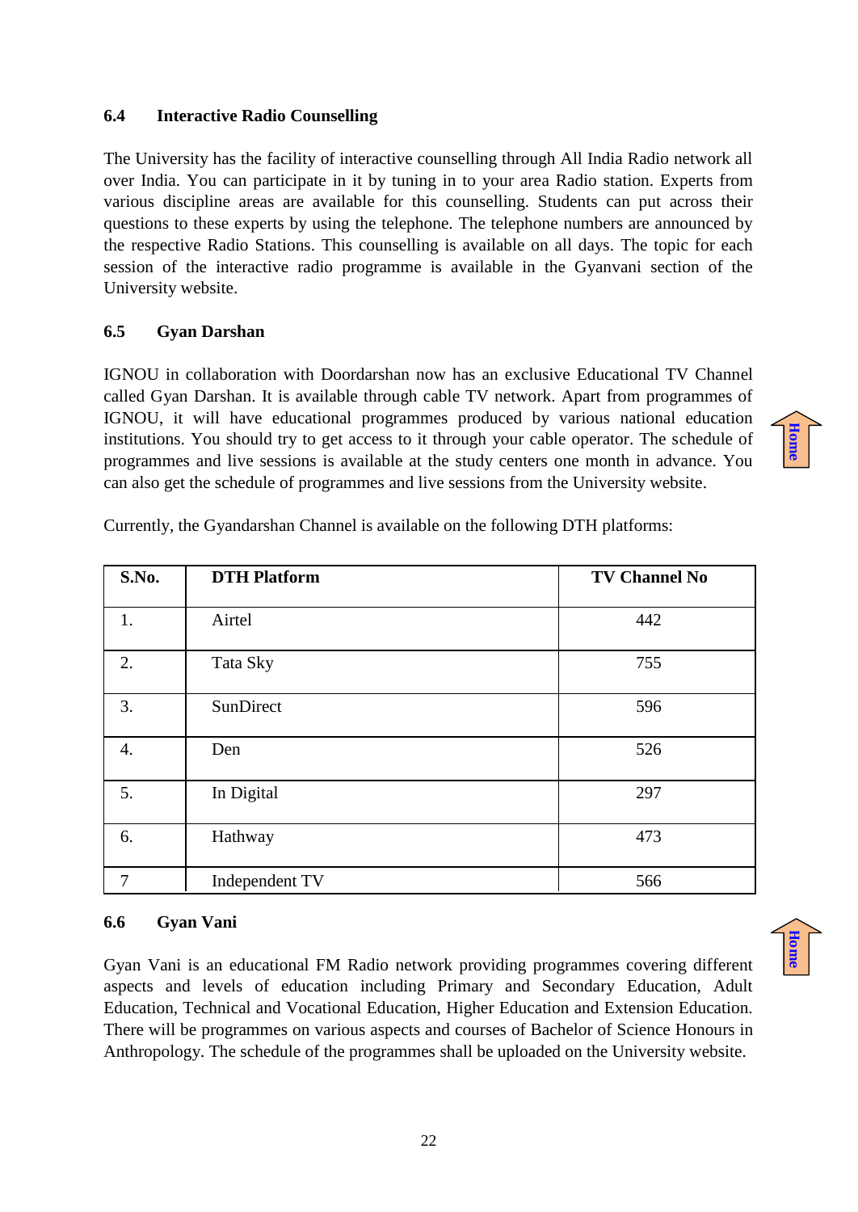### 6.4 Interactive Radio Counselling

The University has the facility of interactive counselling through All India Radio network all over India. You can participate in it by tuning in to your area Radio station. Experts from various discipline areas are available for this counselling. Students can put across their questions to these experts by using the telephone. The telephone numbers are announced by the respective Radio Stations. This counselling is available on all days. The topic for each session of the interactive radio programme is available in the Gyanvani section of the University website.

### 6.5 Gyan Darshan

IGNOU in collaboration with Doordarshan now has an exclusive Educational TV Channel called Gyan Darshan. It is available through cable TV network. Apart from programmes of IGNOU, it will have educational programmes produced by various national education institutions. You should try to get access to it through your cable operator. The schedule of programmes and live sessions is available at the study centers one month in advance. You can also get the schedule of programmes and live sessions from the University website.

Currently, the Gyandarshan Channel is available on the following DTH platforms:

| S.No. | DTH Platform | TV Channel No |
|---|---|---|
| 1. | Airtel | 442 |
| 2. | Tata Sky | 755 |
| 3. | SunDirect | 596 |
| 4. | Den | 526 |
| 5. | In Digital | 297 |
| 6. | Hathway | 473 |
| 7 | Independent TV | 566 |

### 6.6 Gyan Vani

Gyan Vani is an educational FM Radio network providing programmes covering different aspects and levels of education including Primary and Secondary Education, Adult Education, Technical and Vocational Education, Higher Education and Extension Education. There will be programmes on various aspects and courses of Bachelor of Science Honours in Anthropology. The schedule of the programmes shall be uploaded on the University website.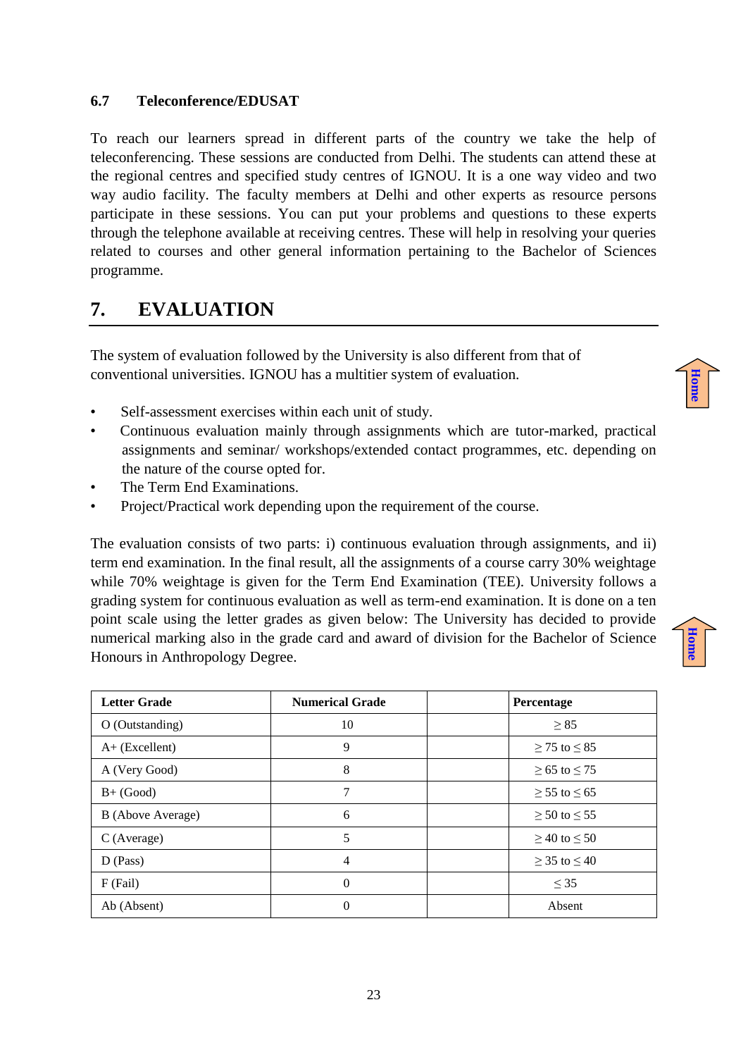### 6.7 Teleconference/EDUSAT

To reach our learners spread in different parts of the country we take the help of teleconferencing. These sessions are conducted from Delhi. The students can attend these at the regional centres and specified study centres of IGNOU. It is a one way video and two way audio facility. The faculty members at Delhi and other experts as resource persons participate in these sessions. You can put your problems and questions to these experts through the telephone available at receiving centres. These will help in resolving your queries related to courses and other general information pertaining to the Bachelor of Sciences programme.

## 7. EVALUATION

The system of evaluation followed by the University is also different from that of conventional universities. IGNOU has a multitier system of evaluation.

- Self-assessment exercises within each unit of study.
- Continuous evaluation mainly through assignments which are tutor-marked, practical assignments and seminar/ workshops/extended contact programmes, etc. depending on the nature of the course opted for.
- The Term End Examinations.
- Project/Practical work depending upon the requirement of the course.

The evaluation consists of two parts: i) continuous evaluation through assignments, and ii) term end examination. In the final result, all the assignments of a course carry 30% weightage while 70% weightage is given for the Term End Examination (TEE). University follows a grading system for continuous evaluation as well as term-end examination. It is done on a ten point scale using the letter grades as given below: The University has decided to provide numerical marking also in the grade card and award of division for the Bachelor of Science Honours in Anthropology Degree.

| Letter Grade | Numerical Grade | | Percentage |
|---|---|---|---|
| O (Outstanding) | 10 | | $\geq 85$ |
| A+ (Excellent) | 9 | | $\geq 75$ to $\leq 85$ |
| A (Very Good) | 8 | | $\geq 65$ to $\leq 75$ |
| B+ (Good) | 7 | | $\geq 55$ to $\leq 65$ |
| B (Above Average) | 6 | | $\geq 50$ to $\leq 55$ |
| C (Average) | 5 | | $\geq 40$ to $\leq 50$ |
| D (Pass) | 4 | | $\geq 35$ to $\leq 40$ |
| F (Fail) | 0 | | $\leq 35$ |
| Ab (Absent) | 0 | | Absent |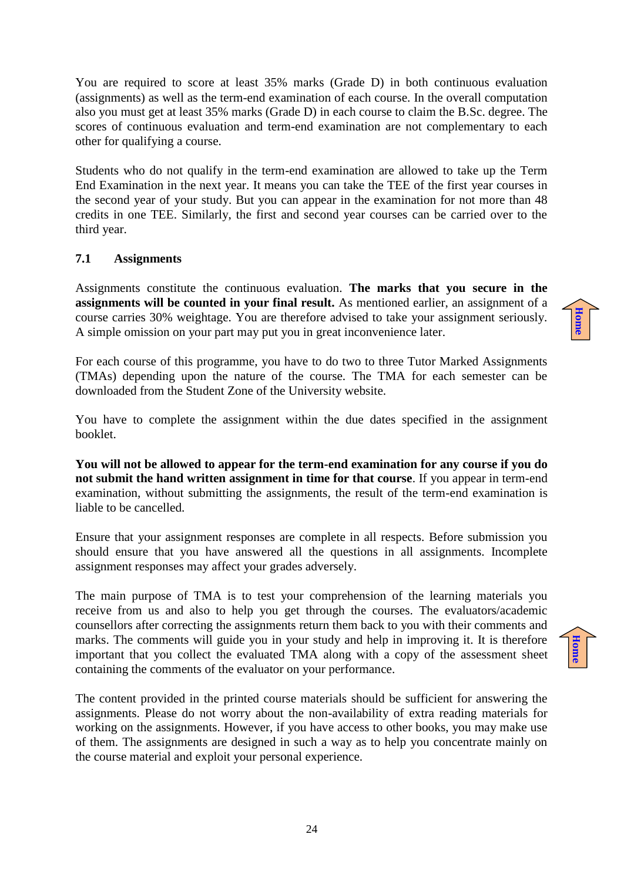You are required to score at least 35% marks (Grade D) in both continuous evaluation (assignments) as well as the term-end examination of each course. In the overall computation also you must get at least 35% marks (Grade D) in each course to claim the B.Sc. degree. The scores of continuous evaluation and term-end examination are not complementary to each other for qualifying a course.

Students who do not qualify in the term-end examination are allowed to take up the Term End Examination in the next year. It means you can take the TEE of the first year courses in the second year of your study. But you can appear in the examination for not more than 48 credits in one TEE. Similarly, the first and second year courses can be carried over to the third year.

### 7.1 Assignments

Assignments constitute the continuous evaluation. **The marks that you secure in the assignments will be counted in your final result.** As mentioned earlier, an assignment of a course carries 30% weightage. You are therefore advised to take your assignment seriously. A simple omission on your part may put you in great inconvenience later.

For each course of this programme, you have to do two to three Tutor Marked Assignments (TMAs) depending upon the nature of the course. The TMA for each semester can be downloaded from the Student Zone of the University website.

You have to complete the assignment within the due dates specified in the assignment booklet.

**You will not be allowed to appear for the term-end examination for any course if you do not submit the hand written assignment in time for that course**. If you appear in term-end examination, without submitting the assignments, the result of the term-end examination is liable to be cancelled.

Ensure that your assignment responses are complete in all respects. Before submission you should ensure that you have answered all the questions in all assignments. Incomplete assignment responses may affect your grades adversely.

The main purpose of TMA is to test your comprehension of the learning materials you receive from us and also to help you get through the courses. The evaluators/academic counsellors after correcting the assignments return them back to you with their comments and marks. The comments will guide you in your study and help in improving it. It is therefore important that you collect the evaluated TMA along with a copy of the assessment sheet containing the comments of the evaluator on your performance.

The content provided in the printed course materials should be sufficient for answering the assignments. Please do not worry about the non-availability of extra reading materials for working on the assignments. However, if you have access to other books, you may make use of them. The assignments are designed in such a way as to help you concentrate mainly on the course material and exploit your personal experience.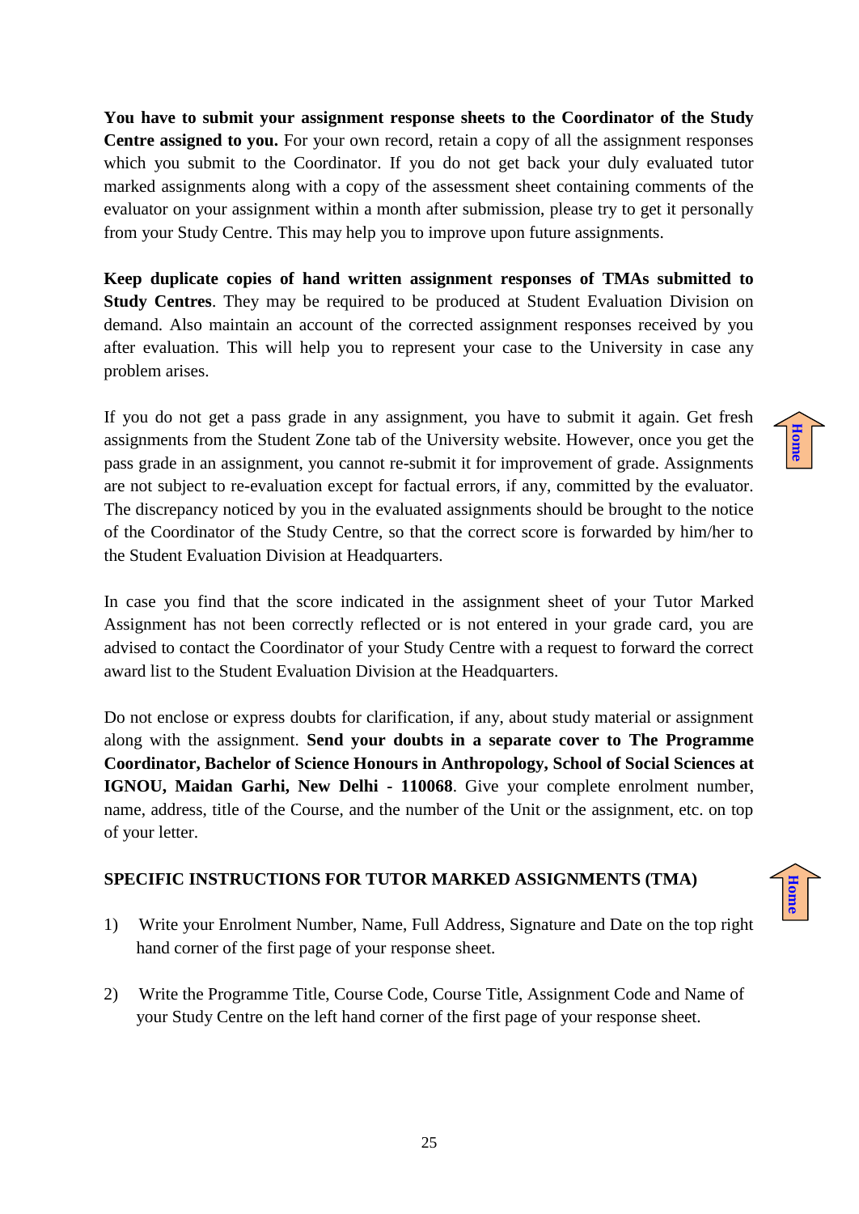**You have to submit your assignment response sheets to the Coordinator of the Study Centre assigned to you.** For your own record, retain a copy of all the assignment responses which you submit to the Coordinator. If you do not get back your duly evaluated tutor marked assignments along with a copy of the assessment sheet containing comments of the evaluator on your assignment within a month after submission, please try to get it personally from your Study Centre. This may help you to improve upon future assignments.

**Keep duplicate copies of hand written assignment responses of TMAs submitted to Study Centres**. They may be required to be produced at Student Evaluation Division on demand. Also maintain an account of the corrected assignment responses received by you after evaluation. This will help you to represent your case to the University in case any problem arises.

If you do not get a pass grade in any assignment, you have to submit it again. Get fresh assignments from the Student Zone tab of the University website. However, once you get the pass grade in an assignment, you cannot re-submit it for improvement of grade. Assignments are not subject to re-evaluation except for factual errors, if any, committed by the evaluator. The discrepancy noticed by you in the evaluated assignments should be brought to the notice of the Coordinator of the Study Centre, so that the correct score is forwarded by him/her to the Student Evaluation Division at Headquarters.

In case you find that the score indicated in the assignment sheet of your Tutor Marked Assignment has not been correctly reflected or is not entered in your grade card, you are advised to contact the Coordinator of your Study Centre with a request to forward the correct award list to the Student Evaluation Division at the Headquarters.

Do not enclose or express doubts for clarification, if any, about study material or assignment along with the assignment. **Send your doubts in a separate cover to The Programme Coordinator, Bachelor of Science Honours in Anthropology, School of Social Sciences at IGNOU, Maidan Garhi, New Delhi - 110068**. Give your complete enrolment number, name, address, title of the Course, and the number of the Unit or the assignment, etc. on top of your letter.

## SPECIFIC INSTRUCTIONS FOR TUTOR MARKED ASSIGNMENTS (TMA)

1) Write your Enrolment Number, Name, Full Address, Signature and Date on the top right hand corner of the first page of your response sheet.

2) Write the Programme Title, Course Code, Course Title, Assignment Code and Name of your Study Centre on the left hand corner of the first page of your response sheet.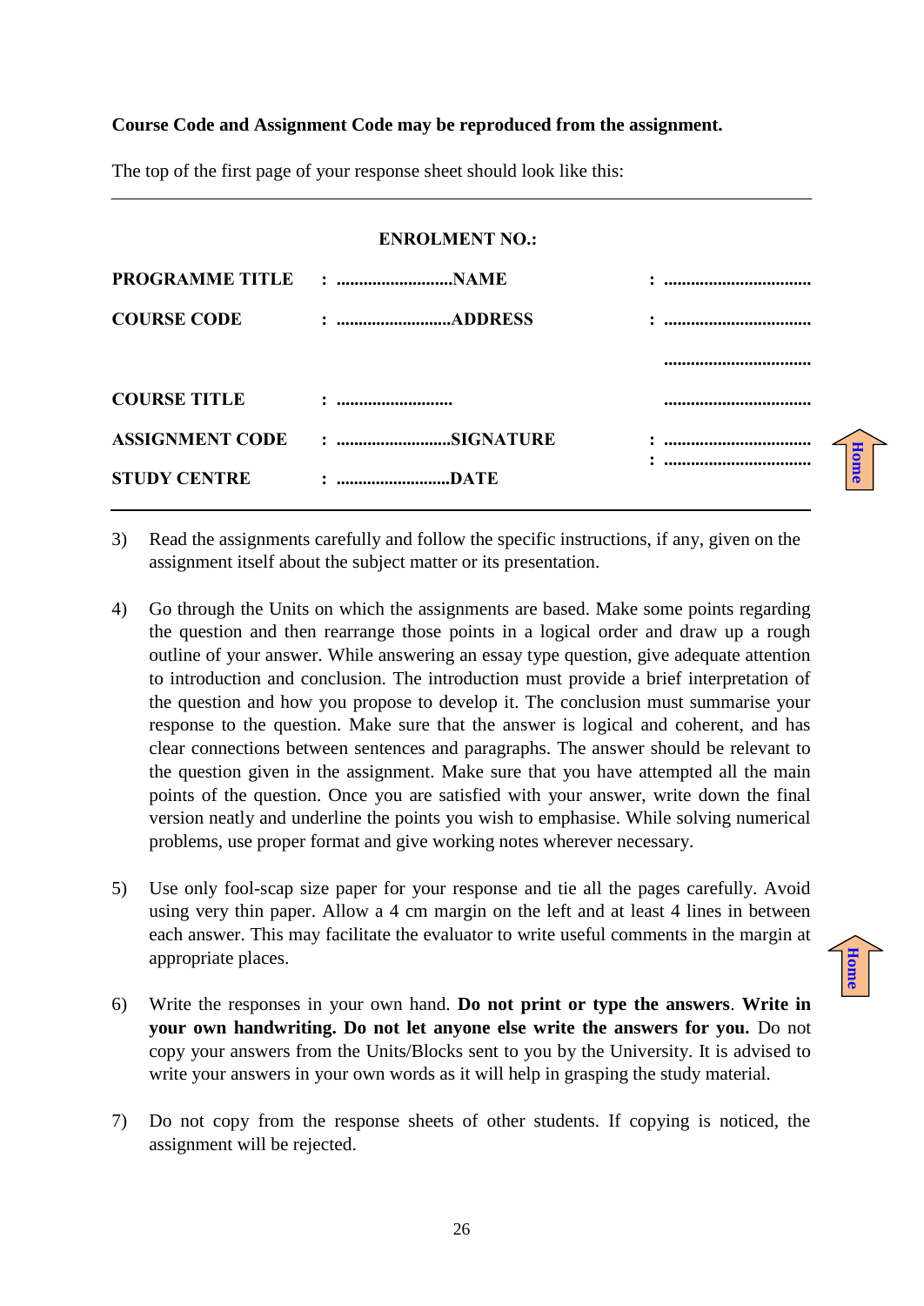**Course Code and Assignment Code may be reproduced from the assignment.**

The top of the first page of your response sheet should look like this:

---

**ENROLMENT NO.:**

| | | | |
|---|---|---|---|
| **PROGRAMME TITLE** | **: ..........................** | **NAME** | **: ................................** |
| **COURSE CODE** | **: ..........................** | **ADDRESS** | **: ................................** |
| | | | **................................** |
| **COURSE TITLE** | **: ..........................** | | **................................** |
| **ASSIGNMENT CODE** | **: ..........................** | **SIGNATURE** | **: ................................** |
| **STUDY CENTRE** | **: ..........................** | **DATE** | **: ................................** |

---

3) Read the assignments carefully and follow the specific instructions, if any, given on the assignment itself about the subject matter or its presentation.

4) Go through the Units on which the assignments are based. Make some points regarding the question and then rearrange those points in a logical order and draw up a rough outline of your answer. While answering an essay type question, give adequate attention to introduction and conclusion. The introduction must provide a brief interpretation of the question and how you propose to develop it. The conclusion must summarise your response to the question. Make sure that the answer is logical and coherent, and has clear connections between sentences and paragraphs. The answer should be relevant to the question given in the assignment. Make sure that you have attempted all the main points of the question. Once you are satisfied with your answer, write down the final version neatly and underline the points you wish to emphasise. While solving numerical problems, use proper format and give working notes wherever necessary.

5) Use only fool-scap size paper for your response and tie all the pages carefully. Avoid using very thin paper. Allow a 4 cm margin on the left and at least 4 lines in between each answer. This may facilitate the evaluator to write useful comments in the margin at appropriate places.

6) Write the responses in your own hand. **Do not print or type the answers**. **Write in your own handwriting. Do not let anyone else write the answers for you.** Do not copy your answers from the Units/Blocks sent to you by the University. It is advised to write your answers in your own words as it will help in grasping the study material.

7) Do not copy from the response sheets of other students. If copying is noticed, the assignment will be rejected.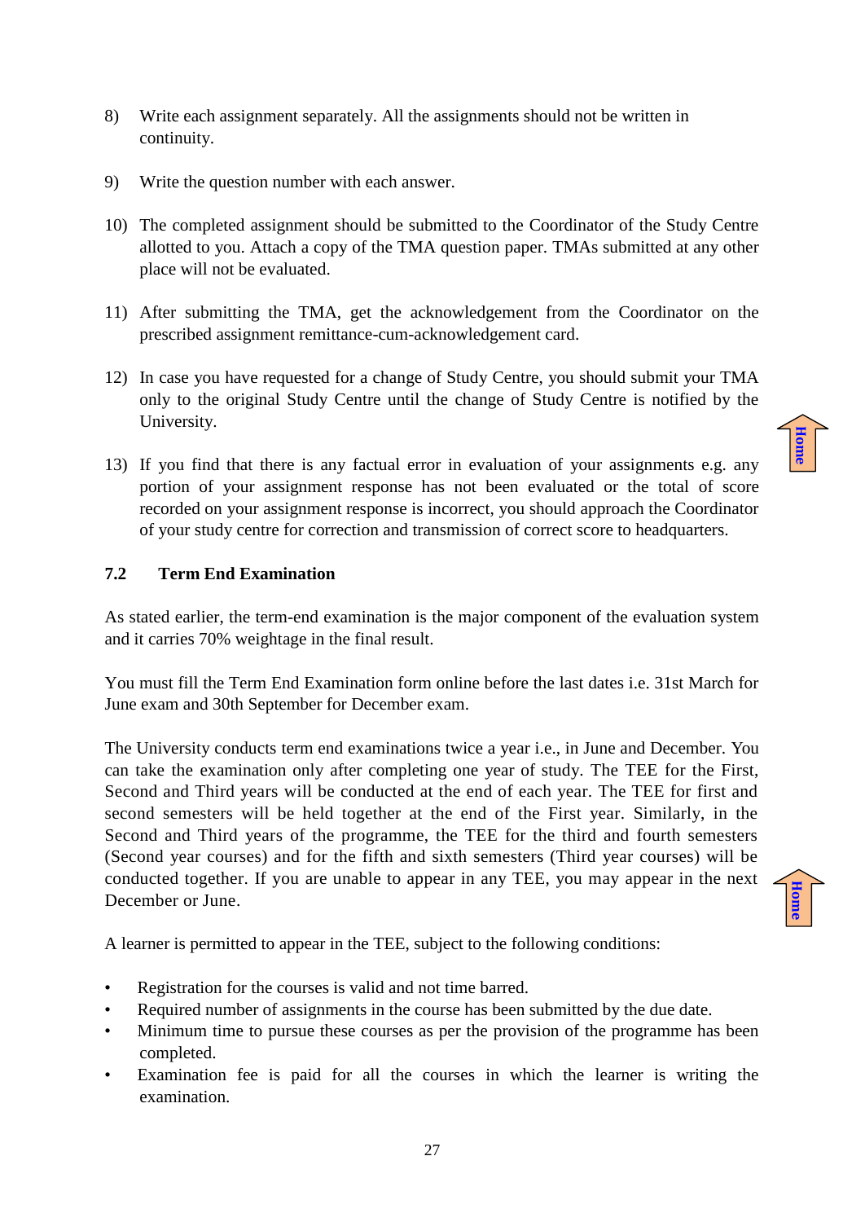8) Write each assignment separately. All the assignments should not be written in continuity.

9) Write the question number with each answer.

10) The completed assignment should be submitted to the Coordinator of the Study Centre allotted to you. Attach a copy of the TMA question paper. TMAs submitted at any other place will not be evaluated.

11) After submitting the TMA, get the acknowledgement from the Coordinator on the prescribed assignment remittance-cum-acknowledgement card.

12) In case you have requested for a change of Study Centre, you should submit your TMA only to the original Study Centre until the change of Study Centre is notified by the University.

13) If you find that there is any factual error in evaluation of your assignments e.g. any portion of your assignment response has not been evaluated or the total of score recorded on your assignment response is incorrect, you should approach the Coordinator of your study centre for correction and transmission of correct score to headquarters.

## 7.2 Term End Examination

As stated earlier, the term-end examination is the major component of the evaluation system and it carries 70% weightage in the final result.

You must fill the Term End Examination form online before the last dates i.e. 31st March for June exam and 30th September for December exam.

The University conducts term end examinations twice a year i.e., in June and December. You can take the examination only after completing one year of study. The TEE for the First, Second and Third years will be conducted at the end of each year. The TEE for first and second semesters will be held together at the end of the First year. Similarly, in the Second and Third years of the programme, the TEE for the third and fourth semesters (Second year courses) and for the fifth and sixth semesters (Third year courses) will be conducted together. If you are unable to appear in any TEE, you may appear in the next December or June.

A learner is permitted to appear in the TEE, subject to the following conditions:

- Registration for the courses is valid and not time barred.
- Required number of assignments in the course has been submitted by the due date.
- Minimum time to pursue these courses as per the provision of the programme has been completed.
- Examination fee is paid for all the courses in which the learner is writing the examination.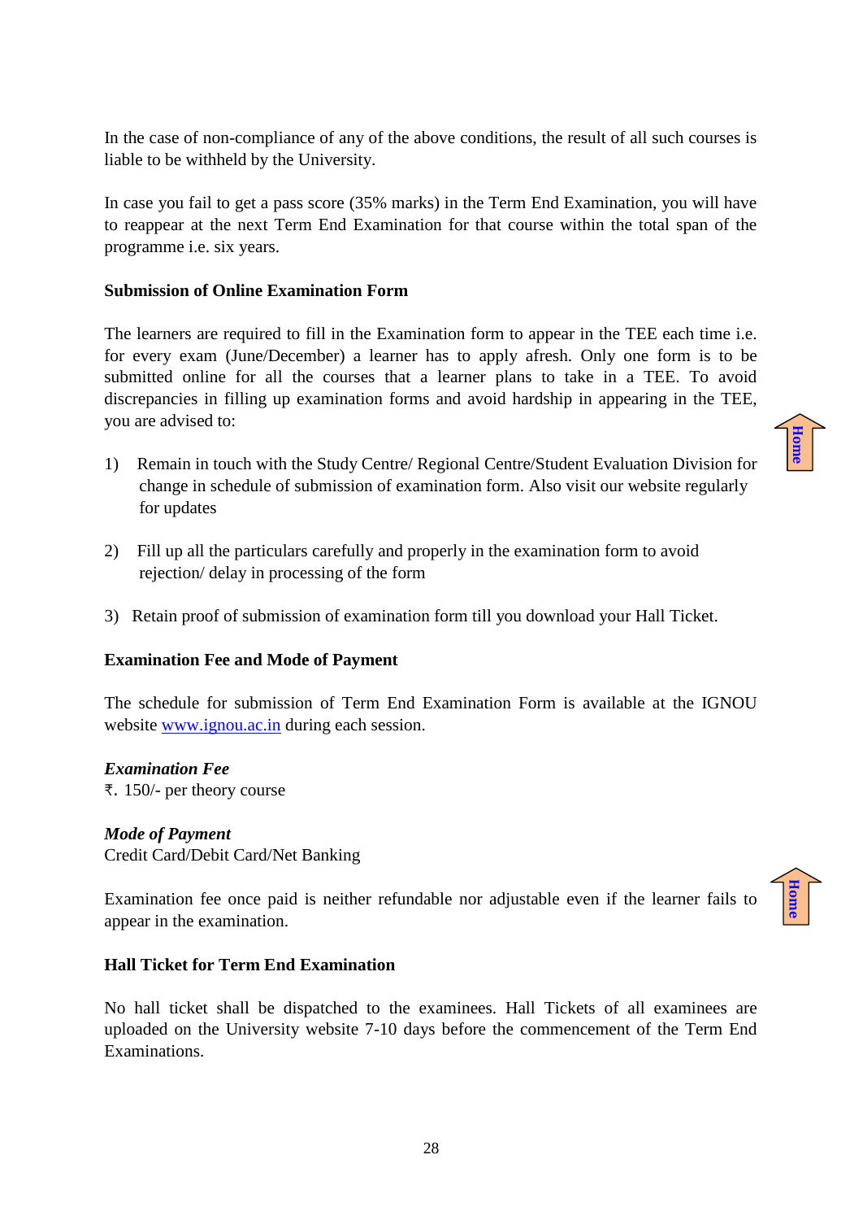In the case of non-compliance of any of the above conditions, the result of all such courses is liable to be withheld by the University.

In case you fail to get a pass score (35% marks) in the Term End Examination, you will have to reappear at the next Term End Examination for that course within the total span of the programme i.e. six years.

**Submission of Online Examination Form**

The learners are required to fill in the Examination form to appear in the TEE each time i.e. for every exam (June/December) a learner has to apply afresh. Only one form is to be submitted online for all the courses that a learner plans to take in a TEE. To avoid discrepancies in filling up examination forms and avoid hardship in appearing in the TEE, you are advised to:

1) Remain in touch with the Study Centre/ Regional Centre/Student Evaluation Division for change in schedule of submission of examination form. Also visit our website regularly for updates

2) Fill up all the particulars carefully and properly in the examination form to avoid rejection/ delay in processing of the form

3) Retain proof of submission of examination form till you download your Hall Ticket.

**Examination Fee and Mode of Payment**

The schedule for submission of Term End Examination Form is available at the IGNOU website [www.ignou.ac.in](http://www.ignou.ac.in) during each session.

***Examination Fee***
₹. 150/- per theory course

***Mode of Payment***
Credit Card/Debit Card/Net Banking

Examination fee once paid is neither refundable nor adjustable even if the learner fails to appear in the examination.

**Hall Ticket for Term End Examination**

No hall ticket shall be dispatched to the examinees. Hall Tickets of all examinees are uploaded on the University website 7-10 days before the commencement of the Term End Examinations.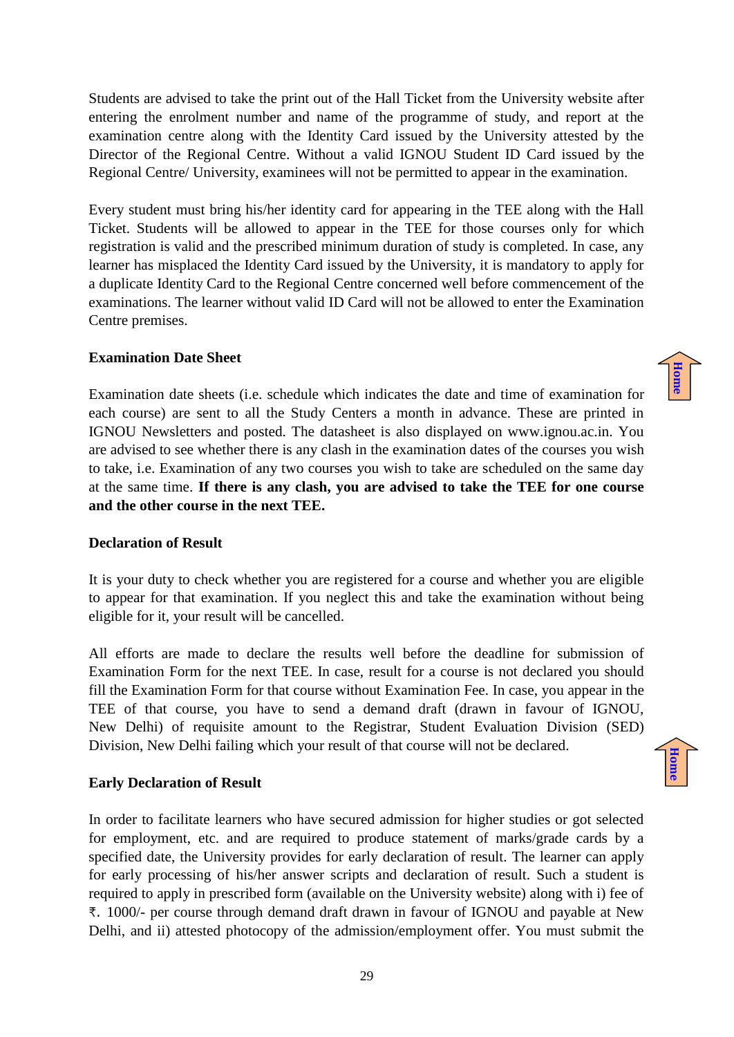Students are advised to take the print out of the Hall Ticket from the University website after entering the enrolment number and name of the programme of study, and report at the examination centre along with the Identity Card issued by the University attested by the Director of the Regional Centre. Without a valid IGNOU Student ID Card issued by the Regional Centre/ University, examinees will not be permitted to appear in the examination.

Every student must bring his/her identity card for appearing in the TEE along with the Hall Ticket. Students will be allowed to appear in the TEE for those courses only for which registration is valid and the prescribed minimum duration of study is completed. In case, any learner has misplaced the Identity Card issued by the University, it is mandatory to apply for a duplicate Identity Card to the Regional Centre concerned well before commencement of the examinations. The learner without valid ID Card will not be allowed to enter the Examination Centre premises.

**Examination Date Sheet**

Examination date sheets (i.e. schedule which indicates the date and time of examination for each course) are sent to all the Study Centers a month in advance. These are printed in IGNOU Newsletters and posted. The datasheet is also displayed on www.ignou.ac.in. You are advised to see whether there is any clash in the examination dates of the courses you wish to take, i.e. Examination of any two courses you wish to take are scheduled on the same day at the same time. **If there is any clash, you are advised to take the TEE for one course and the other course in the next TEE.**

**Declaration of Result**

It is your duty to check whether you are registered for a course and whether you are eligible to appear for that examination. If you neglect this and take the examination without being eligible for it, your result will be cancelled.

All efforts are made to declare the results well before the deadline for submission of Examination Form for the next TEE. In case, result for a course is not declared you should fill the Examination Form for that course without Examination Fee. In case, you appear in the TEE of that course, you have to send a demand draft (drawn in favour of IGNOU, New Delhi) of requisite amount to the Registrar, Student Evaluation Division (SED) Division, New Delhi failing which your result of that course will not be declared.

**Early Declaration of Result**

In order to facilitate learners who have secured admission for higher studies or got selected for employment, etc. and are required to produce statement of marks/grade cards by a specified date, the University provides for early declaration of result. The learner can apply for early processing of his/her answer scripts and declaration of result. Such a student is required to apply in prescribed form (available on the University website) along with i) fee of ₹. 1000/- per course through demand draft drawn in favour of IGNOU and payable at New Delhi, and ii) attested photocopy of the admission/employment offer. You must submit the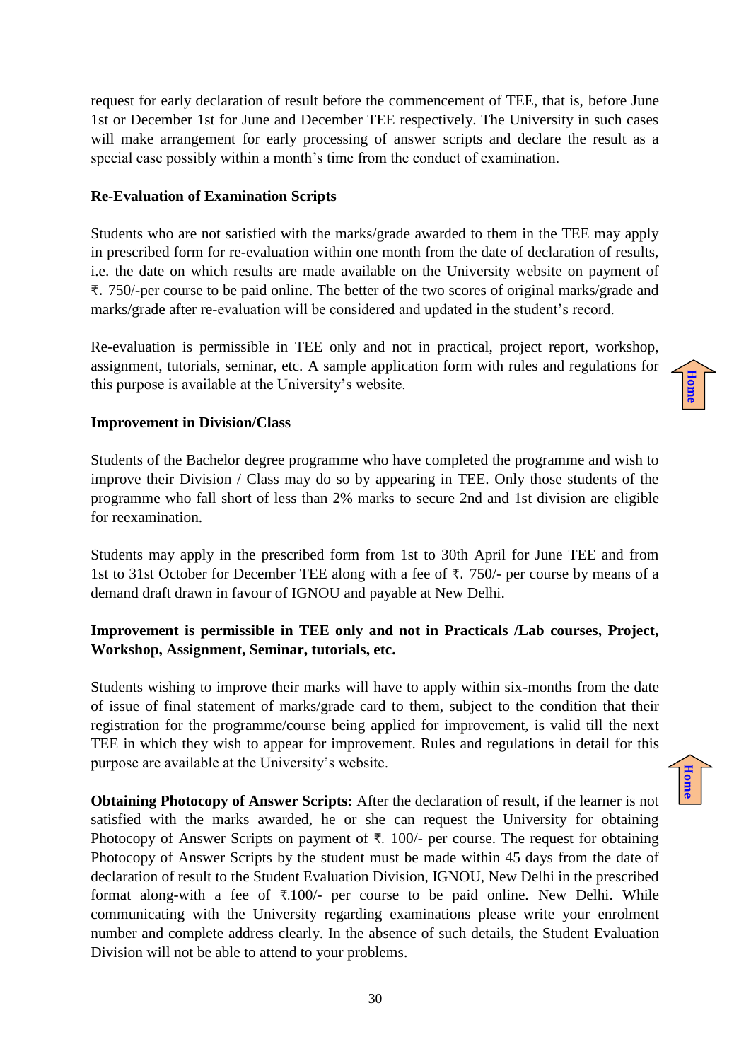request for early declaration of result before the commencement of TEE, that is, before June 1st or December 1st for June and December TEE respectively. The University in such cases will make arrangement for early processing of answer scripts and declare the result as a special case possibly within a month's time from the conduct of examination.

**Re-Evaluation of Examination Scripts**

Students who are not satisfied with the marks/grade awarded to them in the TEE may apply in prescribed form for re-evaluation within one month from the date of declaration of results, i.e. the date on which results are made available on the University website on payment of ₹. 750/-per course to be paid online. The better of the two scores of original marks/grade and marks/grade after re-evaluation will be considered and updated in the student's record.

Re-evaluation is permissible in TEE only and not in practical, project report, workshop, assignment, tutorials, seminar, etc. A sample application form with rules and regulations for this purpose is available at the University's website.

**Improvement in Division/Class**

Students of the Bachelor degree programme who have completed the programme and wish to improve their Division / Class may do so by appearing in TEE. Only those students of the programme who fall short of less than 2% marks to secure 2nd and 1st division are eligible for reexamination.

Students may apply in the prescribed form from 1st to 30th April for June TEE and from 1st to 31st October for December TEE along with a fee of ₹. 750/- per course by means of a demand draft drawn in favour of IGNOU and payable at New Delhi.

**Improvement is permissible in TEE only and not in Practicals /Lab courses, Project, Workshop, Assignment, Seminar, tutorials, etc.**

Students wishing to improve their marks will have to apply within six-months from the date of issue of final statement of marks/grade card to them, subject to the condition that their registration for the programme/course being applied for improvement, is valid till the next TEE in which they wish to appear for improvement. Rules and regulations in detail for this purpose are available at the University's website.

**Obtaining Photocopy of Answer Scripts:** After the declaration of result, if the learner is not satisfied with the marks awarded, he or she can request the University for obtaining Photocopy of Answer Scripts on payment of ₹. 100/- per course. The request for obtaining Photocopy of Answer Scripts by the student must be made within 45 days from the date of declaration of result to the Student Evaluation Division, IGNOU, New Delhi in the prescribed format along-with a fee of ₹.100/- per course to be paid online. New Delhi. While communicating with the University regarding examinations please write your enrolment number and complete address clearly. In the absence of such details, the Student Evaluation Division will not be able to attend to your problems.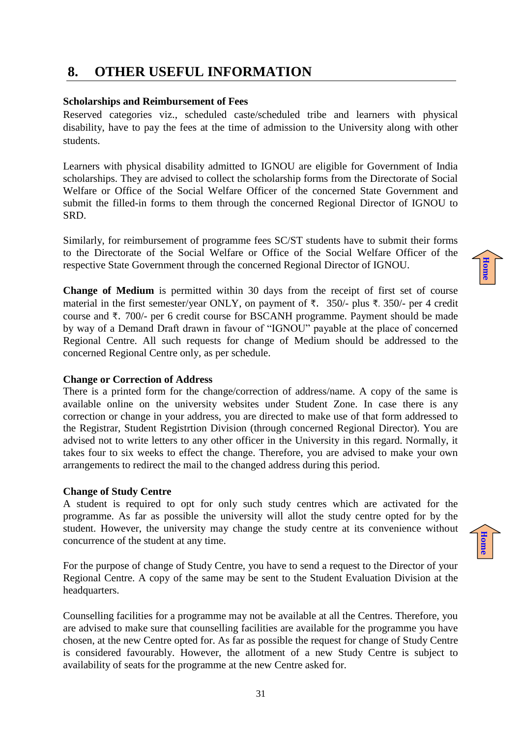## 8. OTHER USEFUL INFORMATION

**Scholarships and Reimbursement of Fees**

Reserved categories viz., scheduled caste/scheduled tribe and learners with physical disability, have to pay the fees at the time of admission to the University along with other students.

Learners with physical disability admitted to IGNOU are eligible for Government of India scholarships. They are advised to collect the scholarship forms from the Directorate of Social Welfare or Office of the Social Welfare Officer of the concerned State Government and submit the filled-in forms to them through the concerned Regional Director of IGNOU to SRD.

Similarly, for reimbursement of programme fees SC/ST students have to submit their forms to the Directorate of the Social Welfare or Office of the Social Welfare Officer of the respective State Government through the concerned Regional Director of IGNOU.

**Change of Medium** is permitted within 30 days from the receipt of first set of course material in the first semester/year ONLY, on payment of ₹. 350/- plus ₹. 350/- per 4 credit course and ₹. 700/- per 6 credit course for BSCANH programme. Payment should be made by way of a Demand Draft drawn in favour of "IGNOU" payable at the place of concerned Regional Centre. All such requests for change of Medium should be addressed to the concerned Regional Centre only, as per schedule.

**Change or Correction of Address**

There is a printed form for the change/correction of address/name. A copy of the same is available online on the university websites under Student Zone. In case there is any correction or change in your address, you are directed to make use of that form addressed to the Registrar, Student Registrtion Division (through concerned Regional Director). You are advised not to write letters to any other officer in the University in this regard. Normally, it takes four to six weeks to effect the change. Therefore, you are advised to make your own arrangements to redirect the mail to the changed address during this period.

**Change of Study Centre**

A student is required to opt for only such study centres which are activated for the programme. As far as possible the university will allot the study centre opted for by the student. However, the university may change the study centre at its convenience without concurrence of the student at any time.

For the purpose of change of Study Centre, you have to send a request to the Director of your Regional Centre. A copy of the same may be sent to the Student Evaluation Division at the headquarters.

Counselling facilities for a programme may not be available at all the Centres. Therefore, you are advised to make sure that counselling facilities are available for the programme you have chosen, at the new Centre opted for. As far as possible the request for change of Study Centre is considered favourably. However, the allotment of a new Study Centre is subject to availability of seats for the programme at the new Centre asked for.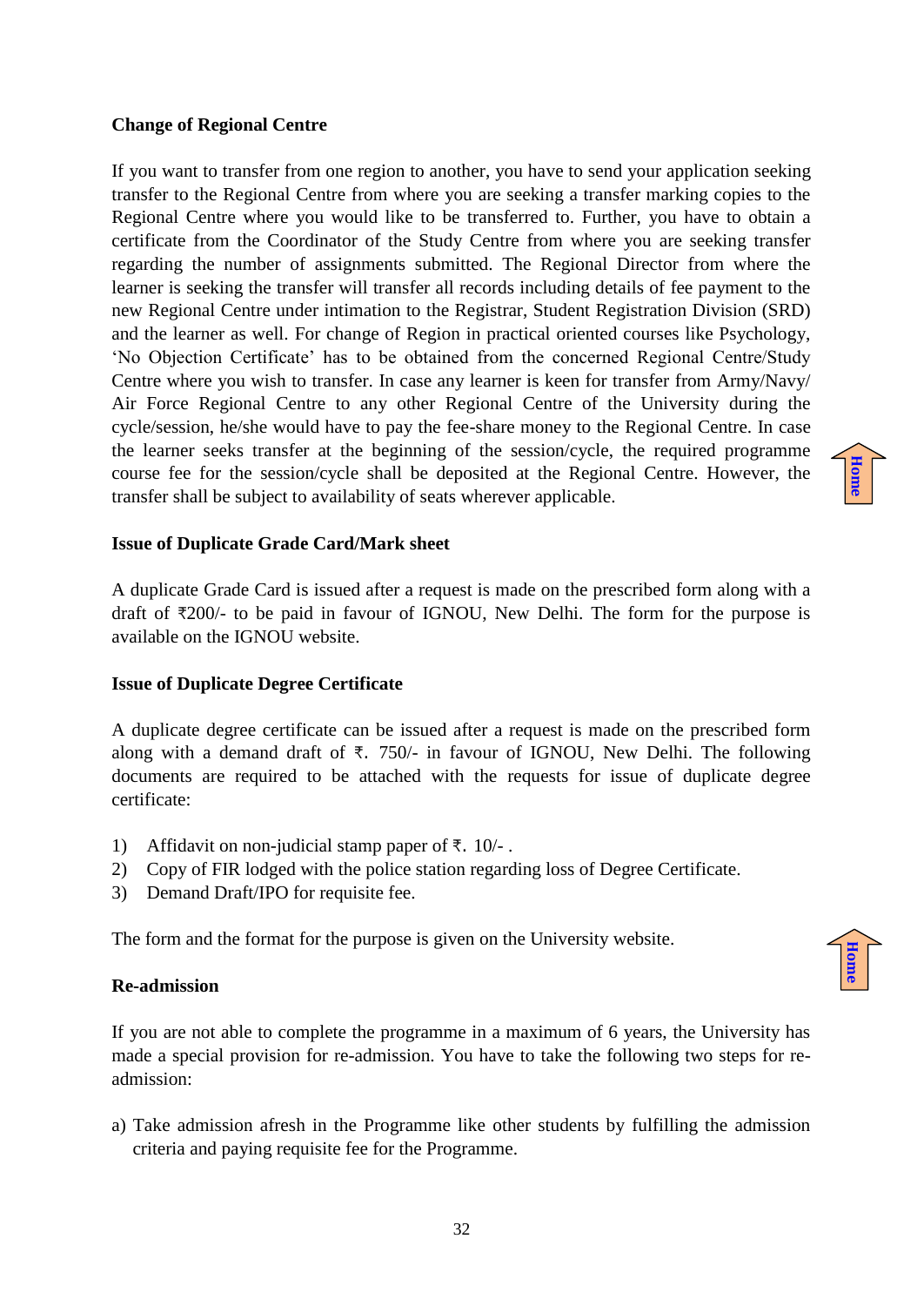## Change of Regional Centre

If you want to transfer from one region to another, you have to send your application seeking transfer to the Regional Centre from where you are seeking a transfer marking copies to the Regional Centre where you would like to be transferred to. Further, you have to obtain a certificate from the Coordinator of the Study Centre from where you are seeking transfer regarding the number of assignments submitted. The Regional Director from where the learner is seeking the transfer will transfer all records including details of fee payment to the new Regional Centre under intimation to the Registrar, Student Registration Division (SRD) and the learner as well. For change of Region in practical oriented courses like Psychology, 'No Objection Certificate' has to be obtained from the concerned Regional Centre/Study Centre where you wish to transfer. In case any learner is keen for transfer from Army/Navy/ Air Force Regional Centre to any other Regional Centre of the University during the cycle/session, he/she would have to pay the fee-share money to the Regional Centre. In case the learner seeks transfer at the beginning of the session/cycle, the required programme course fee for the session/cycle shall be deposited at the Regional Centre. However, the transfer shall be subject to availability of seats wherever applicable.

## Issue of Duplicate Grade Card/Mark sheet

A duplicate Grade Card is issued after a request is made on the prescribed form along with a draft of ₹200/- to be paid in favour of IGNOU, New Delhi. The form for the purpose is available on the IGNOU website.

## Issue of Duplicate Degree Certificate

A duplicate degree certificate can be issued after a request is made on the prescribed form along with a demand draft of ₹. 750/- in favour of IGNOU, New Delhi. The following documents are required to be attached with the requests for issue of duplicate degree certificate:

1) Affidavit on non-judicial stamp paper of ₹. 10/- .
2) Copy of FIR lodged with the police station regarding loss of Degree Certificate.
3) Demand Draft/IPO for requisite fee.

The form and the format for the purpose is given on the University website.

## Re-admission

If you are not able to complete the programme in a maximum of 6 years, the University has made a special provision for re-admission. You have to take the following two steps for re-admission:

a) Take admission afresh in the Programme like other students by fulfilling the admission criteria and paying requisite fee for the Programme.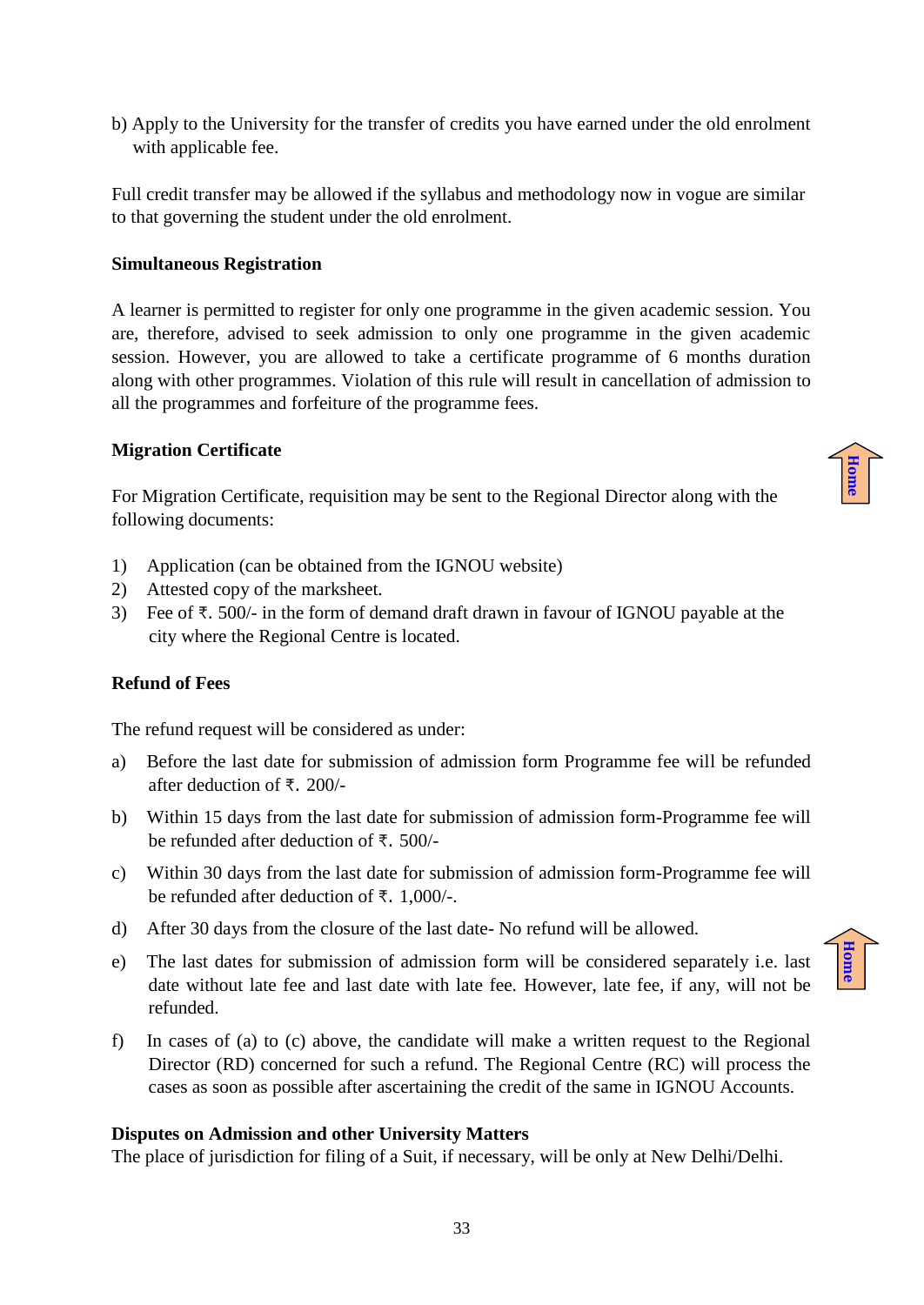b) Apply to the University for the transfer of credits you have earned under the old enrolment with applicable fee.

Full credit transfer may be allowed if the syllabus and methodology now in vogue are similar to that governing the student under the old enrolment.

**Simultaneous Registration**

A learner is permitted to register for only one programme in the given academic session. You are, therefore, advised to seek admission to only one programme in the given academic session. However, you are allowed to take a certificate programme of 6 months duration along with other programmes. Violation of this rule will result in cancellation of admission to all the programmes and forfeiture of the programme fees.

**Migration Certificate**

For Migration Certificate, requisition may be sent to the Regional Director along with the following documents:

1) Application (can be obtained from the IGNOU website)
2) Attested copy of the marksheet.
3) Fee of ₹. 500/- in the form of demand draft drawn in favour of IGNOU payable at the city where the Regional Centre is located.

**Refund of Fees**

The refund request will be considered as under:

a) Before the last date for submission of admission form Programme fee will be refunded after deduction of ₹. 200/-

b) Within 15 days from the last date for submission of admission form-Programme fee will be refunded after deduction of ₹. 500/-

c) Within 30 days from the last date for submission of admission form-Programme fee will be refunded after deduction of ₹. 1,000/-.

d) After 30 days from the closure of the last date- No refund will be allowed.

e) The last dates for submission of admission form will be considered separately i.e. last date without late fee and last date with late fee. However, late fee, if any, will not be refunded.

f) In cases of (a) to (c) above, the candidate will make a written request to the Regional Director (RD) concerned for such a refund. The Regional Centre (RC) will process the cases as soon as possible after ascertaining the credit of the same in IGNOU Accounts.

**Disputes on Admission and other University Matters**

The place of jurisdiction for filing of a Suit, if necessary, will be only at New Delhi/Delhi.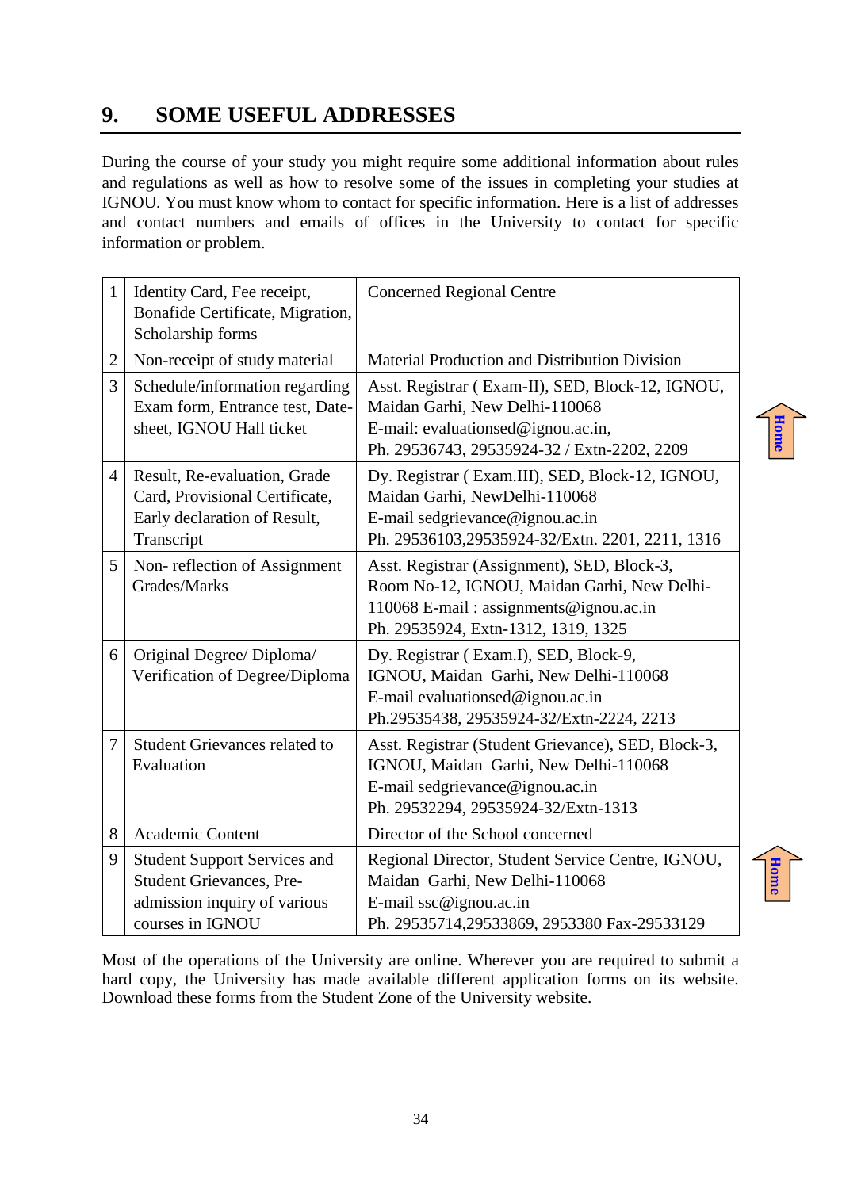## 9. SOME USEFUL ADDRESSES

During the course of your study you might require some additional information about rules and regulations as well as how to resolve some of the issues in completing your studies at IGNOU. You must know whom to contact for specific information. Here is a list of addresses and contact numbers and emails of offices in the University to contact for specific information or problem.

| | | |
|---|---|---|
| 1 | Identity Card, Fee receipt, Bonafide Certificate, Migration, Scholarship forms | Concerned Regional Centre |
| 2 | Non-receipt of study material | Material Production and Distribution Division |
| 3 | Schedule/information regarding Exam form, Entrance test, Date-sheet, IGNOU Hall ticket | Asst. Registrar ( Exam-II), SED, Block-12, IGNOU, Maidan Garhi, New Delhi-110068<br>E-mail: evaluationsed@ignou.ac.in,<br>Ph. 29536743, 29535924-32 / Extn-2202, 2209 |
| 4 | Result, Re-evaluation, Grade Card, Provisional Certificate, Early declaration of Result, Transcript | Dy. Registrar ( Exam.III), SED, Block-12, IGNOU, Maidan Garhi, NewDelhi-110068<br>E-mail sedgrievance@ignou.ac.in<br>Ph. 29536103,29535924-32/Extn. 2201, 2211, 1316 |
| 5 | Non- reflection of Assignment Grades/Marks | Asst. Registrar (Assignment), SED, Block-3, Room No-12, IGNOU, Maidan Garhi, New Delhi-110068 E-mail : assignments@ignou.ac.in<br>Ph. 29535924, Extn-1312, 1319, 1325 |
| 6 | Original Degree/ Diploma/ Verification of Degree/Diploma | Dy. Registrar ( Exam.I), SED, Block-9, IGNOU, Maidan Garhi, New Delhi-110068<br>E-mail evaluationsed@ignou.ac.in<br>Ph.29535438, 29535924-32/Extn-2224, 2213 |
| 7 | Student Grievances related to Evaluation | Asst. Registrar (Student Grievance), SED, Block-3, IGNOU, Maidan Garhi, New Delhi-110068<br>E-mail sedgrievance@ignou.ac.in<br>Ph. 29532294, 29535924-32/Extn-1313 |
| 8 | Academic Content | Director of the School concerned |
| 9 | Student Support Services and Student Grievances, Pre-admission inquiry of various courses in IGNOU | Regional Director, Student Service Centre, IGNOU, Maidan Garhi, New Delhi-110068<br>E-mail ssc@ignou.ac.in<br>Ph. 29535714,29533869, 2953380 Fax-29533129 |

Most of the operations of the University are online. Wherever you are required to submit a hard copy, the University has made available different application forms on its website. Download these forms from the Student Zone of the University website.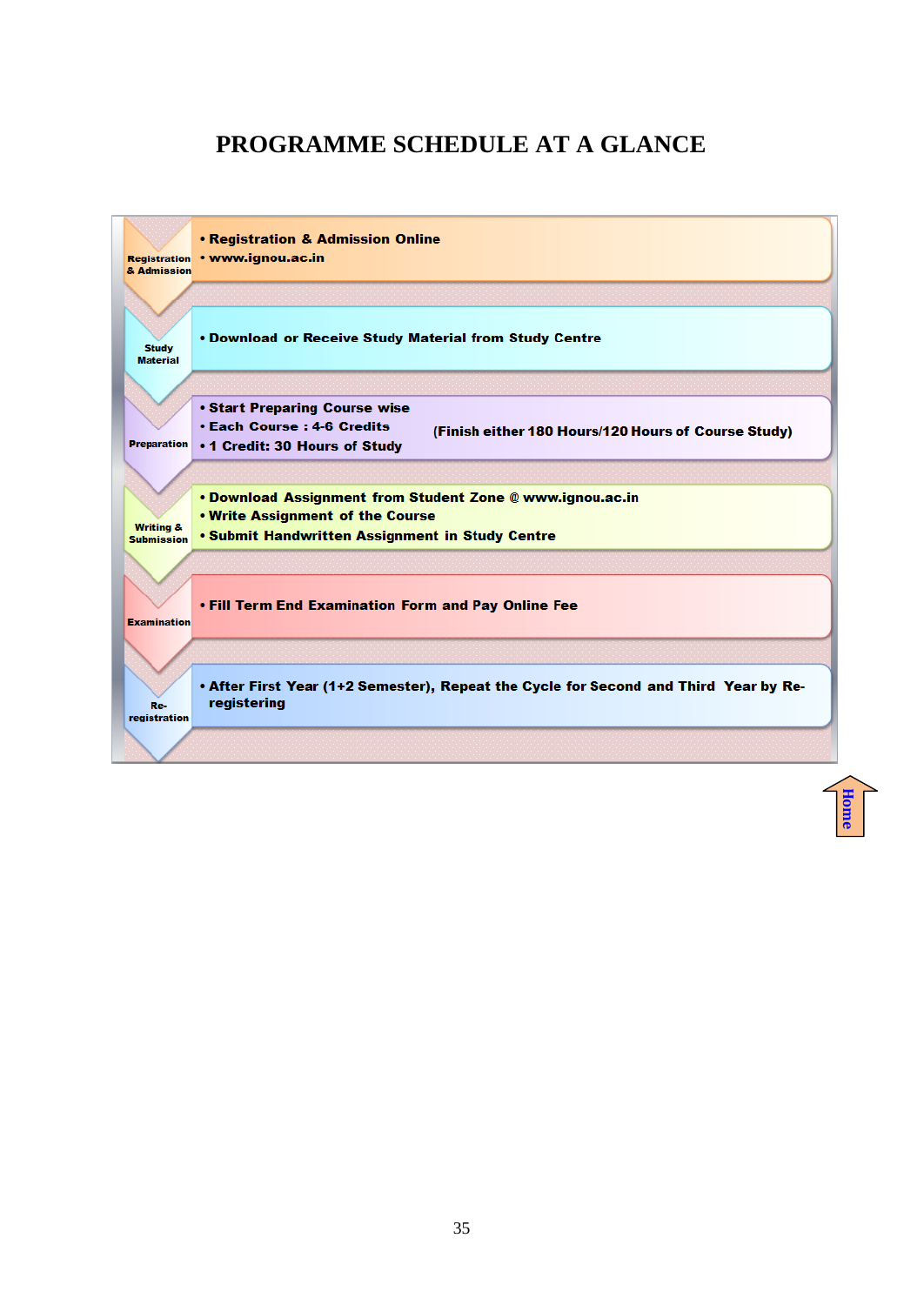# PROGRAMME SCHEDULE AT A GLANCE

| Stage | Details |
|---|---|
| Registration & Admission | • Registration & Admission Online<br>• www.ignou.ac.in |
| Study Material | • Download or Receive Study Material from Study Centre |
| Preparation | • Start Preparing Course wise<br>• Each Course : 4-6 Credits<br>• 1 Credit: 30 Hours of Study<br>(Finish either 180 Hours/120 Hours of Course Study) |
| Writing & Submission | • Download Assignment from Student Zone @ www.ignou.ac.in<br>• Write Assignment of the Course<br>• Submit Handwritten Assignment in Study Centre |
| Examination | • Fill Term End Examination Form and Pay Online Fee |
| Re-registration | • After First Year (1+2 Semester), Repeat the Cycle for Second and Third Year by Re-registering |

Home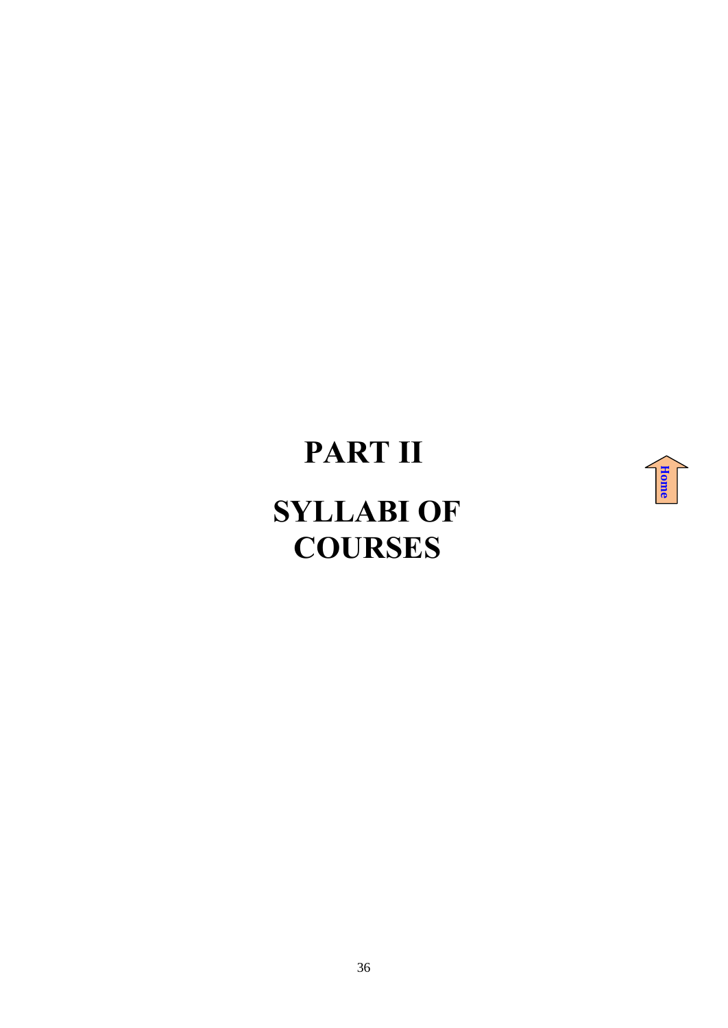# PART II

# SYLLABI OF COURSES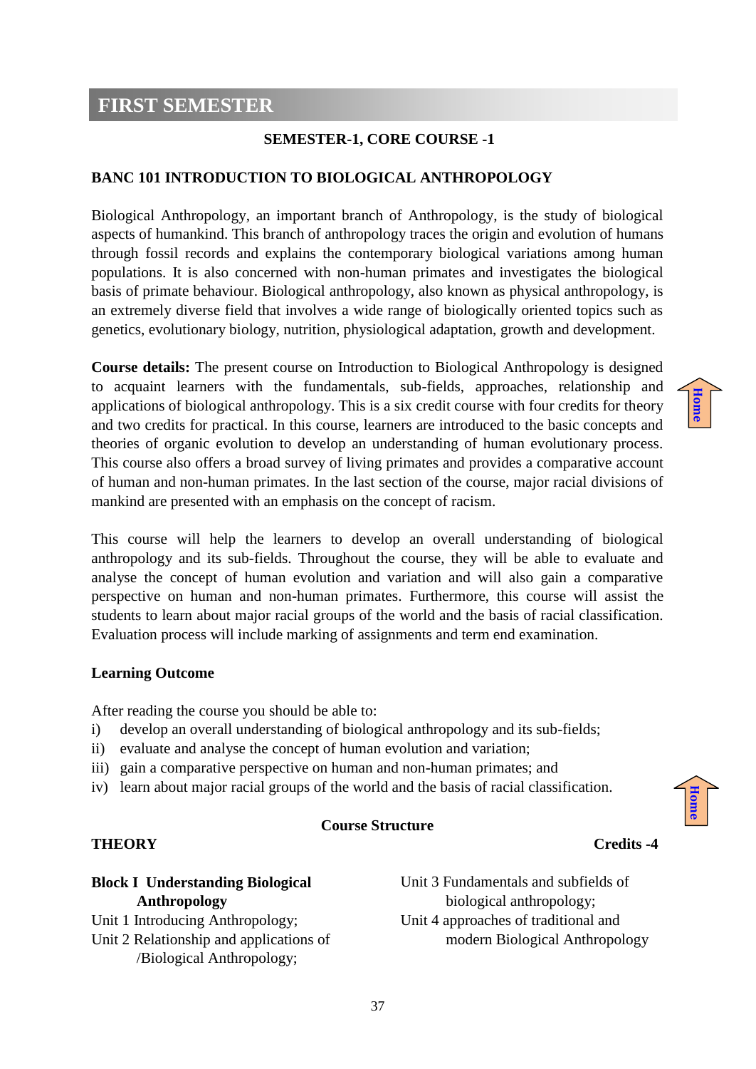# FIRST SEMESTER

**SEMESTER-1, CORE COURSE -1**

## BANC 101 INTRODUCTION TO BIOLOGICAL ANTHROPOLOGY

Biological Anthropology, an important branch of Anthropology, is the study of biological aspects of humankind. This branch of anthropology traces the origin and evolution of humans through fossil records and explains the contemporary biological variations among human populations. It is also concerned with non-human primates and investigates the biological basis of primate behaviour. Biological anthropology, also known as physical anthropology, is an extremely diverse field that involves a wide range of biologically oriented topics such as genetics, evolutionary biology, nutrition, physiological adaptation, growth and development.

**Course details:** The present course on Introduction to Biological Anthropology is designed to acquaint learners with the fundamentals, sub-fields, approaches, relationship and applications of biological anthropology. This is a six credit course with four credits for theory and two credits for practical. In this course, learners are introduced to the basic concepts and theories of organic evolution to develop an understanding of human evolutionary process. This course also offers a broad survey of living primates and provides a comparative account of human and non-human primates. In the last section of the course, major racial divisions of mankind are presented with an emphasis on the concept of racism.

This course will help the learners to develop an overall understanding of biological anthropology and its sub-fields. Throughout the course, they will be able to evaluate and analyse the concept of human evolution and variation and will also gain a comparative perspective on human and non-human primates. Furthermore, this course will assist the students to learn about major racial groups of the world and the basis of racial classification. Evaluation process will include marking of assignments and term end examination.

**Learning Outcome**

After reading the course you should be able to:

i) develop an overall understanding of biological anthropology and its sub-fields;
ii) evaluate and analyse the concept of human evolution and variation;
iii) gain a comparative perspective on human and non-human primates; and
iv) learn about major racial groups of the world and the basis of racial classification.

**Course Structure**

**THEORY** **Credits -4**

**Block I Understanding Biological Anthropology**

Unit 1 Introducing Anthropology;

Unit 2 Relationship and applications of /Biological Anthropology;

Unit 3 Fundamentals and subfields of biological anthropology;

Unit 4 approaches of traditional and modern Biological Anthropology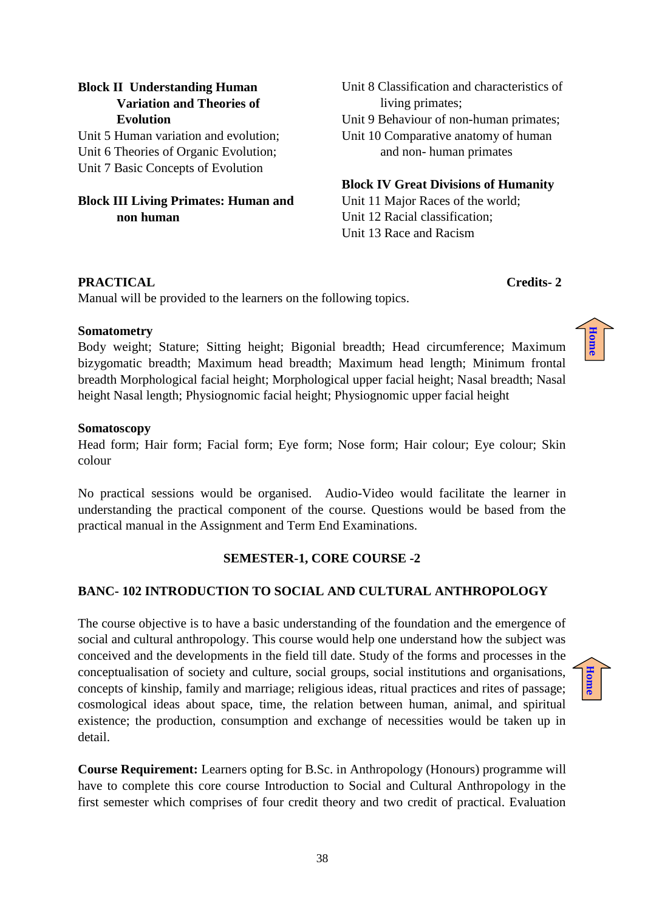**Block II Understanding Human Variation and Theories of Evolution**

Unit 5 Human variation and evolution;
Unit 6 Theories of Organic Evolution;
Unit 7 Basic Concepts of Evolution

**Block III Living Primates: Human and non human**

Unit 8 Classification and characteristics of living primates;
Unit 9 Behaviour of non-human primates;
Unit 10 Comparative anatomy of human and non- human primates

**Block IV Great Divisions of Humanity**

Unit 11 Major Races of the world;
Unit 12 Racial classification;
Unit 13 Race and Racism

**PRACTICAL** **Credits- 2**

Manual will be provided to the learners on the following topics.

**Somatometry**

Body weight; Stature; Sitting height; Bigonial breadth; Head circumference; Maximum bizygomatic breadth; Maximum head breadth; Maximum head length; Minimum frontal breadth Morphological facial height; Morphological upper facial height; Nasal breadth; Nasal height Nasal length; Physiognomic facial height; Physiognomic upper facial height

**Somatoscopy**

Head form; Hair form; Facial form; Eye form; Nose form; Hair colour; Eye colour; Skin colour

No practical sessions would be organised. Audio-Video would facilitate the learner in understanding the practical component of the course. Questions would be based from the practical manual in the Assignment and Term End Examinations.

## SEMESTER-1, CORE COURSE -2

## BANC- 102 INTRODUCTION TO SOCIAL AND CULTURAL ANTHROPOLOGY

The course objective is to have a basic understanding of the foundation and the emergence of social and cultural anthropology. This course would help one understand how the subject was conceived and the developments in the field till date. Study of the forms and processes in the conceptualisation of society and culture, social groups, social institutions and organisations, concepts of kinship, family and marriage; religious ideas, ritual practices and rites of passage; cosmological ideas about space, time, the relation between human, animal, and spiritual existence; the production, consumption and exchange of necessities would be taken up in detail.

**Course Requirement:** Learners opting for B.Sc. in Anthropology (Honours) programme will have to complete this core course Introduction to Social and Cultural Anthropology in the first semester which comprises of four credit theory and two credit of practical. Evaluation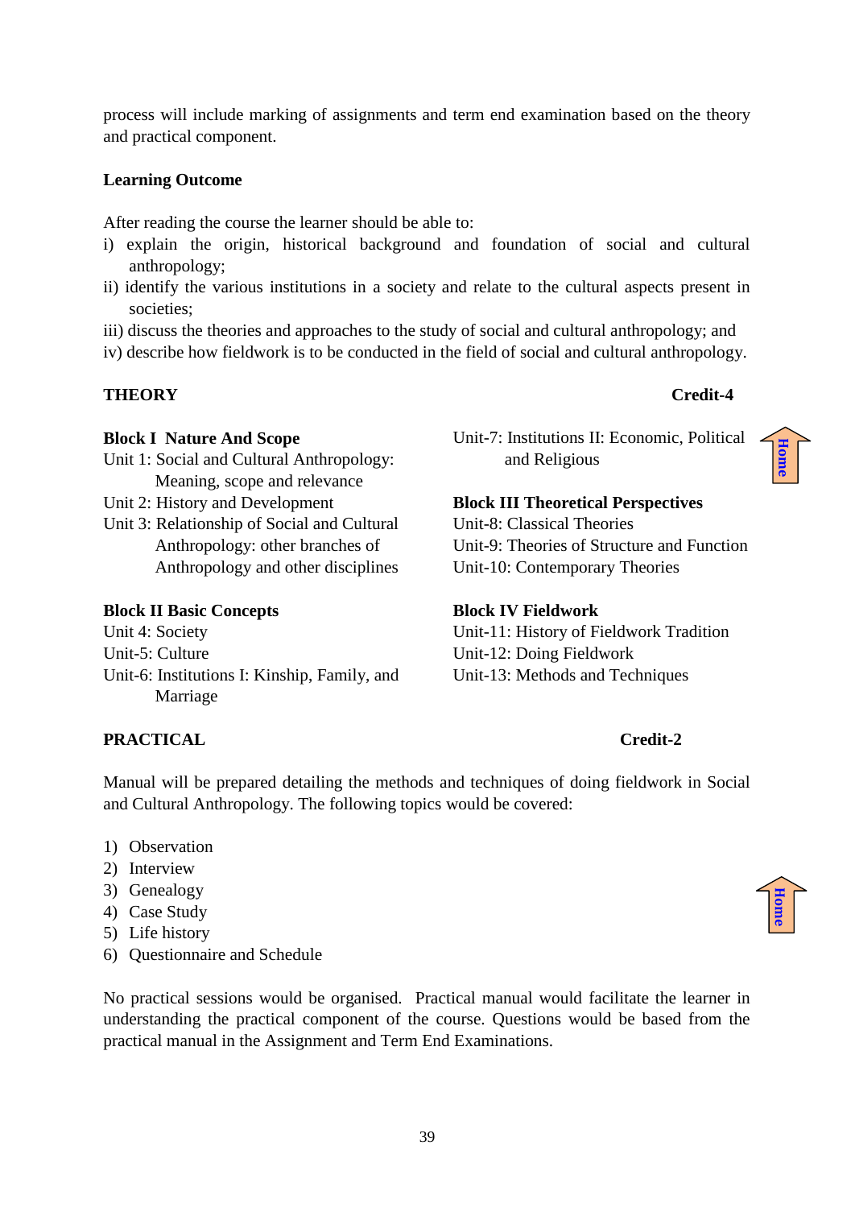process will include marking of assignments and term end examination based on the theory and practical component.

**Learning Outcome**

After reading the course the learner should be able to:

i) explain the origin, historical background and foundation of social and cultural anthropology;

ii) identify the various institutions in a society and relate to the cultural aspects present in societies;

iii) discuss the theories and approaches to the study of social and cultural anthropology; and

iv) describe how fieldwork is to be conducted in the field of social and cultural anthropology.

**THEORY** **Credit-4**

**Block I Nature And Scope**

Unit 1: Social and Cultural Anthropology: Meaning, scope and relevance

Unit 2: History and Development

Unit 3: Relationship of Social and Cultural Anthropology: other branches of Anthropology and other disciplines

**Block II Basic Concepts**

Unit 4: Society

Unit-5: Culture

Unit-6: Institutions I: Kinship, Family, and Marriage

Unit-7: Institutions II: Economic, Political and Religious

**Block III Theoretical Perspectives**

Unit-8: Classical Theories

Unit-9: Theories of Structure and Function

Unit-10: Contemporary Theories

**Block IV Fieldwork**

Unit-11: History of Fieldwork Tradition

Unit-12: Doing Fieldwork

Unit-13: Methods and Techniques

**PRACTICAL** **Credit-2**

Manual will be prepared detailing the methods and techniques of doing fieldwork in Social and Cultural Anthropology. The following topics would be covered:

1) Observation
2) Interview
3) Genealogy
4) Case Study
5) Life history
6) Questionnaire and Schedule

No practical sessions would be organised. Practical manual would facilitate the learner in understanding the practical component of the course. Questions would be based from the practical manual in the Assignment and Term End Examinations.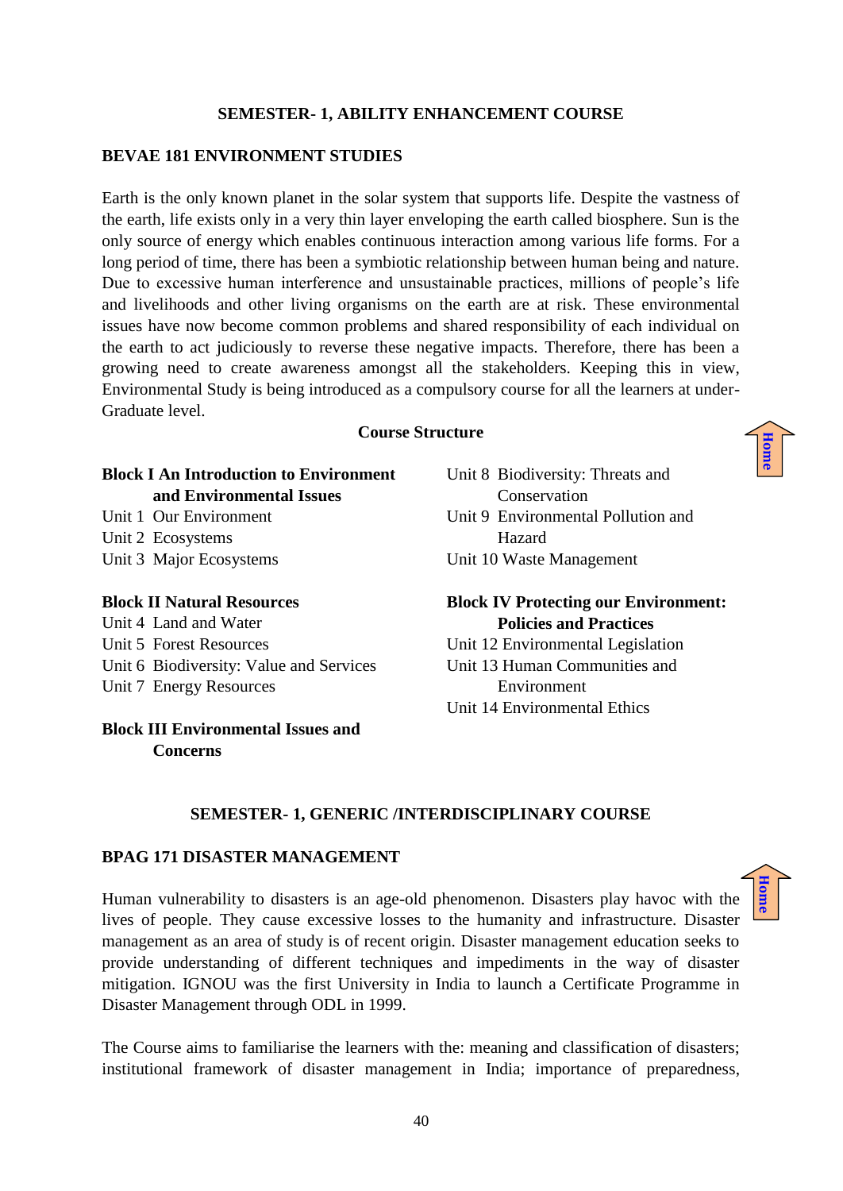**SEMESTER- 1, ABILITY ENHANCEMENT COURSE**

## BEVAE 181 ENVIRONMENT STUDIES

Earth is the only known planet in the solar system that supports life. Despite the vastness of the earth, life exists only in a very thin layer enveloping the earth called biosphere. Sun is the only source of energy which enables continuous interaction among various life forms. For a long period of time, there has been a symbiotic relationship between human being and nature. Due to excessive human interference and unsustainable practices, millions of people's life and livelihoods and other living organisms on the earth are at risk. These environmental issues have now become common problems and shared responsibility of each individual on the earth to act judiciously to reverse these negative impacts. Therefore, there has been a growing need to create awareness amongst all the stakeholders. Keeping this in view, Environmental Study is being introduced as a compulsory course for all the learners at under-Graduate level.

**Course Structure**

**Block I An Introduction to Environment and Environmental Issues**
Unit 1 Our Environment
Unit 2 Ecosystems
Unit 3 Major Ecosystems

**Block II Natural Resources**
Unit 4 Land and Water
Unit 5 Forest Resources
Unit 6 Biodiversity: Value and Services
Unit 7 Energy Resources

**Block III Environmental Issues and Concerns**
Unit 8 Biodiversity: Threats and Conservation
Unit 9 Environmental Pollution and Hazard
Unit 10 Waste Management

**Block IV Protecting our Environment: Policies and Practices**
Unit 12 Environmental Legislation
Unit 13 Human Communities and Environment
Unit 14 Environmental Ethics

**SEMESTER- 1, GENERIC /INTERDISCIPLINARY COURSE**

## BPAG 171 DISASTER MANAGEMENT

Human vulnerability to disasters is an age-old phenomenon. Disasters play havoc with the lives of people. They cause excessive losses to the humanity and infrastructure. Disaster management as an area of study is of recent origin. Disaster management education seeks to provide understanding of different techniques and impediments in the way of disaster mitigation. IGNOU was the first University in India to launch a Certificate Programme in Disaster Management through ODL in 1999.

The Course aims to familiarise the learners with the: meaning and classification of disasters; institutional framework of disaster management in India; importance of preparedness,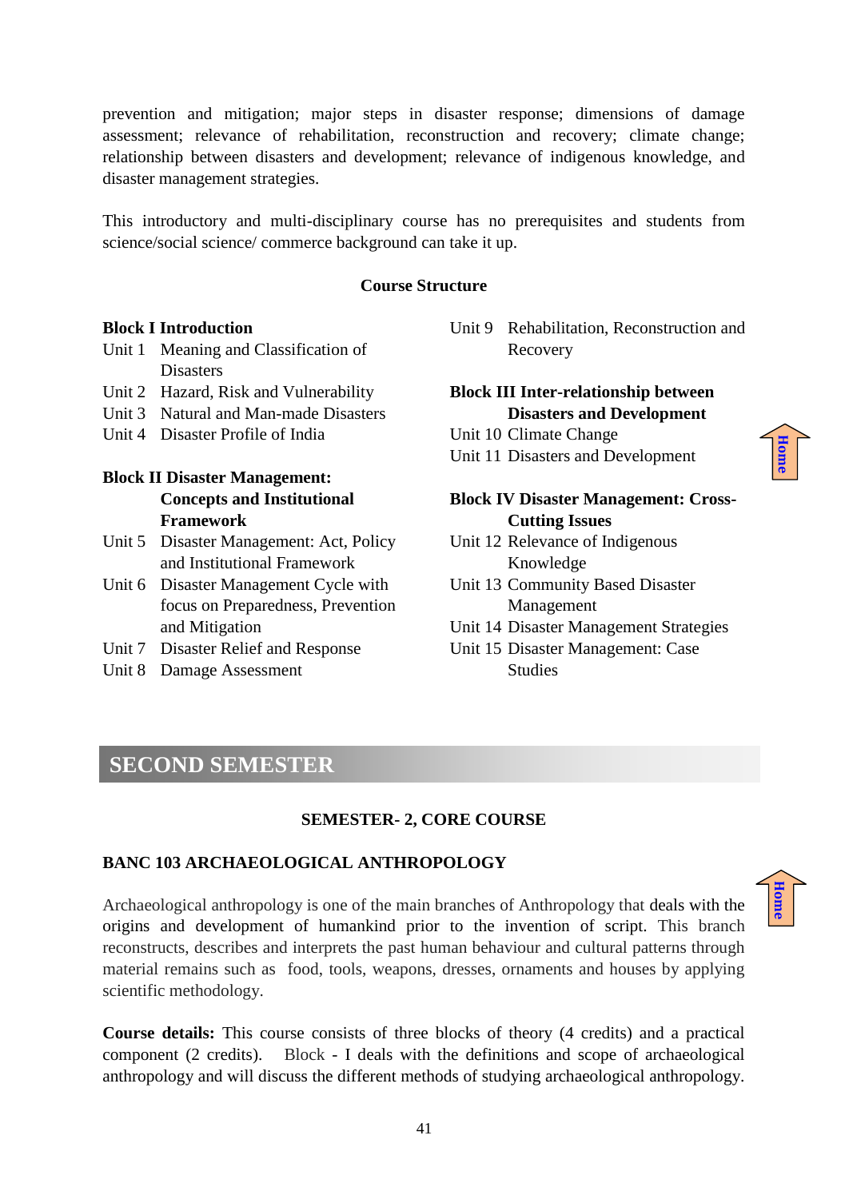prevention and mitigation; major steps in disaster response; dimensions of damage assessment; relevance of rehabilitation, reconstruction and recovery; climate change; relationship between disasters and development; relevance of indigenous knowledge, and disaster management strategies.

This introductory and multi-disciplinary course has no prerequisites and students from science/social science/ commerce background can take it up.

**Course Structure**

**Block I Introduction**

- Unit 1 Meaning and Classification of Disasters
- Unit 2 Hazard, Risk and Vulnerability
- Unit 3 Natural and Man-made Disasters
- Unit 4 Disaster Profile of India

**Block II Disaster Management: Concepts and Institutional Framework**

- Unit 5 Disaster Management: Act, Policy and Institutional Framework
- Unit 6 Disaster Management Cycle with focus on Preparedness, Prevention and Mitigation
- Unit 7 Disaster Relief and Response
- Unit 8 Damage Assessment
- Unit 9 Rehabilitation, Reconstruction and Recovery

**Block III Inter-relationship between Disasters and Development**

- Unit 10 Climate Change
- Unit 11 Disasters and Development

**Block IV Disaster Management: Cross-Cutting Issues**

- Unit 12 Relevance of Indigenous Knowledge
- Unit 13 Community Based Disaster Management
- Unit 14 Disaster Management Strategies
- Unit 15 Disaster Management: Case Studies

## SECOND SEMESTER

**SEMESTER- 2, CORE COURSE**

### BANC 103 ARCHAEOLOGICAL ANTHROPOLOGY

Archaeological anthropology is one of the main branches of Anthropology that deals with the origins and development of humankind prior to the invention of script. This branch reconstructs, describes and interprets the past human behaviour and cultural patterns through material remains such as food, tools, weapons, dresses, ornaments and houses by applying scientific methodology.

**Course details:** This course consists of three blocks of theory (4 credits) and a practical component (2 credits). Block - I deals with the definitions and scope of archaeological anthropology and will discuss the different methods of studying archaeological anthropology.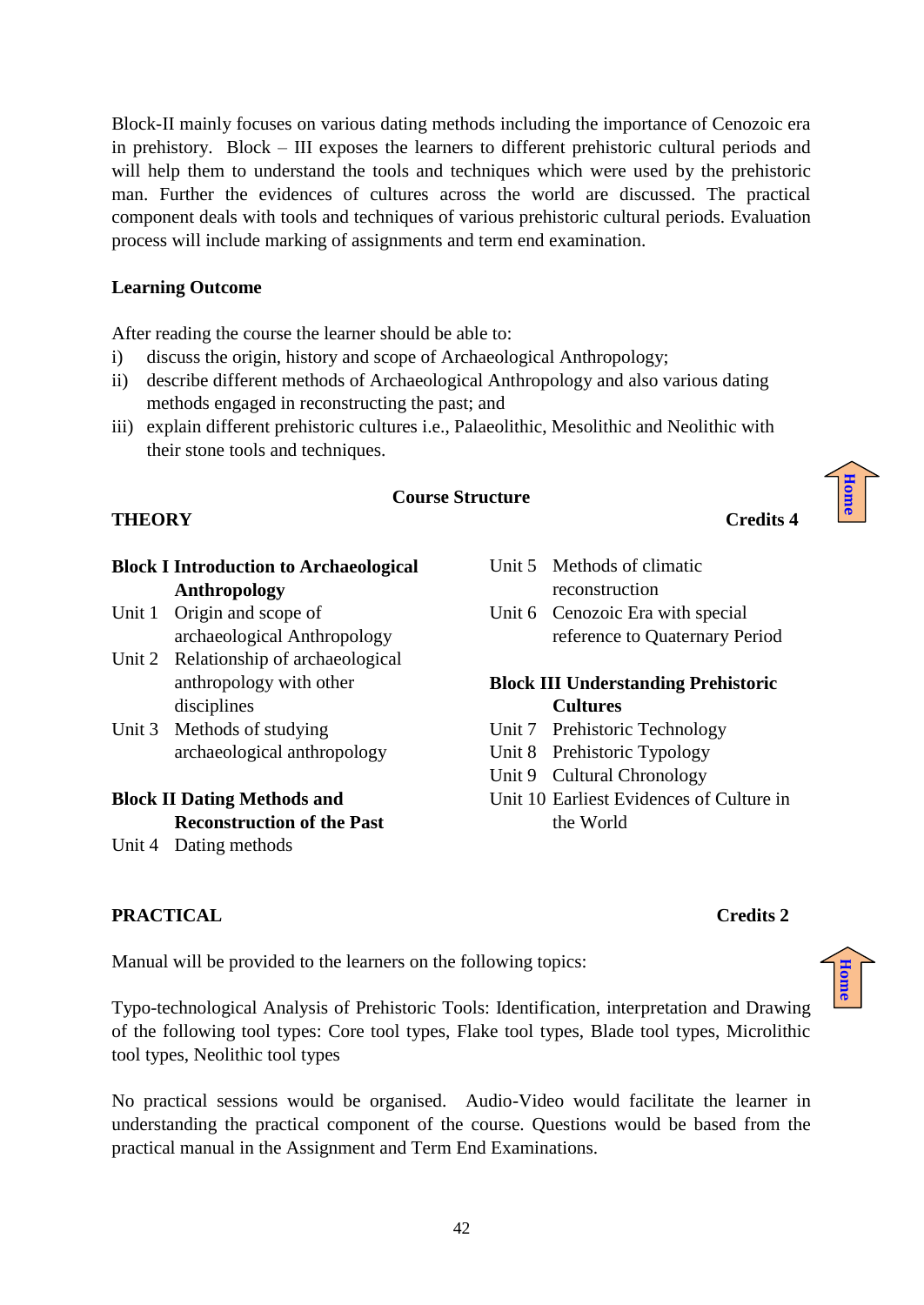Block-II mainly focuses on various dating methods including the importance of Cenozoic era in prehistory. Block – III exposes the learners to different prehistoric cultural periods and will help them to understand the tools and techniques which were used by the prehistoric man. Further the evidences of cultures across the world are discussed. The practical component deals with tools and techniques of various prehistoric cultural periods. Evaluation process will include marking of assignments and term end examination.

**Learning Outcome**

After reading the course the learner should be able to:

i) discuss the origin, history and scope of Archaeological Anthropology;
ii) describe different methods of Archaeological Anthropology and also various dating methods engaged in reconstructing the past; and
iii) explain different prehistoric cultures i.e., Palaeolithic, Mesolithic and Neolithic with their stone tools and techniques.

**Course Structure**

**THEORY** **Credits 4**

**Block I Introduction to Archaeological Anthropology**

Unit 1 Origin and scope of archaeological Anthropology

Unit 2 Relationship of archaeological anthropology with other disciplines

Unit 3 Methods of studying archaeological anthropology

**Block II Dating Methods and Reconstruction of the Past**

Unit 4 Dating methods

Unit 5 Methods of climatic reconstruction

Unit 6 Cenozoic Era with special reference to Quaternary Period

**Block III Understanding Prehistoric Cultures**

Unit 7 Prehistoric Technology

Unit 8 Prehistoric Typology

Unit 9 Cultural Chronology

Unit 10 Earliest Evidences of Culture in the World

**PRACTICAL** **Credits 2**

Manual will be provided to the learners on the following topics:

Typo-technological Analysis of Prehistoric Tools: Identification, interpretation and Drawing of the following tool types: Core tool types, Flake tool types, Blade tool types, Microlithic tool types, Neolithic tool types

No practical sessions would be organised. Audio-Video would facilitate the learner in understanding the practical component of the course. Questions would be based from the practical manual in the Assignment and Term End Examinations.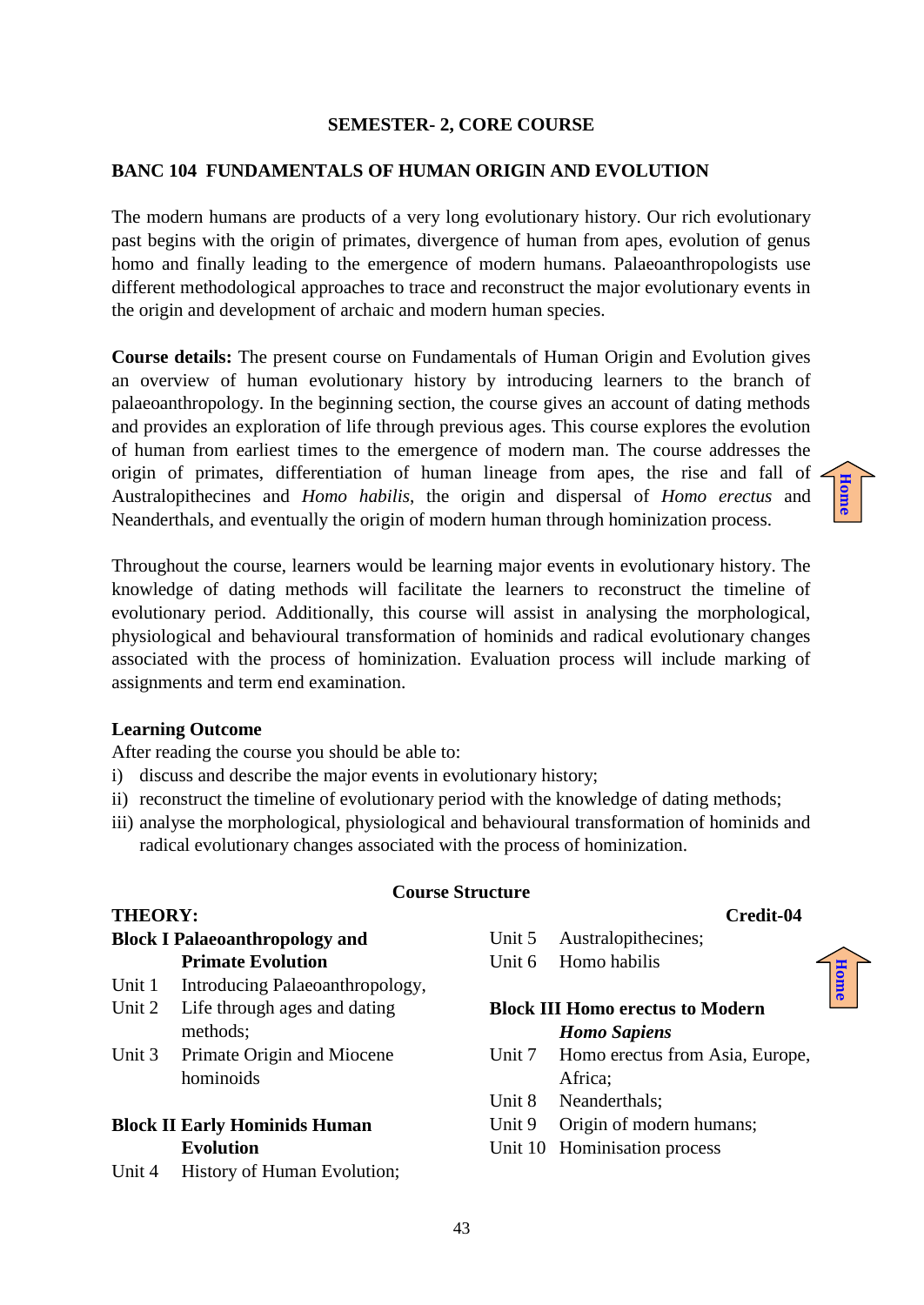**SEMESTER- 2, CORE COURSE**

## BANC 104 FUNDAMENTALS OF HUMAN ORIGIN AND EVOLUTION

The modern humans are products of a very long evolutionary history. Our rich evolutionary past begins with the origin of primates, divergence of human from apes, evolution of genus homo and finally leading to the emergence of modern humans. Palaeoanthropologists use different methodological approaches to trace and reconstruct the major evolutionary events in the origin and development of archaic and modern human species.

**Course details:** The present course on Fundamentals of Human Origin and Evolution gives an overview of human evolutionary history by introducing learners to the branch of palaeoanthropology. In the beginning section, the course gives an account of dating methods and provides an exploration of life through previous ages. This course explores the evolution of human from earliest times to the emergence of modern man. The course addresses the origin of primates, differentiation of human lineage from apes, the rise and fall of Australopithecines and *Homo habilis*, the origin and dispersal of *Homo erectus* and Neanderthals, and eventually the origin of modern human through hominization process.

Throughout the course, learners would be learning major events in evolutionary history. The knowledge of dating methods will facilitate the learners to reconstruct the timeline of evolutionary period. Additionally, this course will assist in analysing the morphological, physiological and behavioural transformation of hominids and radical evolutionary changes associated with the process of hominization. Evaluation process will include marking of assignments and term end examination.

**Learning Outcome**

After reading the course you should be able to:

i) discuss and describe the major events in evolutionary history;
ii) reconstruct the timeline of evolutionary period with the knowledge of dating methods;
iii) analyse the morphological, physiological and behavioural transformation of hominids and radical evolutionary changes associated with the process of hominization.

**Course Structure**

**THEORY:** **Credit-04**

**Block I Palaeoanthropology and Primate Evolution**

- Unit 1 Introducing Palaeoanthropology,
- Unit 2 Life through ages and dating methods;
- Unit 3 Primate Origin and Miocene hominoids

**Block II Early Hominids Human Evolution**

- Unit 4 History of Human Evolution;
- Unit 5 Australopithecines;
- Unit 6 Homo habilis

**Block III Homo erectus to Modern *Homo Sapiens***

- Unit 7 Homo erectus from Asia, Europe, Africa;
- Unit 8 Neanderthals;
- Unit 9 Origin of modern humans;
- Unit 10 Hominisation process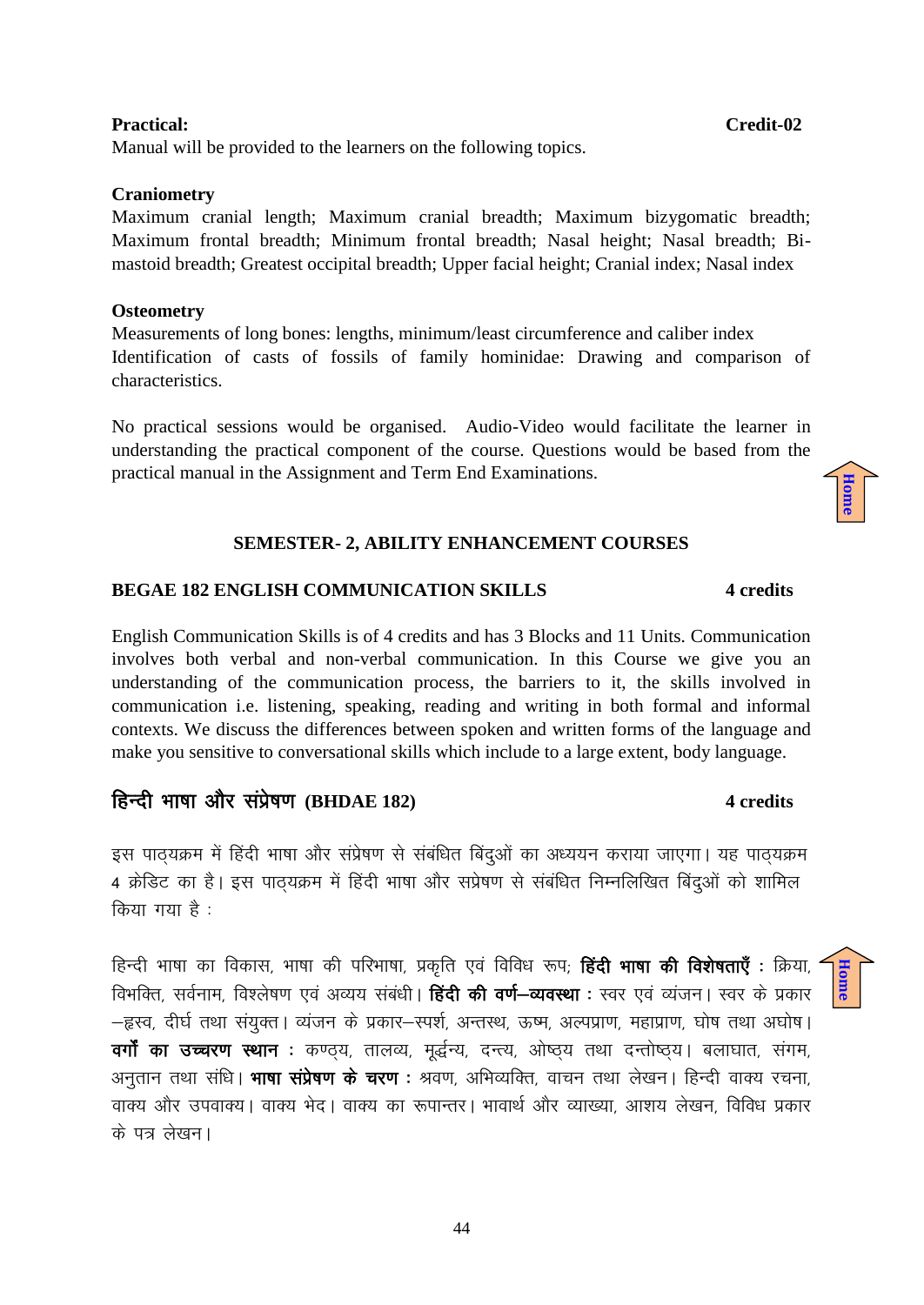**Practical:** **Credit-02**

Manual will be provided to the learners on the following topics.

**Craniometry**

Maximum cranial length; Maximum cranial breadth; Maximum bizygomatic breadth; Maximum frontal breadth; Minimum frontal breadth; Nasal height; Nasal breadth; Bi-mastoid breadth; Greatest occipital breadth; Upper facial height; Cranial index; Nasal index

**Osteometry**

Measurements of long bones: lengths, minimum/least circumference and caliber index

Identification of casts of fossils of family hominidae: Drawing and comparison of characteristics.

No practical sessions would be organised. Audio-Video would facilitate the learner in understanding the practical component of the course. Questions would be based from the practical manual in the Assignment and Term End Examinations.

## SEMESTER- 2, ABILITY ENHANCEMENT COURSES

### BEGAE 182 ENGLISH COMMUNICATION SKILLS — 4 credits

English Communication Skills is of 4 credits and has 3 Blocks and 11 Units. Communication involves both verbal and non-verbal communication. In this Course we give you an understanding of the communication process, the barriers to it, the skills involved in communication i.e. listening, speaking, reading and writing in both formal and informal contexts. We discuss the differences between spoken and written forms of the language and make you sensitive to conversational skills which include to a large extent, body language.

### हिन्दी भाषा और संप्रेषण (BHDAE 182) — 4 credits

इस पाठ्यक्रम में हिंदी भाषा और संप्रेषण से संबंधित बिंदुओं का अध्ययन कराया जाएगा। यह पाठ्यक्रम 4 क्रेडिट का है। इस पाठ्यक्रम में हिंदी भाषा और सप्रेषण से संबंधित निम्नलिखित बिंदुओं को शामिल किया गया है :

हिन्दी भाषा का विकास, भाषा की परिभाषा, प्रकृति एवं विविध रूप; **हिंदी भाषा की विशेषताएँ :** क्रिया, विभक्ति, सर्वनाम, विश्लेषण एवं अव्यय संबंधी। **हिंदी की वर्ण–व्यवस्था :** स्वर एवं व्यंजन। स्वर के प्रकार –ह्रस्व, दीर्घ तथा संयुक्त। व्यंजन के प्रकार–स्पर्श, अन्तस्थ, ऊष्म, अल्पप्राण, महाप्राण, घोष तथा अघोष। **वर्गों का उच्चरण स्थान :** कण्ठ्य, तालव्य, मूर्द्धन्य, दन्त्य, ओष्ठ्य तथा दन्तोष्ठ्य। बलाघात, संगम, अनुतान तथा संधि। **भाषा संप्रेषण के चरण :** श्रवण, अभिव्यक्ति, वाचन तथा लेखन। हिन्दी वाक्य रचना, वाक्य और उपवाक्य। वाक्य भेद। वाक्य का रूपान्तर। भावार्थ और व्याख्या, आशय लेखन, विविध प्रकार के पत्र लेखन।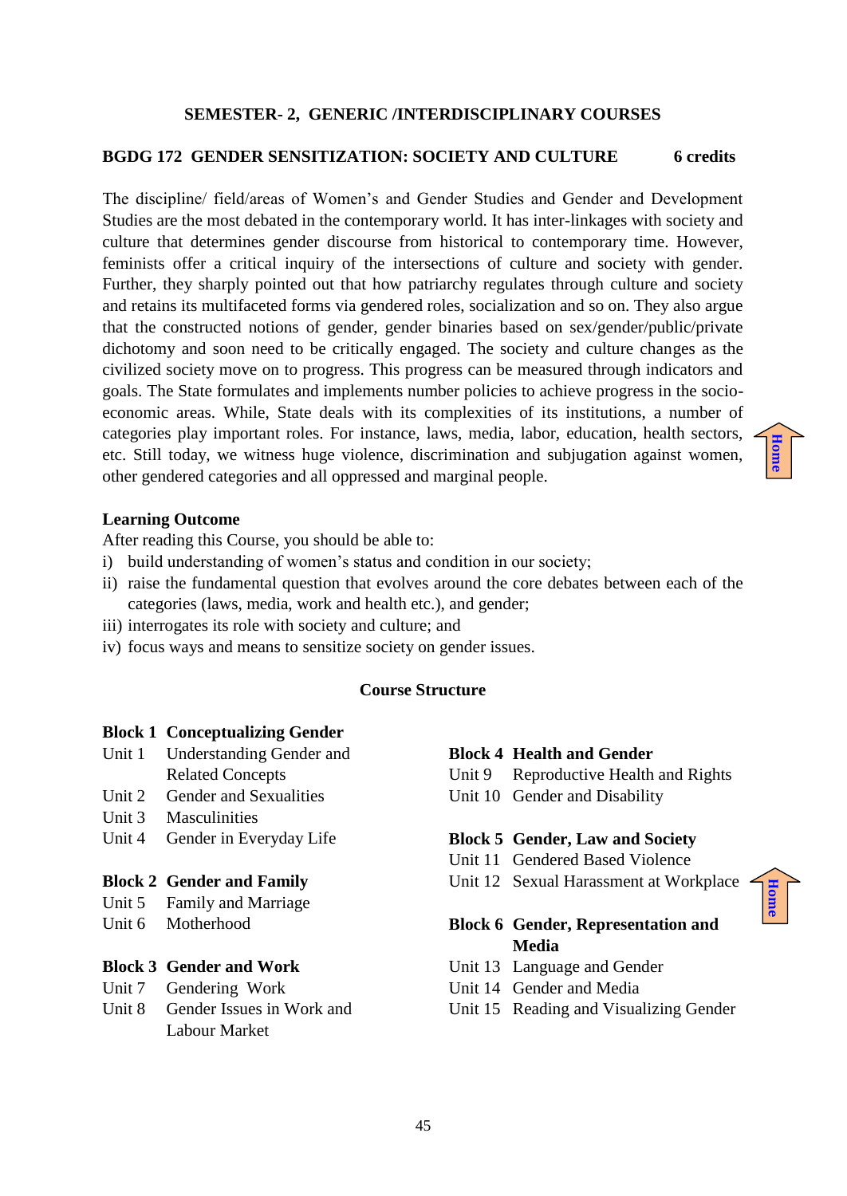## SEMESTER- 2, GENERIC /INTERDISCIPLINARY COURSES

### BGDG 172 GENDER SENSITIZATION: SOCIETY AND CULTURE 6 credits

The discipline/ field/areas of Women's and Gender Studies and Gender and Development Studies are the most debated in the contemporary world. It has inter-linkages with society and culture that determines gender discourse from historical to contemporary time. However, feminists offer a critical inquiry of the intersections of culture and society with gender. Further, they sharply pointed out that how patriarchy regulates through culture and society and retains its multifaceted forms via gendered roles, socialization and so on. They also argue that the constructed notions of gender, gender binaries based on sex/gender/public/private dichotomy and soon need to be critically engaged. The society and culture changes as the civilized society move on to progress. This progress can be measured through indicators and goals. The State formulates and implements number policies to achieve progress in the socio-economic areas. While, State deals with its complexities of its institutions, a number of categories play important roles. For instance, laws, media, labor, education, health sectors, etc. Still today, we witness huge violence, discrimination and subjugation against women, other gendered categories and all oppressed and marginal people.

**Learning Outcome**

After reading this Course, you should be able to:

i) build understanding of women's status and condition in our society;
ii) raise the fundamental question that evolves around the core debates between each of the categories (laws, media, work and health etc.), and gender;
iii) interrogates its role with society and culture; and
iv) focus ways and means to sensitize society on gender issues.

**Course Structure**

**Block 1 Conceptualizing Gender**

- Unit 1 Understanding Gender and Related Concepts
- Unit 2 Gender and Sexualities
- Unit 3 Masculinities
- Unit 4 Gender in Everyday Life

**Block 2 Gender and Family**

- Unit 5 Family and Marriage
- Unit 6 Motherhood

**Block 3 Gender and Work**

- Unit 7 Gendering Work
- Unit 8 Gender Issues in Work and Labour Market

**Block 4 Health and Gender**

- Unit 9 Reproductive Health and Rights
- Unit 10 Gender and Disability

**Block 5 Gender, Law and Society**

- Unit 11 Gendered Based Violence
- Unit 12 Sexual Harassment at Workplace

**Block 6 Gender, Representation and Media**

- Unit 13 Language and Gender
- Unit 14 Gender and Media
- Unit 15 Reading and Visualizing Gender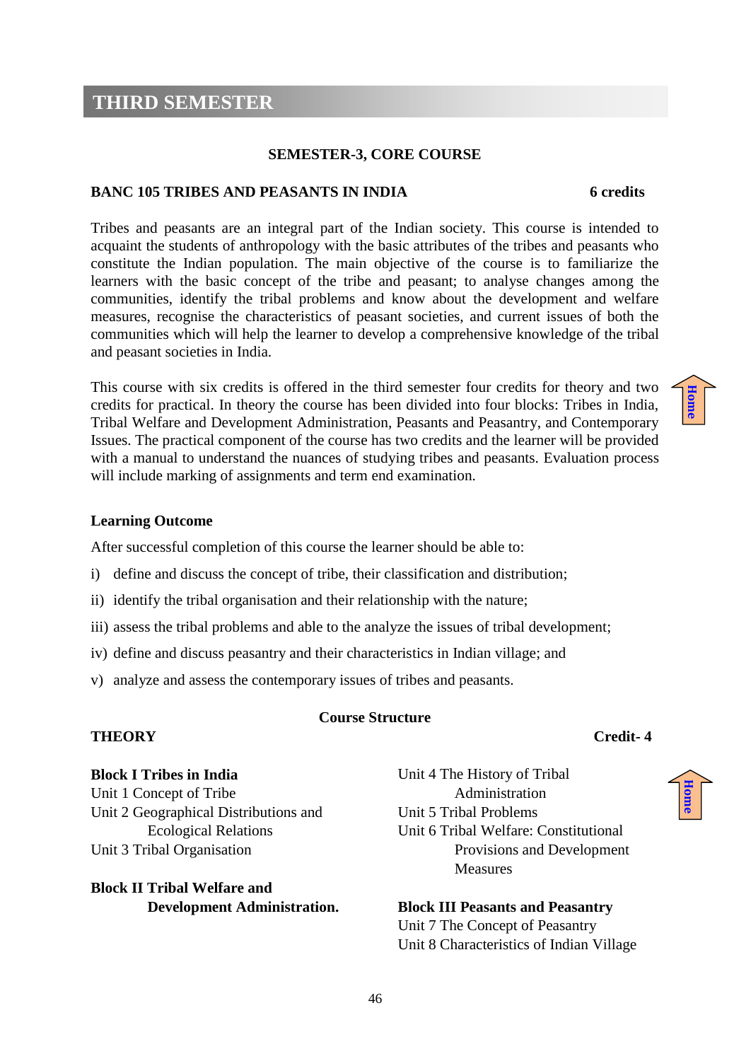# THIRD SEMESTER

**SEMESTER-3, CORE COURSE**

**BANC 105 TRIBES AND PEASANTS IN INDIA** **6 credits**

Tribes and peasants are an integral part of the Indian society. This course is intended to acquaint the students of anthropology with the basic attributes of the tribes and peasants who constitute the Indian population. The main objective of the course is to familiarize the learners with the basic concept of the tribe and peasant; to analyse changes among the communities, identify the tribal problems and know about the development and welfare measures, recognise the characteristics of peasant societies, and current issues of both the communities which will help the learner to develop a comprehensive knowledge of the tribal and peasant societies in India.

This course with six credits is offered in the third semester four credits for theory and two credits for practical. In theory the course has been divided into four blocks: Tribes in India, Tribal Welfare and Development Administration, Peasants and Peasantry, and Contemporary Issues. The practical component of the course has two credits and the learner will be provided with a manual to understand the nuances of studying tribes and peasants. Evaluation process will include marking of assignments and term end examination.

**Learning Outcome**

After successful completion of this course the learner should be able to:

i) define and discuss the concept of tribe, their classification and distribution;

ii) identify the tribal organisation and their relationship with the nature;

iii) assess the tribal problems and able to the analyze the issues of tribal development;

iv) define and discuss peasantry and their characteristics in Indian village; and

v) analyze and assess the contemporary issues of tribes and peasants.

**Course Structure**

**THEORY** **Credit- 4**

**Block I Tribes in India**
Unit 1 Concept of Tribe
Unit 2 Geographical Distributions and Ecological Relations
Unit 3 Tribal Organisation

**Block II Tribal Welfare and Development Administration.**
Unit 4 The History of Tribal Administration
Unit 5 Tribal Problems
Unit 6 Tribal Welfare: Constitutional Provisions and Development Measures

**Block III Peasants and Peasantry**
Unit 7 The Concept of Peasantry
Unit 8 Characteristics of Indian Village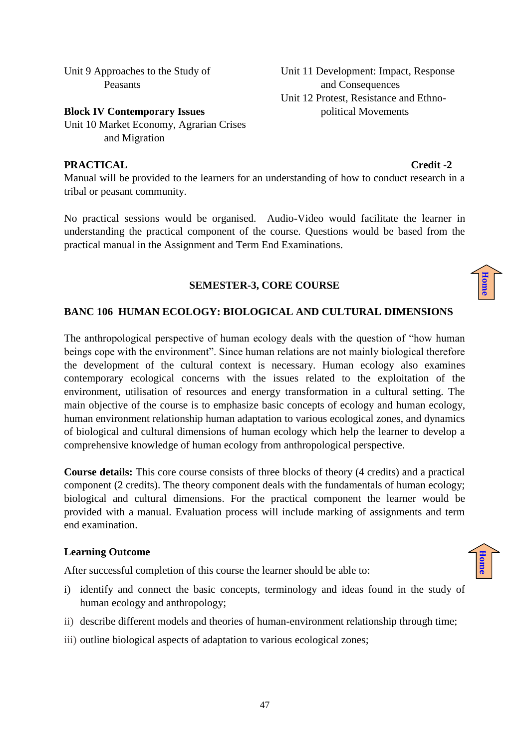Unit 9 Approaches to the Study of Peasants

**Block IV Contemporary Issues**

Unit 10 Market Economy, Agrarian Crises and Migration

Unit 11 Development: Impact, Response and Consequences

Unit 12 Protest, Resistance and Ethno-political Movements

**PRACTICAL** **Credit -2**

Manual will be provided to the learners for an understanding of how to conduct research in a tribal or peasant community.

No practical sessions would be organised. Audio-Video would facilitate the learner in understanding the practical component of the course. Questions would be based from the practical manual in the Assignment and Term End Examinations.

## SEMESTER-3, CORE COURSE

## BANC 106 HUMAN ECOLOGY: BIOLOGICAL AND CULTURAL DIMENSIONS

The anthropological perspective of human ecology deals with the question of "how human beings cope with the environment". Since human relations are not mainly biological therefore the development of the cultural context is necessary. Human ecology also examines contemporary ecological concerns with the issues related to the exploitation of the environment, utilisation of resources and energy transformation in a cultural setting. The main objective of the course is to emphasize basic concepts of ecology and human ecology, human environment relationship human adaptation to various ecological zones, and dynamics of biological and cultural dimensions of human ecology which help the learner to develop a comprehensive knowledge of human ecology from anthropological perspective.

**Course details:** This core course consists of three blocks of theory (4 credits) and a practical component (2 credits). The theory component deals with the fundamentals of human ecology; biological and cultural dimensions. For the practical component the learner would be provided with a manual. Evaluation process will include marking of assignments and term end examination.

**Learning Outcome**

After successful completion of this course the learner should be able to:

i) identify and connect the basic concepts, terminology and ideas found in the study of human ecology and anthropology;

ii) describe different models and theories of human-environment relationship through time;

iii) outline biological aspects of adaptation to various ecological zones;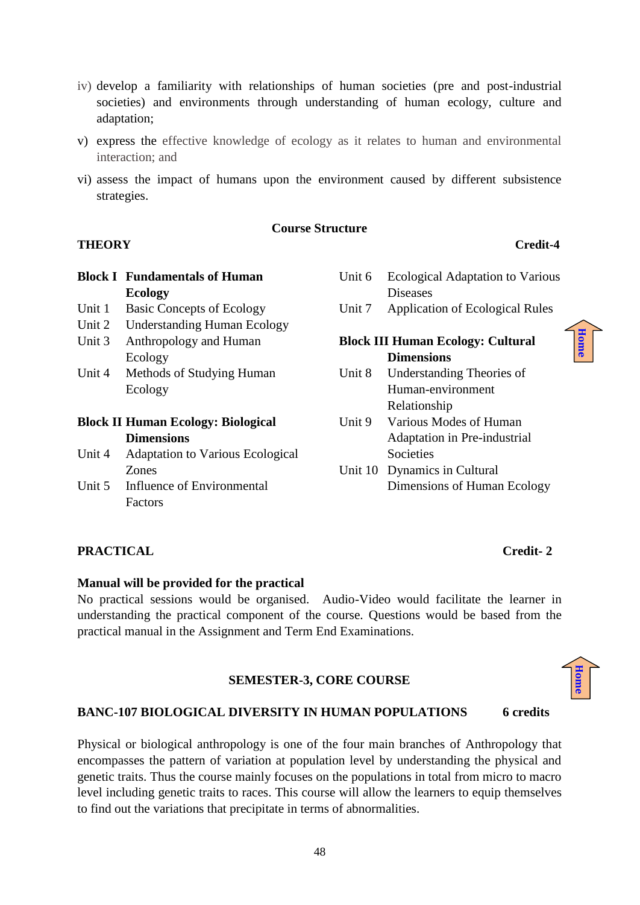iv) develop a familiarity with relationships of human societies (pre and post-industrial societies) and environments through understanding of human ecology, culture and adaptation;

v) express the effective knowledge of ecology as it relates to human and environmental interaction; and

vi) assess the impact of humans upon the environment caused by different subsistence strategies.

**Course Structure**

**THEORY** **Credit-4**

**Block I Fundamentals of Human Ecology**

- Unit 1 Basic Concepts of Ecology
- Unit 2 Understanding Human Ecology
- Unit 3 Anthropology and Human Ecology
- Unit 4 Methods of Studying Human Ecology

**Block II Human Ecology: Biological Dimensions**

- Unit 4 Adaptation to Various Ecological Zones
- Unit 5 Influence of Environmental Factors
- Unit 6 Ecological Adaptation to Various Diseases
- Unit 7 Application of Ecological Rules

**Block III Human Ecology: Cultural Dimensions**

- Unit 8 Understanding Theories of Human-environment Relationship
- Unit 9 Various Modes of Human Adaptation in Pre-industrial Societies
- Unit 10 Dynamics in Cultural Dimensions of Human Ecology

**PRACTICAL** **Credit- 2**

**Manual will be provided for the practical**

No practical sessions would be organised. Audio-Video would facilitate the learner in understanding the practical component of the course. Questions would be based from the practical manual in the Assignment and Term End Examinations.

## SEMESTER-3, CORE COURSE

### BANC-107 BIOLOGICAL DIVERSITY IN HUMAN POPULATIONS 6 credits

Physical or biological anthropology is one of the four main branches of Anthropology that encompasses the pattern of variation at population level by understanding the physical and genetic traits. Thus the course mainly focuses on the populations in total from micro to macro level including genetic traits to races. This course will allow the learners to equip themselves to find out the variations that precipitate in terms of abnormalities.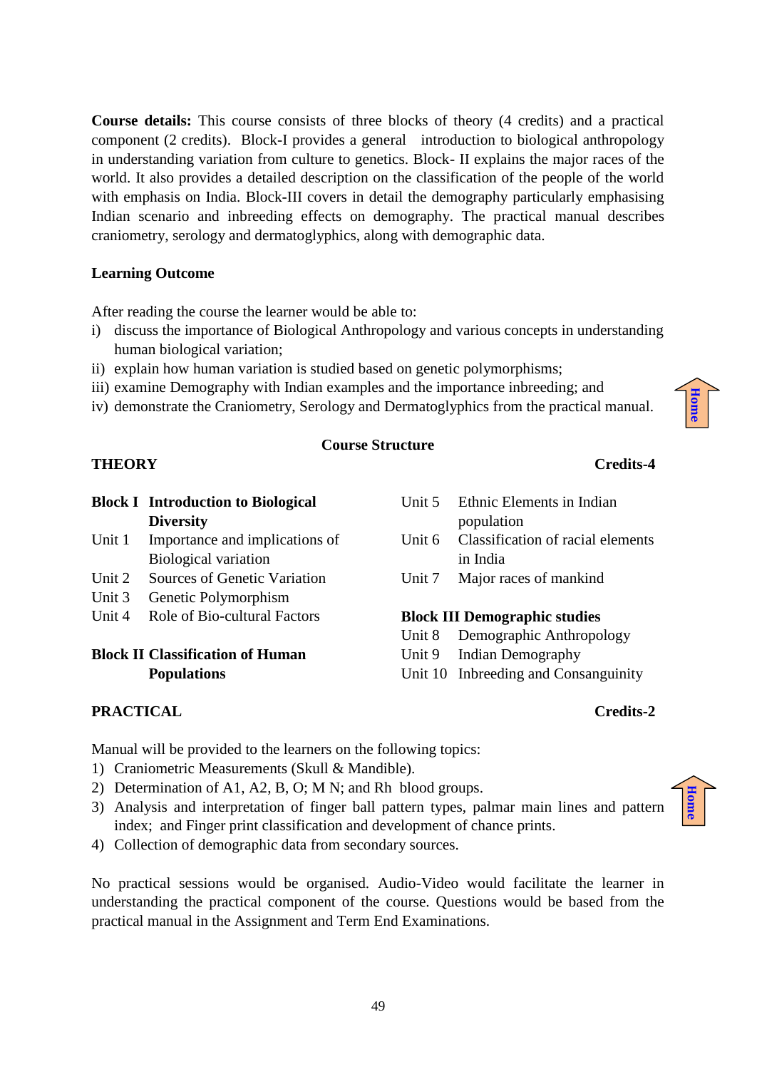**Course details:** This course consists of three blocks of theory (4 credits) and a practical component (2 credits). Block-I provides a general introduction to biological anthropology in understanding variation from culture to genetics. Block- II explains the major races of the world. It also provides a detailed description on the classification of the people of the world with emphasis on India. Block-III covers in detail the demography particularly emphasising Indian scenario and inbreeding effects on demography. The practical manual describes craniometry, serology and dermatoglyphics, along with demographic data.

**Learning Outcome**

After reading the course the learner would be able to:

i) discuss the importance of Biological Anthropology and various concepts in understanding human biological variation;
ii) explain how human variation is studied based on genetic polymorphisms;
iii) examine Demography with Indian examples and the importance inbreeding; and
iv) demonstrate the Craniometry, Serology and Dermatoglyphics from the practical manual.

**Course Structure**

**THEORY** **Credits-4**

**Block I Introduction to Biological Diversity**

Unit 1 Importance and implications of Biological variation
Unit 2 Sources of Genetic Variation
Unit 3 Genetic Polymorphism
Unit 4 Role of Bio-cultural Factors

**Block II Classification of Human Populations**

Unit 5 Ethnic Elements in Indian population
Unit 6 Classification of racial elements in India
Unit 7 Major races of mankind

**Block III Demographic studies**

Unit 8 Demographic Anthropology
Unit 9 Indian Demography
Unit 10 Inbreeding and Consanguinity

**PRACTICAL** **Credits-2**

Manual will be provided to the learners on the following topics:

1) Craniometric Measurements (Skull & Mandible).
2) Determination of A1, A2, B, O; M N; and Rh blood groups.
3) Analysis and interpretation of finger ball pattern types, palmar main lines and pattern index; and Finger print classification and development of chance prints.
4) Collection of demographic data from secondary sources.

No practical sessions would be organised. Audio-Video would facilitate the learner in understanding the practical component of the course. Questions would be based from the practical manual in the Assignment and Term End Examinations.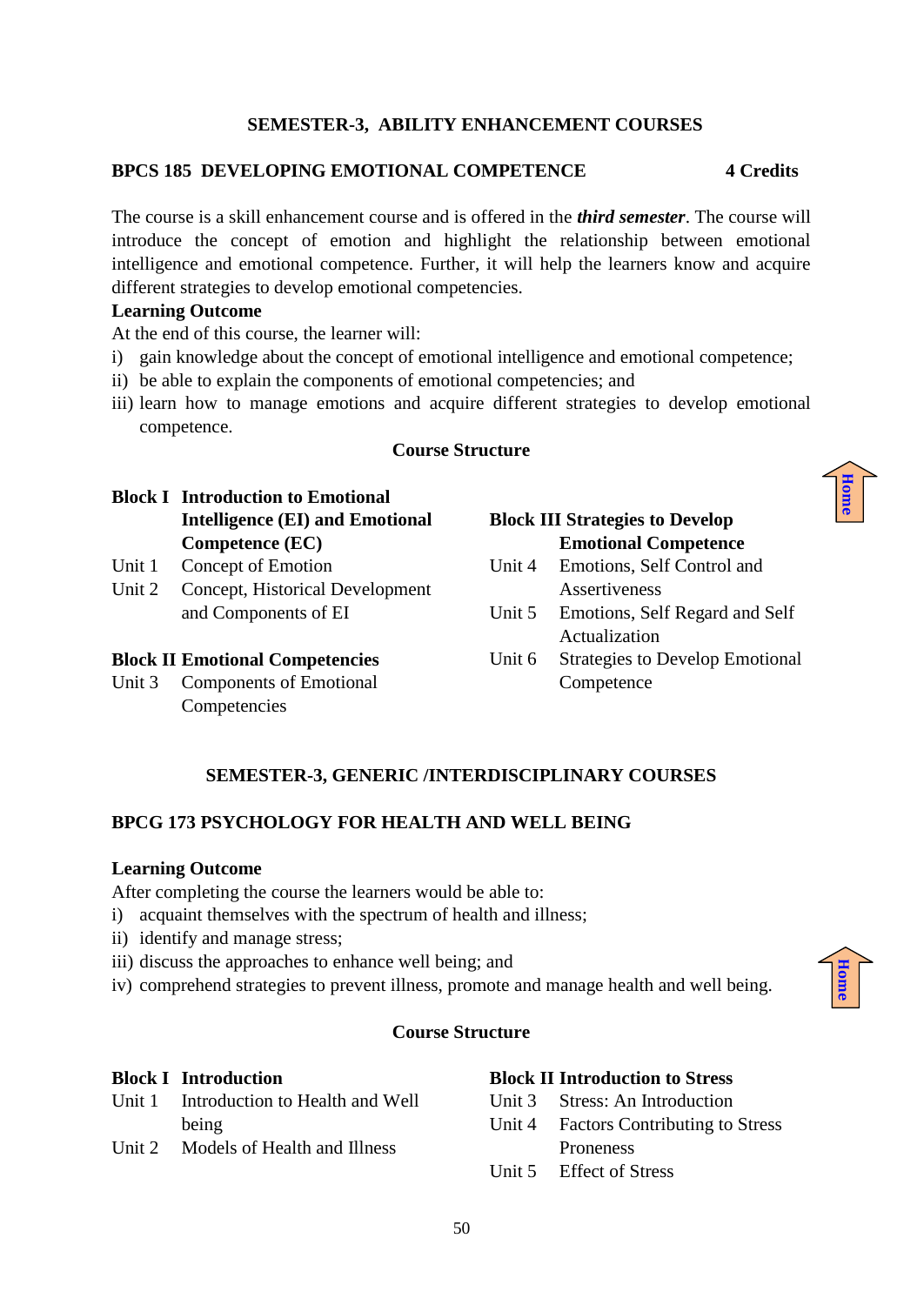## SEMESTER-3, ABILITY ENHANCEMENT COURSES

### BPCS 185 DEVELOPING EMOTIONAL COMPETENCE — 4 Credits

The course is a skill enhancement course and is offered in the ***third semester***. The course will introduce the concept of emotion and highlight the relationship between emotional intelligence and emotional competence. Further, it will help the learners know and acquire different strategies to develop emotional competencies.

**Learning Outcome**

At the end of this course, the learner will:

i) gain knowledge about the concept of emotional intelligence and emotional competence;
ii) be able to explain the components of emotional competencies; and
iii) learn how to manage emotions and acquire different strategies to develop emotional competence.

**Course Structure**

**Block I Introduction to Emotional Intelligence (EI) and Emotional Competence (EC)**

Unit 1 Concept of Emotion
Unit 2 Concept, Historical Development and Components of EI

**Block II Emotional Competencies**

Unit 3 Components of Emotional Competencies

**Block III Strategies to Develop Emotional Competence**

Unit 4 Emotions, Self Control and Assertiveness
Unit 5 Emotions, Self Regard and Self Actualization
Unit 6 Strategies to Develop Emotional Competence

## SEMESTER-3, GENERIC /INTERDISCIPLINARY COURSES

### BPCG 173 PSYCHOLOGY FOR HEALTH AND WELL BEING

**Learning Outcome**

After completing the course the learners would be able to:

i) acquaint themselves with the spectrum of health and illness;
ii) identify and manage stress;
iii) discuss the approaches to enhance well being; and
iv) comprehend strategies to prevent illness, promote and manage health and well being.

**Course Structure**

**Block I Introduction**

Unit 1 Introduction to Health and Well being
Unit 2 Models of Health and Illness

**Block II Introduction to Stress**

Unit 3 Stress: An Introduction
Unit 4 Factors Contributing to Stress Proneness
Unit 5 Effect of Stress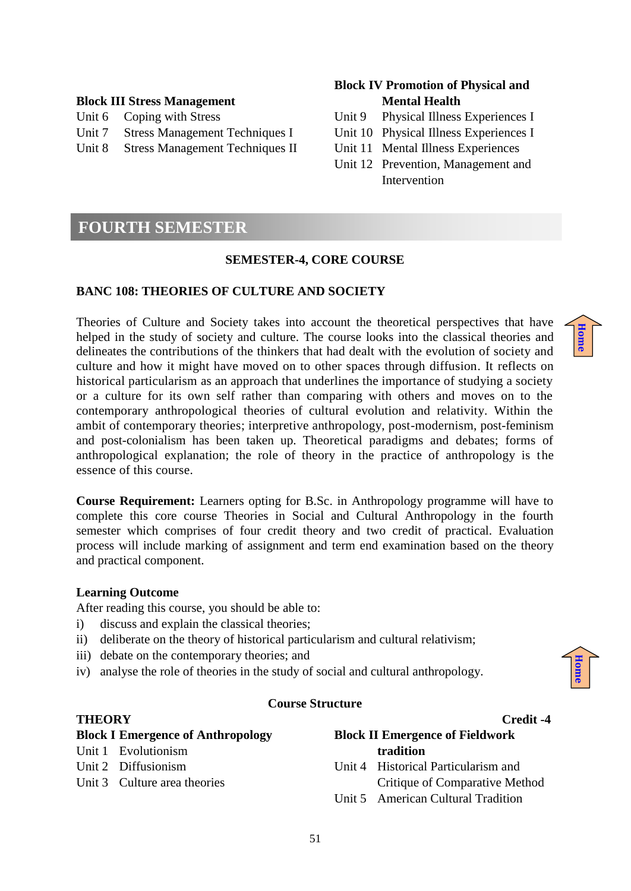**Block III Stress Management**

Unit 6 Coping with Stress

Unit 7 Stress Management Techniques I

Unit 8 Stress Management Techniques II

**Block IV Promotion of Physical and Mental Health**

Unit 9 Physical Illness Experiences I

Unit 10 Physical Illness Experiences I

Unit 11 Mental Illness Experiences

Unit 12 Prevention, Management and Intervention

## FOURTH SEMESTER

### SEMESTER-4, CORE COURSE

### BANC 108: THEORIES OF CULTURE AND SOCIETY

Theories of Culture and Society takes into account the theoretical perspectives that have helped in the study of society and culture. The course looks into the classical theories and delineates the contributions of the thinkers that had dealt with the evolution of society and culture and how it might have moved on to other spaces through diffusion. It reflects on historical particularism as an approach that underlines the importance of studying a society or a culture for its own self rather than comparing with others and moves on to the contemporary anthropological theories of cultural evolution and relativity. Within the ambit of contemporary theories; interpretive anthropology, post-modernism, post-feminism and post-colonialism has been taken up. Theoretical paradigms and debates; forms of anthropological explanation; the role of theory in the practice of anthropology is the essence of this course.

**Course Requirement:** Learners opting for B.Sc. in Anthropology programme will have to complete this core course Theories in Social and Cultural Anthropology in the fourth semester which comprises of four credit theory and two credit of practical. Evaluation process will include marking of assignment and term end examination based on the theory and practical component.

**Learning Outcome**

After reading this course, you should be able to:

i) discuss and explain the classical theories;

ii) deliberate on the theory of historical particularism and cultural relativism;

iii) debate on the contemporary theories; and

iv) analyse the role of theories in the study of social and cultural anthropology.

**Course Structure**

**THEORY** **Credit -4**

**Block I Emergence of Anthropology**

Unit 1 Evolutionism

Unit 2 Diffusionism

Unit 3 Culture area theories

**Block II Emergence of Fieldwork tradition**

Unit 4 Historical Particularism and Critique of Comparative Method

Unit 5 American Cultural Tradition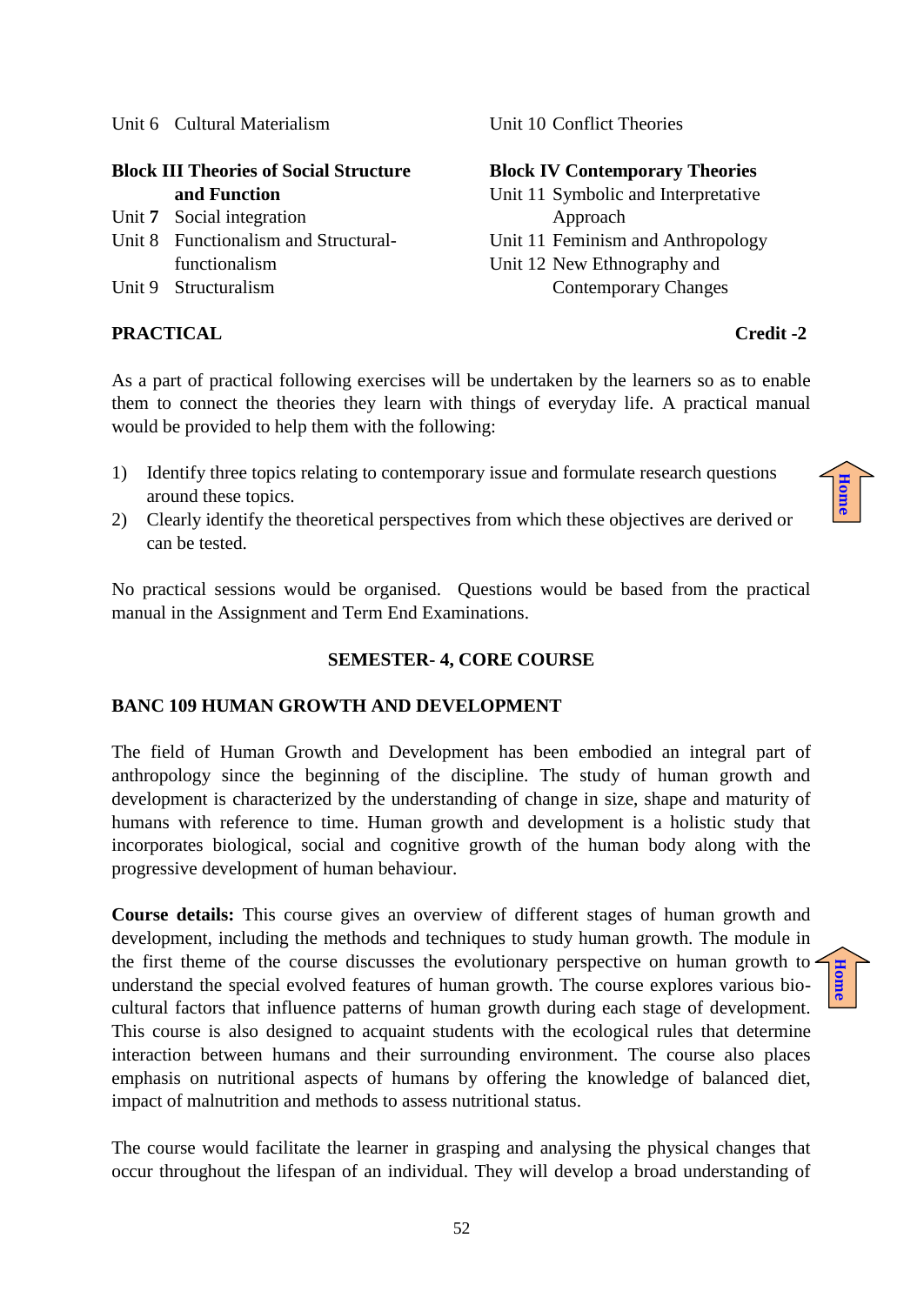Unit 6 Cultural Materialism

**Block III Theories of Social Structure and Function**

Unit **7** Social integration

Unit 8 Functionalism and Structural-functionalism

Unit 9 Structuralism

Unit 10 Conflict Theories

**Block IV Contemporary Theories**

Unit 11 Symbolic and Interpretative Approach

Unit 11 Feminism and Anthropology

Unit 12 New Ethnography and Contemporary Changes

**PRACTICAL** **Credit -2**

As a part of practical following exercises will be undertaken by the learners so as to enable them to connect the theories they learn with things of everyday life. A practical manual would be provided to help them with the following:

1) Identify three topics relating to contemporary issue and formulate research questions around these topics.
2) Clearly identify the theoretical perspectives from which these objectives are derived or can be tested.

No practical sessions would be organised. Questions would be based from the practical manual in the Assignment and Term End Examinations.

**SEMESTER- 4, CORE COURSE**

**BANC 109 HUMAN GROWTH AND DEVELOPMENT**

The field of Human Growth and Development has been embodied an integral part of anthropology since the beginning of the discipline. The study of human growth and development is characterized by the understanding of change in size, shape and maturity of humans with reference to time. Human growth and development is a holistic study that incorporates biological, social and cognitive growth of the human body along with the progressive development of human behaviour.

**Course details:** This course gives an overview of different stages of human growth and development, including the methods and techniques to study human growth. The module in the first theme of the course discusses the evolutionary perspective on human growth to understand the special evolved features of human growth. The course explores various bio-cultural factors that influence patterns of human growth during each stage of development. This course is also designed to acquaint students with the ecological rules that determine interaction between humans and their surrounding environment. The course also places emphasis on nutritional aspects of humans by offering the knowledge of balanced diet, impact of malnutrition and methods to assess nutritional status.

The course would facilitate the learner in grasping and analysing the physical changes that occur throughout the lifespan of an individual. They will develop a broad understanding of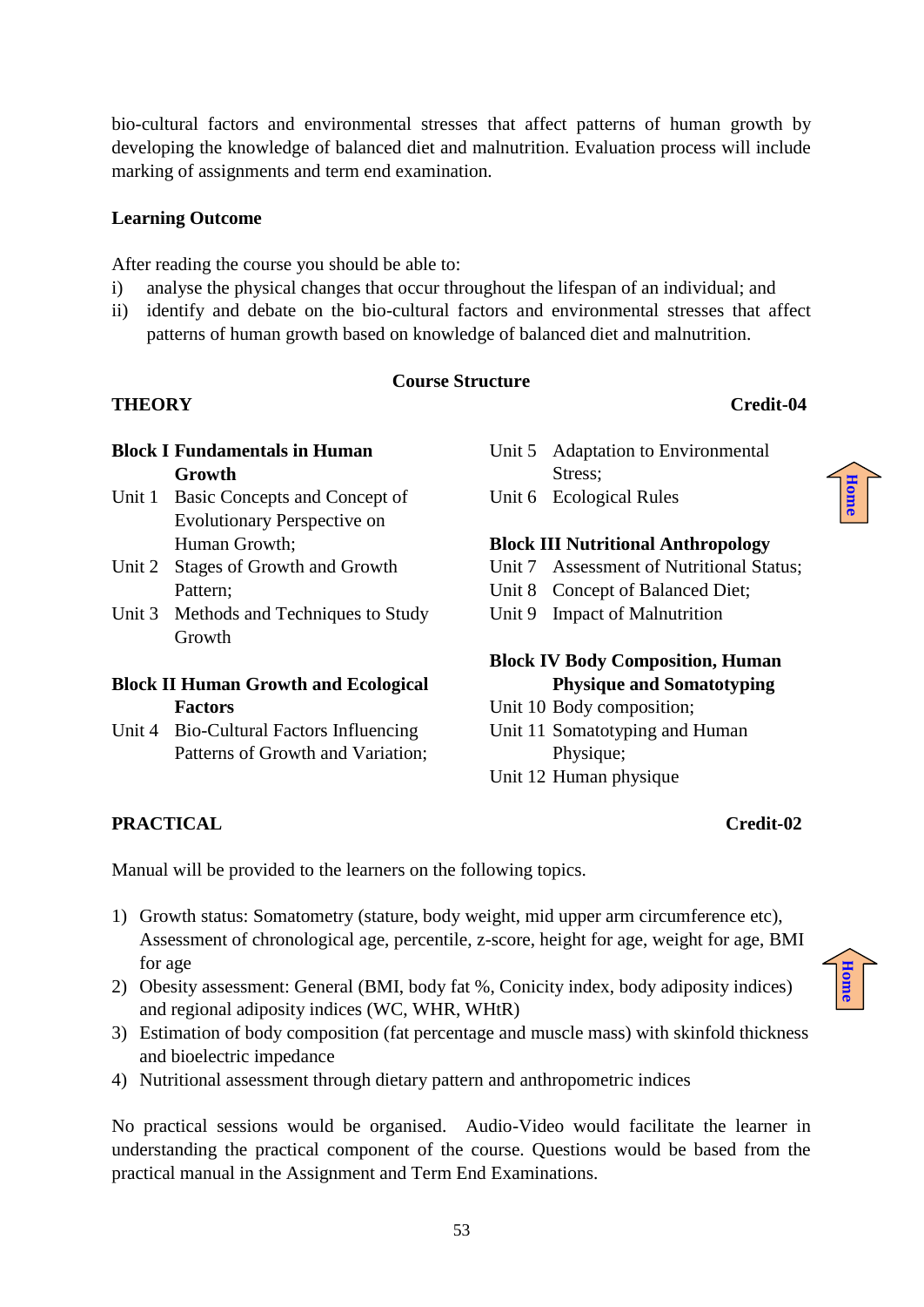bio-cultural factors and environmental stresses that affect patterns of human growth by developing the knowledge of balanced diet and malnutrition. Evaluation process will include marking of assignments and term end examination.

**Learning Outcome**

After reading the course you should be able to:

i) analyse the physical changes that occur throughout the lifespan of an individual; and
ii) identify and debate on the bio-cultural factors and environmental stresses that affect patterns of human growth based on knowledge of balanced diet and malnutrition.

**Course Structure**

**THEORY** **Credit-04**

**Block I Fundamentals in Human Growth**

Unit 1 Basic Concepts and Concept of Evolutionary Perspective on Human Growth;
Unit 2 Stages of Growth and Growth Pattern;
Unit 3 Methods and Techniques to Study Growth

**Block II Human Growth and Ecological Factors**

Unit 4 Bio-Cultural Factors Influencing Patterns of Growth and Variation;
Unit 5 Adaptation to Environmental Stress;
Unit 6 Ecological Rules

**Block III Nutritional Anthropology**

Unit 7 Assessment of Nutritional Status;
Unit 8 Concept of Balanced Diet;
Unit 9 Impact of Malnutrition

**Block IV Body Composition, Human Physique and Somatotyping**

Unit 10 Body composition;
Unit 11 Somatotyping and Human Physique;
Unit 12 Human physique

**PRACTICAL** **Credit-02**

Manual will be provided to the learners on the following topics.

1) Growth status: Somatometry (stature, body weight, mid upper arm circumference etc), Assessment of chronological age, percentile, z-score, height for age, weight for age, BMI for age
2) Obesity assessment: General (BMI, body fat %, Conicity index, body adiposity indices) and regional adiposity indices (WC, WHR, WHtR)
3) Estimation of body composition (fat percentage and muscle mass) with skinfold thickness and bioelectric impedance
4) Nutritional assessment through dietary pattern and anthropometric indices

No practical sessions would be organised. Audio-Video would facilitate the learner in understanding the practical component of the course. Questions would be based from the practical manual in the Assignment and Term End Examinations.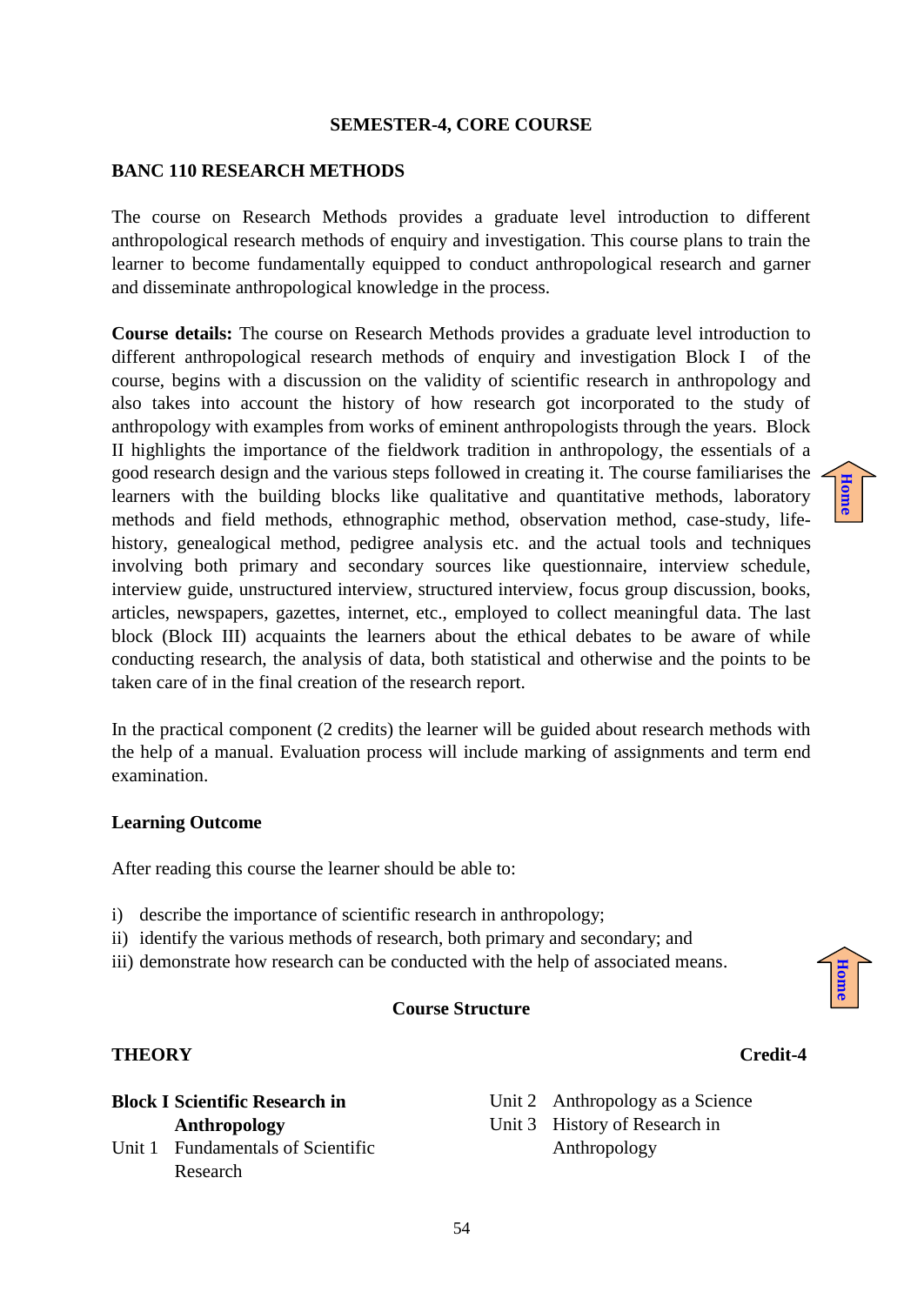**SEMESTER-4, CORE COURSE**

## BANC 110 RESEARCH METHODS

The course on Research Methods provides a graduate level introduction to different anthropological research methods of enquiry and investigation. This course plans to train the learner to become fundamentally equipped to conduct anthropological research and garner and disseminate anthropological knowledge in the process.

**Course details:** The course on Research Methods provides a graduate level introduction to different anthropological research methods of enquiry and investigation Block I of the course, begins with a discussion on the validity of scientific research in anthropology and also takes into account the history of how research got incorporated to the study of anthropology with examples from works of eminent anthropologists through the years. Block II highlights the importance of the fieldwork tradition in anthropology, the essentials of a good research design and the various steps followed in creating it. The course familiarises the learners with the building blocks like qualitative and quantitative methods, laboratory methods and field methods, ethnographic method, observation method, case-study, life-history, genealogical method, pedigree analysis etc. and the actual tools and techniques involving both primary and secondary sources like questionnaire, interview schedule, interview guide, unstructured interview, structured interview, focus group discussion, books, articles, newspapers, gazettes, internet, etc., employed to collect meaningful data. The last block (Block III) acquaints the learners about the ethical debates to be aware of while conducting research, the analysis of data, both statistical and otherwise and the points to be taken care of in the final creation of the research report.

In the practical component (2 credits) the learner will be guided about research methods with the help of a manual. Evaluation process will include marking of assignments and term end examination.

### Learning Outcome

After reading this course the learner should be able to:

i) describe the importance of scientific research in anthropology;
ii) identify the various methods of research, both primary and secondary; and
iii) demonstrate how research can be conducted with the help of associated means.

### Course Structure

**THEORY** **Credit-4**

**Block I Scientific Research in Anthropology**

Unit 1 Fundamentals of Scientific Research

Unit 2 Anthropology as a Science

Unit 3 History of Research in Anthropology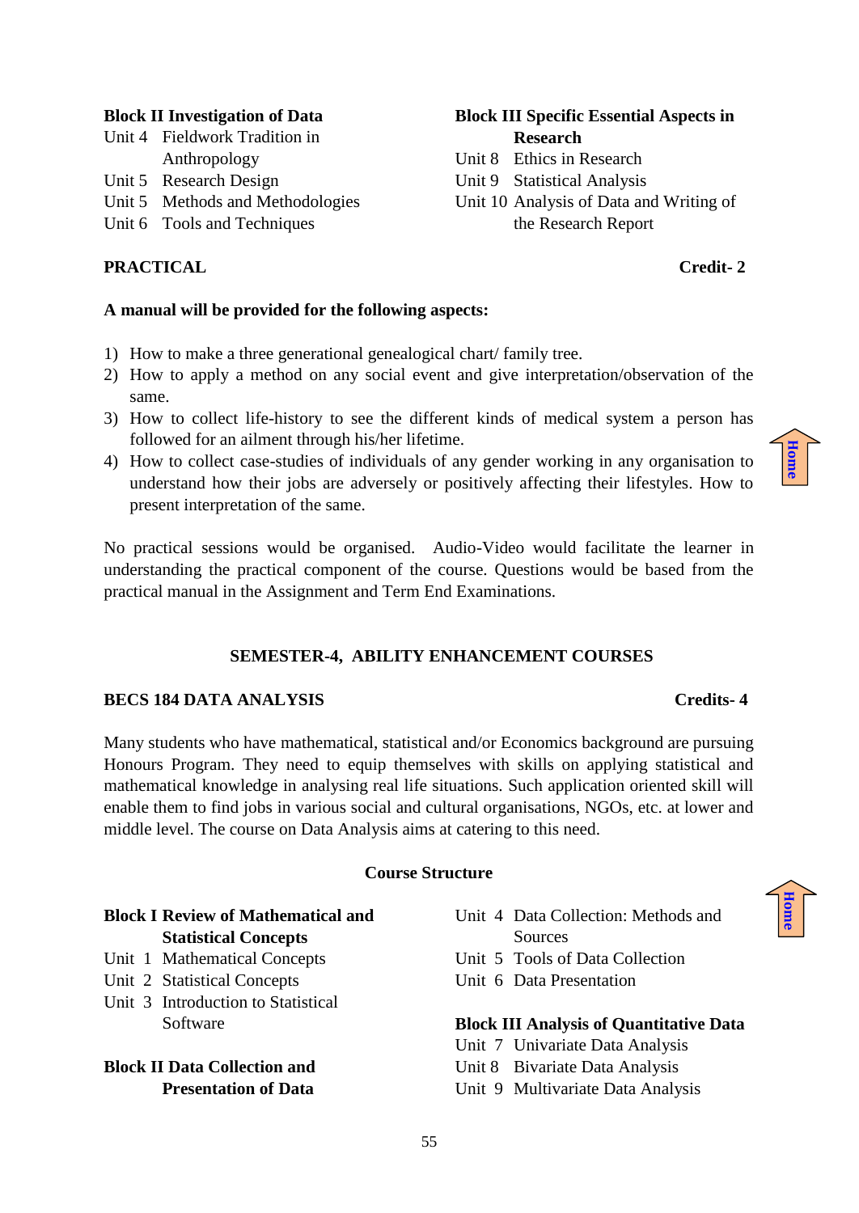**Block II Investigation of Data**

Unit 4 Fieldwork Tradition in Anthropology

Unit 5 Research Design

Unit 5 Methods and Methodologies

Unit 6 Tools and Techniques

**Block III Specific Essential Aspects in Research**

Unit 8 Ethics in Research

Unit 9 Statistical Analysis

Unit 10 Analysis of Data and Writing of the Research Report

**PRACTICAL** **Credit- 2**

**A manual will be provided for the following aspects:**

1) How to make a three generational genealogical chart/ family tree.
2) How to apply a method on any social event and give interpretation/observation of the same.
3) How to collect life-history to see the different kinds of medical system a person has followed for an ailment through his/her lifetime.
4) How to collect case-studies of individuals of any gender working in any organisation to understand how their jobs are adversely or positively affecting their lifestyles. How to present interpretation of the same.

No practical sessions would be organised. Audio-Video would facilitate the learner in understanding the practical component of the course. Questions would be based from the practical manual in the Assignment and Term End Examinations.

## SEMESTER-4, ABILITY ENHANCEMENT COURSES

### BECS 184 DATA ANALYSIS **Credits- 4**

Many students who have mathematical, statistical and/or Economics background are pursuing Honours Program. They need to equip themselves with skills on applying statistical and mathematical knowledge in analysing real life situations. Such application oriented skill will enable them to find jobs in various social and cultural organisations, NGOs, etc. at lower and middle level. The course on Data Analysis aims at catering to this need.

**Course Structure**

**Block I Review of Mathematical and Statistical Concepts**

Unit 1 Mathematical Concepts

Unit 2 Statistical Concepts

Unit 3 Introduction to Statistical Software

**Block II Data Collection and Presentation of Data**

Unit 4 Data Collection: Methods and Sources

Unit 5 Tools of Data Collection

Unit 6 Data Presentation

**Block III Analysis of Quantitative Data**

Unit 7 Univariate Data Analysis

Unit 8 Bivariate Data Analysis

Unit 9 Multivariate Data Analysis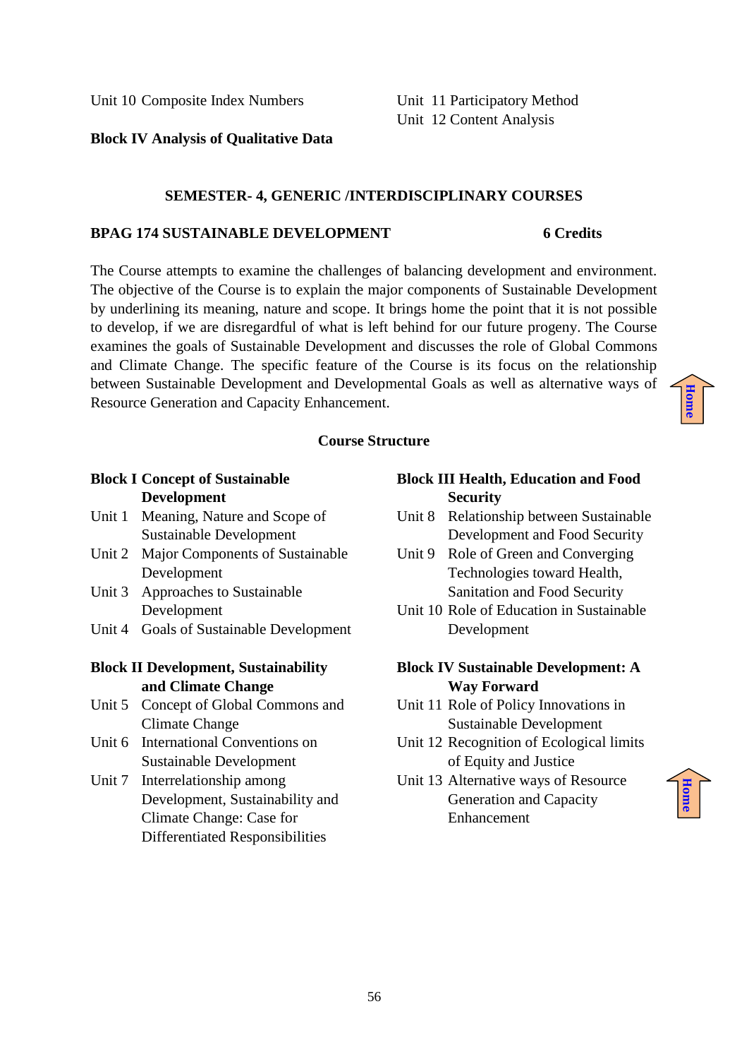Unit 10 Composite Index Numbers

**Block IV Analysis of Qualitative Data**

Unit 11 Participatory Method

Unit 12 Content Analysis

## SEMESTER- 4, GENERIC /INTERDISCIPLINARY COURSES

### BPAG 174 SUSTAINABLE DEVELOPMENT — 6 Credits

The Course attempts to examine the challenges of balancing development and environment. The objective of the Course is to explain the major components of Sustainable Development by underlining its meaning, nature and scope. It brings home the point that it is not possible to develop, if we are disregardful of what is left behind for our future progeny. The Course examines the goals of Sustainable Development and discusses the role of Global Commons and Climate Change. The specific feature of the Course is its focus on the relationship between Sustainable Development and Developmental Goals as well as alternative ways of Resource Generation and Capacity Enhancement.

### Course Structure

**Block I Concept of Sustainable Development**

Unit 1 Meaning, Nature and Scope of Sustainable Development

Unit 2 Major Components of Sustainable Development

Unit 3 Approaches to Sustainable Development

Unit 4 Goals of Sustainable Development

**Block II Development, Sustainability and Climate Change**

Unit 5 Concept of Global Commons and Climate Change

Unit 6 International Conventions on Sustainable Development

Unit 7 Interrelationship among Development, Sustainability and Climate Change: Case for Differentiated Responsibilities

**Block III Health, Education and Food Security**

Unit 8 Relationship between Sustainable Development and Food Security

Unit 9 Role of Green and Converging Technologies toward Health, Sanitation and Food Security

Unit 10 Role of Education in Sustainable Development

**Block IV Sustainable Development: A Way Forward**

Unit 11 Role of Policy Innovations in Sustainable Development

Unit 12 Recognition of Ecological limits of Equity and Justice

Unit 13 Alternative ways of Resource Generation and Capacity Enhancement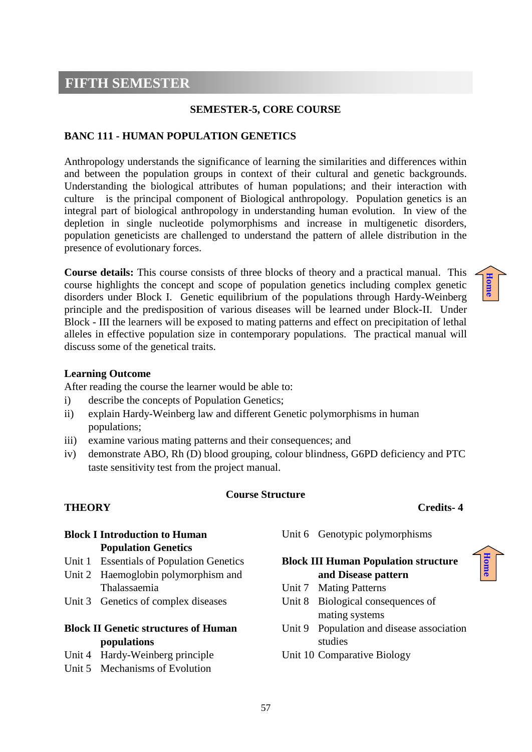# FIFTH SEMESTER

**SEMESTER-5, CORE COURSE**

## BANC 111 - HUMAN POPULATION GENETICS

Anthropology understands the significance of learning the similarities and differences within and between the population groups in context of their cultural and genetic backgrounds. Understanding the biological attributes of human populations; and their interaction with culture is the principal component of Biological anthropology. Population genetics is an integral part of biological anthropology in understanding human evolution. In view of the depletion in single nucleotide polymorphisms and increase in multigenetic disorders, population geneticists are challenged to understand the pattern of allele distribution in the presence of evolutionary forces.

**Course details:** This course consists of three blocks of theory and a practical manual. This course highlights the concept and scope of population genetics including complex genetic disorders under Block I. Genetic equilibrium of the populations through Hardy-Weinberg principle and the predisposition of various diseases will be learned under Block-II. Under Block - III the learners will be exposed to mating patterns and effect on precipitation of lethal alleles in effective population size in contemporary populations. The practical manual will discuss some of the genetical traits.

**Learning Outcome**

After reading the course the learner would be able to:

i) describe the concepts of Population Genetics;
ii) explain Hardy-Weinberg law and different Genetic polymorphisms in human populations;
iii) examine various mating patterns and their consequences; and
iv) demonstrate ABO, Rh (D) blood grouping, colour blindness, G6PD deficiency and PTC taste sensitivity test from the project manual.

**Course Structure**

**THEORY** **Credits- 4**

**Block I Introduction to Human Population Genetics**

- Unit 1 Essentials of Population Genetics
- Unit 2 Haemoglobin polymorphism and Thalassaemia
- Unit 3 Genetics of complex diseases

**Block II Genetic structures of Human populations**

- Unit 4 Hardy-Weinberg principle
- Unit 5 Mechanisms of Evolution
- Unit 6 Genotypic polymorphisms

**Block III Human Population structure and Disease pattern**

- Unit 7 Mating Patterns
- Unit 8 Biological consequences of mating systems
- Unit 9 Population and disease association studies
- Unit 10 Comparative Biology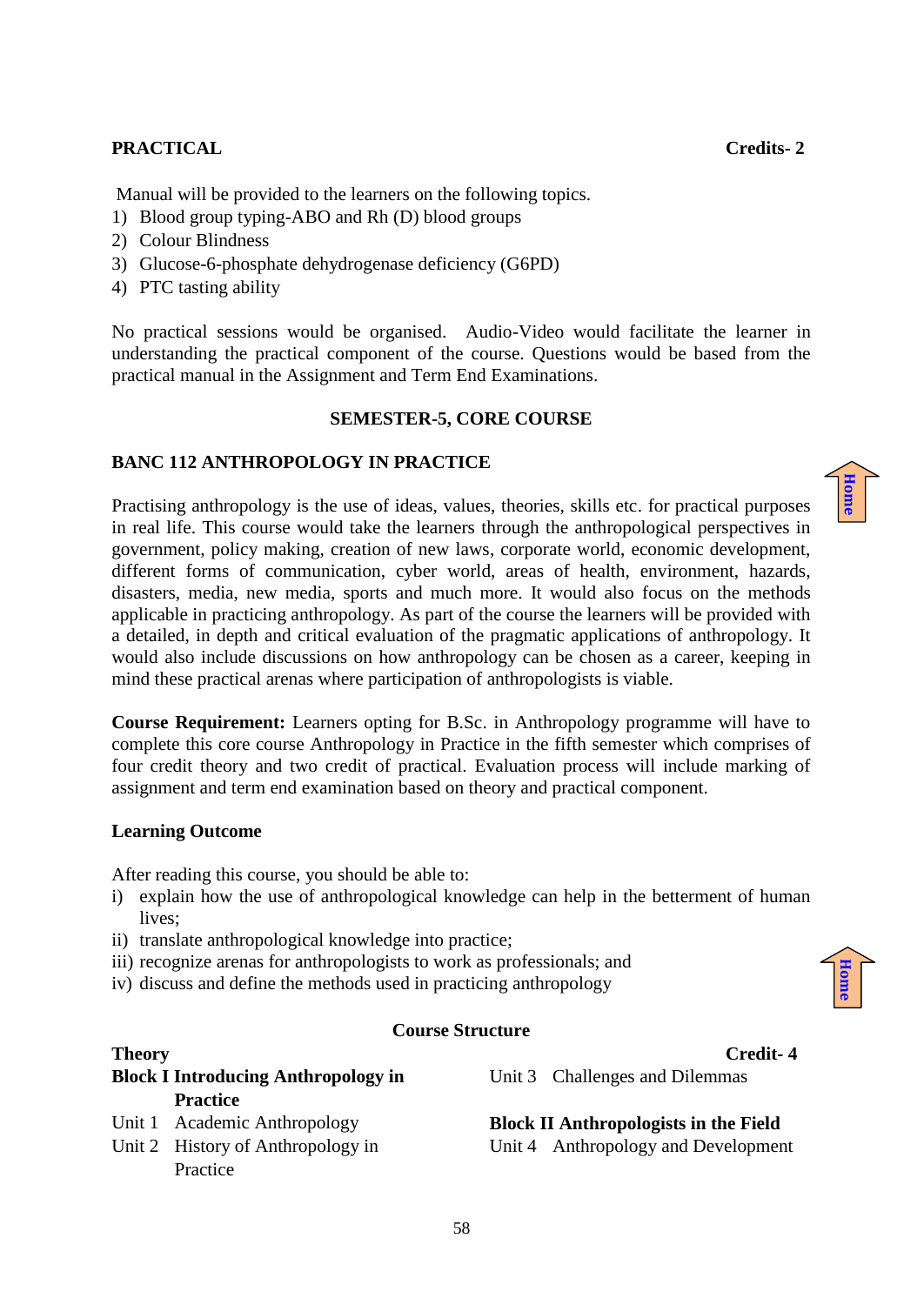**PRACTICAL** **Credits- 2**

Manual will be provided to the learners on the following topics.

1) Blood group typing-ABO and Rh (D) blood groups
2) Colour Blindness
3) Glucose-6-phosphate dehydrogenase deficiency (G6PD)
4) PTC tasting ability

No practical sessions would be organised. Audio-Video would facilitate the learner in understanding the practical component of the course. Questions would be based from the practical manual in the Assignment and Term End Examinations.

## SEMESTER-5, CORE COURSE

### BANC 112 ANTHROPOLOGY IN PRACTICE

Practising anthropology is the use of ideas, values, theories, skills etc. for practical purposes in real life. This course would take the learners through the anthropological perspectives in government, policy making, creation of new laws, corporate world, economic development, different forms of communication, cyber world, areas of health, environment, hazards, disasters, media, new media, sports and much more. It would also focus on the methods applicable in practicing anthropology. As part of the course the learners will be provided with a detailed, in depth and critical evaluation of the pragmatic applications of anthropology. It would also include discussions on how anthropology can be chosen as a career, keeping in mind these practical arenas where participation of anthropologists is viable.

**Course Requirement:** Learners opting for B.Sc. in Anthropology programme will have to complete this core course Anthropology in Practice in the fifth semester which comprises of four credit theory and two credit of practical. Evaluation process will include marking of assignment and term end examination based on theory and practical component.

**Learning Outcome**

After reading this course, you should be able to:

i) explain how the use of anthropological knowledge can help in the betterment of human lives;
ii) translate anthropological knowledge into practice;
iii) recognize arenas for anthropologists to work as professionals; and
iv) discuss and define the methods used in practicing anthropology

**Course Structure**

**Theory** **Credit- 4**

**Block I Introducing Anthropology in Practice**

Unit 1 Academic Anthropology

Unit 2 History of Anthropology in Practice

Unit 3 Challenges and Dilemmas

**Block II Anthropologists in the Field**

Unit 4 Anthropology and Development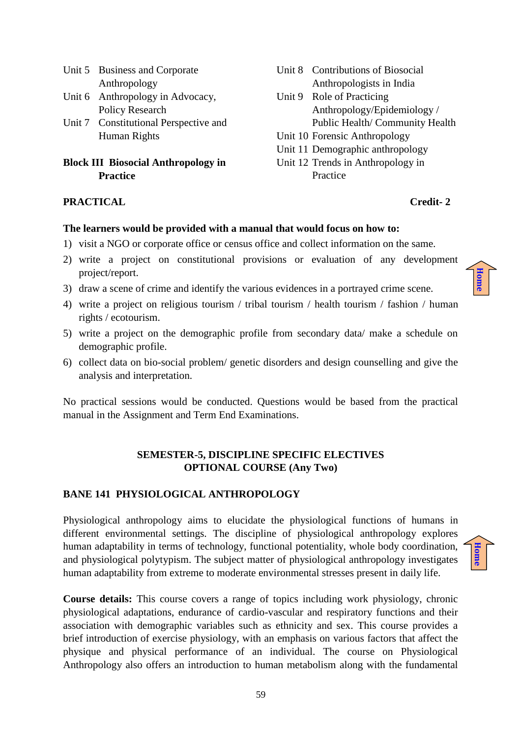Unit 5 Business and Corporate Anthropology

Unit 6 Anthropology in Advocacy, Policy Research

Unit 7 Constitutional Perspective and Human Rights

**Block III Biosocial Anthropology in Practice**

Unit 8 Contributions of Biosocial Anthropologists in India

Unit 9 Role of Practicing Anthropology/Epidemiology / Public Health/ Community Health

Unit 10 Forensic Anthropology

Unit 11 Demographic anthropology

Unit 12 Trends in Anthropology in Practice

**PRACTICAL** **Credit- 2**

**The learners would be provided with a manual that would focus on how to:**

1) visit a NGO or corporate office or census office and collect information on the same.
2) write a project on constitutional provisions or evaluation of any development project/report.
3) draw a scene of crime and identify the various evidences in a portrayed crime scene.
4) write a project on religious tourism / tribal tourism / health tourism / fashion / human rights / ecotourism.
5) write a project on the demographic profile from secondary data/ make a schedule on demographic profile.
6) collect data on bio-social problem/ genetic disorders and design counselling and give the analysis and interpretation.

No practical sessions would be conducted. Questions would be based from the practical manual in the Assignment and Term End Examinations.

## SEMESTER-5, DISCIPLINE SPECIFIC ELECTIVES OPTIONAL COURSE (Any Two)

### BANE 141 PHYSIOLOGICAL ANTHROPOLOGY

Physiological anthropology aims to elucidate the physiological functions of humans in different environmental settings. The discipline of physiological anthropology explores human adaptability in terms of technology, functional potentiality, whole body coordination, and physiological polytypism. The subject matter of physiological anthropology investigates human adaptability from extreme to moderate environmental stresses present in daily life.

**Course details:** This course covers a range of topics including work physiology, chronic physiological adaptations, endurance of cardio-vascular and respiratory functions and their association with demographic variables such as ethnicity and sex. This course provides a brief introduction of exercise physiology, with an emphasis on various factors that affect the physique and physical performance of an individual. The course on Physiological Anthropology also offers an introduction to human metabolism along with the fundamental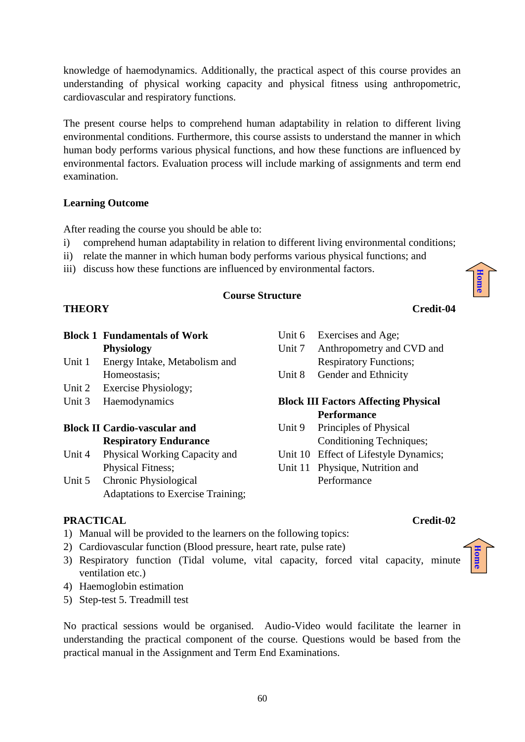knowledge of haemodynamics. Additionally, the practical aspect of this course provides an understanding of physical working capacity and physical fitness using anthropometric, cardiovascular and respiratory functions.

The present course helps to comprehend human adaptability in relation to different living environmental conditions. Furthermore, this course assists to understand the manner in which human body performs various physical functions, and how these functions are influenced by environmental factors. Evaluation process will include marking of assignments and term end examination.

**Learning Outcome**

After reading the course you should be able to:

i) comprehend human adaptability in relation to different living environmental conditions;
ii) relate the manner in which human body performs various physical functions; and
iii) discuss how these functions are influenced by environmental factors.

**Course Structure**

**THEORY** **Credit-04**

**Block 1 Fundamentals of Work Physiology**

Unit 1 Energy Intake, Metabolism and Homeostasis;
Unit 2 Exercise Physiology;
Unit 3 Haemodynamics

**Block II Cardio-vascular and Respiratory Endurance**

Unit 4 Physical Working Capacity and Physical Fitness;
Unit 5 Chronic Physiological Adaptations to Exercise Training;
Unit 6 Exercises and Age;
Unit 7 Anthropometry and CVD and Respiratory Functions;
Unit 8 Gender and Ethnicity

**Block III Factors Affecting Physical Performance**

Unit 9 Principles of Physical Conditioning Techniques;
Unit 10 Effect of Lifestyle Dynamics;
Unit 11 Physique, Nutrition and Performance

**PRACTICAL** **Credit-02**

1) Manual will be provided to the learners on the following topics:
2) Cardiovascular function (Blood pressure, heart rate, pulse rate)
3) Respiratory function (Tidal volume, vital capacity, forced vital capacity, minute ventilation etc.)
4) Haemoglobin estimation
5) Step-test 5. Treadmill test

No practical sessions would be organised. Audio-Video would facilitate the learner in understanding the practical component of the course. Questions would be based from the practical manual in the Assignment and Term End Examinations.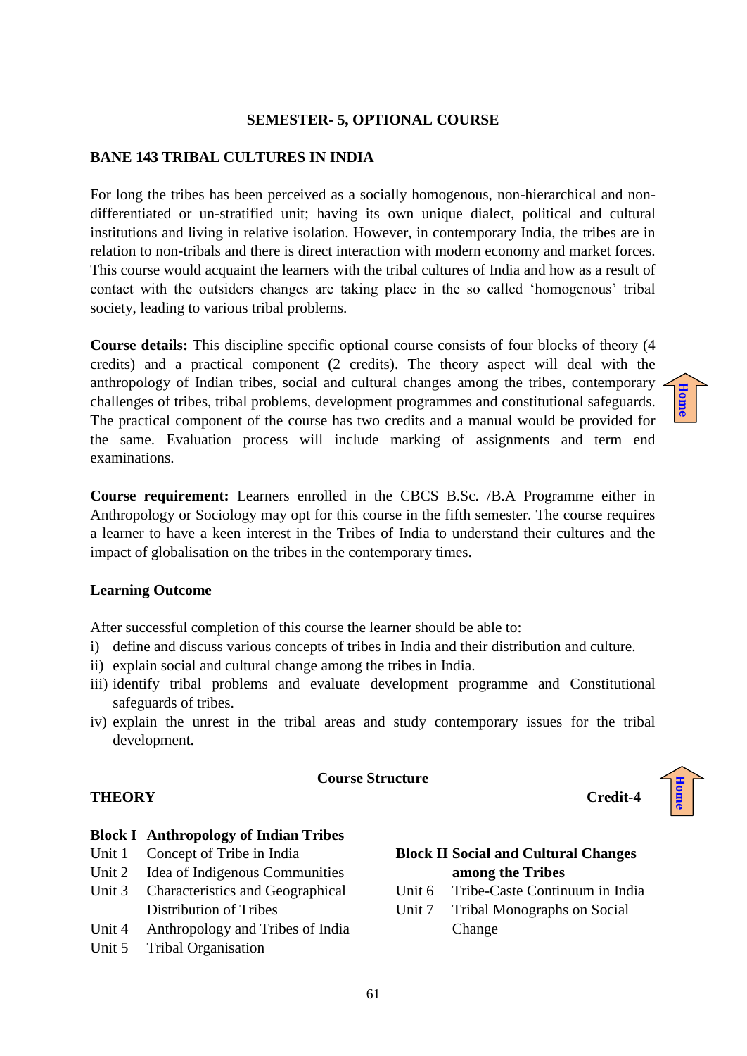**SEMESTER- 5, OPTIONAL COURSE**

## BANE 143 TRIBAL CULTURES IN INDIA

For long the tribes has been perceived as a socially homogenous, non-hierarchical and non-differentiated or un-stratified unit; having its own unique dialect, political and cultural institutions and living in relative isolation. However, in contemporary India, the tribes are in relation to non-tribals and there is direct interaction with modern economy and market forces. This course would acquaint the learners with the tribal cultures of India and how as a result of contact with the outsiders changes are taking place in the so called 'homogenous' tribal society, leading to various tribal problems.

**Course details:** This discipline specific optional course consists of four blocks of theory (4 credits) and a practical component (2 credits). The theory aspect will deal with the anthropology of Indian tribes, social and cultural changes among the tribes, contemporary challenges of tribes, tribal problems, development programmes and constitutional safeguards. The practical component of the course has two credits and a manual would be provided for the same. Evaluation process will include marking of assignments and term end examinations.

**Course requirement:** Learners enrolled in the CBCS B.Sc. /B.A Programme either in Anthropology or Sociology may opt for this course in the fifth semester. The course requires a learner to have a keen interest in the Tribes of India to understand their cultures and the impact of globalisation on the tribes in the contemporary times.

### Learning Outcome

After successful completion of this course the learner should be able to:

i) define and discuss various concepts of tribes in India and their distribution and culture.
ii) explain social and cultural change among the tribes in India.
iii) identify tribal problems and evaluate development programme and Constitutional safeguards of tribes.
iv) explain the unrest in the tribal areas and study contemporary issues for the tribal development.

### Course Structure

**THEORY** **Credit-4**

**Block I Anthropology of Indian Tribes**

Unit 1 Concept of Tribe in India
Unit 2 Idea of Indigenous Communities
Unit 3 Characteristics and Geographical Distribution of Tribes
Unit 4 Anthropology and Tribes of India
Unit 5 Tribal Organisation

**Block II Social and Cultural Changes among the Tribes**

Unit 6 Tribe-Caste Continuum in India
Unit 7 Tribal Monographs on Social Change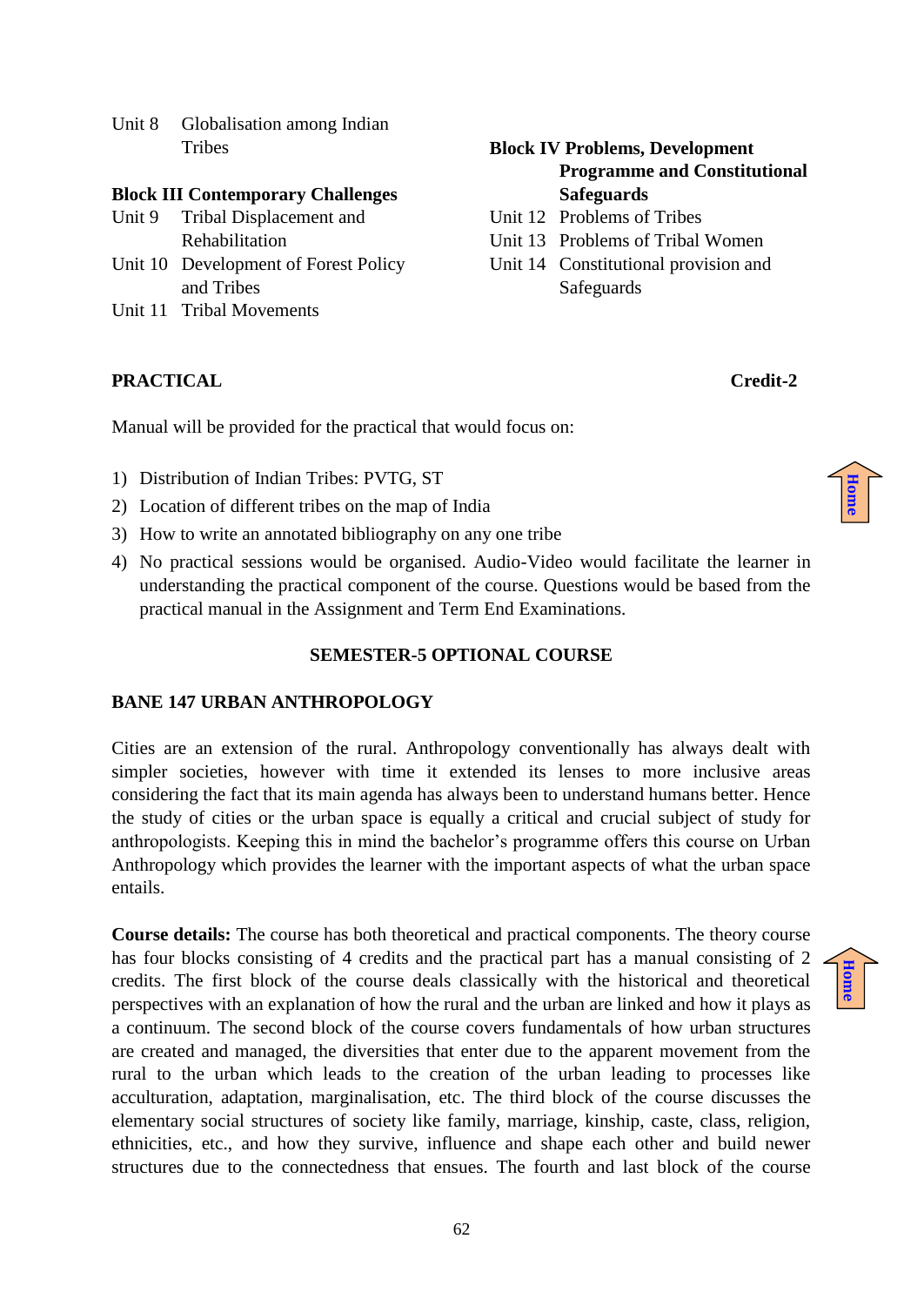Unit 8 Globalisation among Indian Tribes

**Block III Contemporary Challenges**

Unit 9 Tribal Displacement and Rehabilitation

Unit 10 Development of Forest Policy and Tribes

Unit 11 Tribal Movements

**Block IV Problems, Development Programme and Constitutional Safeguards**

Unit 12 Problems of Tribes

Unit 13 Problems of Tribal Women

Unit 14 Constitutional provision and Safeguards

**PRACTICAL** **Credit-2**

Manual will be provided for the practical that would focus on:

1) Distribution of Indian Tribes: PVTG, ST
2) Location of different tribes on the map of India
3) How to write an annotated bibliography on any one tribe
4) No practical sessions would be organised. Audio-Video would facilitate the learner in understanding the practical component of the course. Questions would be based from the practical manual in the Assignment and Term End Examinations.

## SEMESTER-5 OPTIONAL COURSE

### BANE 147 URBAN ANTHROPOLOGY

Cities are an extension of the rural. Anthropology conventionally has always dealt with simpler societies, however with time it extended its lenses to more inclusive areas considering the fact that its main agenda has always been to understand humans better. Hence the study of cities or the urban space is equally a critical and crucial subject of study for anthropologists. Keeping this in mind the bachelor's programme offers this course on Urban Anthropology which provides the learner with the important aspects of what the urban space entails.

**Course details:** The course has both theoretical and practical components. The theory course has four blocks consisting of 4 credits and the practical part has a manual consisting of 2 credits. The first block of the course deals classically with the historical and theoretical perspectives with an explanation of how the rural and the urban are linked and how it plays as a continuum. The second block of the course covers fundamentals of how urban structures are created and managed, the diversities that enter due to the apparent movement from the rural to the urban which leads to the creation of the urban leading to processes like acculturation, adaptation, marginalisation, etc. The third block of the course discusses the elementary social structures of society like family, marriage, kinship, caste, class, religion, ethnicities, etc., and how they survive, influence and shape each other and build newer structures due to the connectedness that ensues. The fourth and last block of the course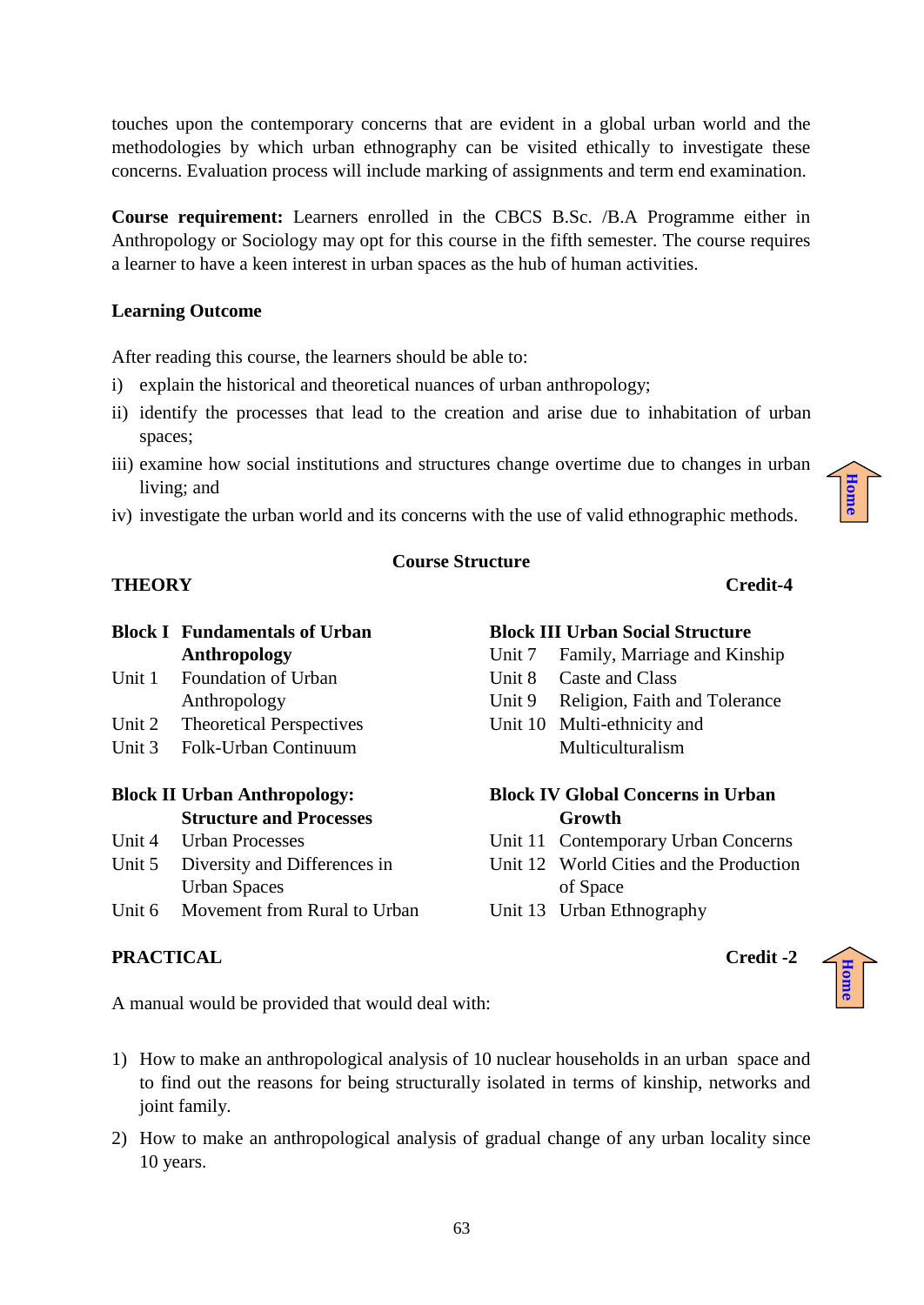touches upon the contemporary concerns that are evident in a global urban world and the methodologies by which urban ethnography can be visited ethically to investigate these concerns. Evaluation process will include marking of assignments and term end examination.

**Course requirement:** Learners enrolled in the CBCS B.Sc. /B.A Programme either in Anthropology or Sociology may opt for this course in the fifth semester. The course requires a learner to have a keen interest in urban spaces as the hub of human activities.

**Learning Outcome**

After reading this course, the learners should be able to:

i) explain the historical and theoretical nuances of urban anthropology;
ii) identify the processes that lead to the creation and arise due to inhabitation of urban spaces;
iii) examine how social institutions and structures change overtime due to changes in urban living; and
iv) investigate the urban world and its concerns with the use of valid ethnographic methods.

**Course Structure**

**THEORY** **Credit-4**

**Block I Fundamentals of Urban Anthropology**

Unit 1 Foundation of Urban Anthropology
Unit 2 Theoretical Perspectives
Unit 3 Folk-Urban Continuum

**Block II Urban Anthropology: Structure and Processes**

Unit 4 Urban Processes
Unit 5 Diversity and Differences in Urban Spaces
Unit 6 Movement from Rural to Urban

**Block III Urban Social Structure**

Unit 7 Family, Marriage and Kinship
Unit 8 Caste and Class
Unit 9 Religion, Faith and Tolerance
Unit 10 Multi-ethnicity and Multiculturalism

**Block IV Global Concerns in Urban Growth**

Unit 11 Contemporary Urban Concerns
Unit 12 World Cities and the Production of Space
Unit 13 Urban Ethnography

**PRACTICAL** **Credit -2**

A manual would be provided that would deal with:

1) How to make an anthropological analysis of 10 nuclear households in an urban space and to find out the reasons for being structurally isolated in terms of kinship, networks and joint family.
2) How to make an anthropological analysis of gradual change of any urban locality since 10 years.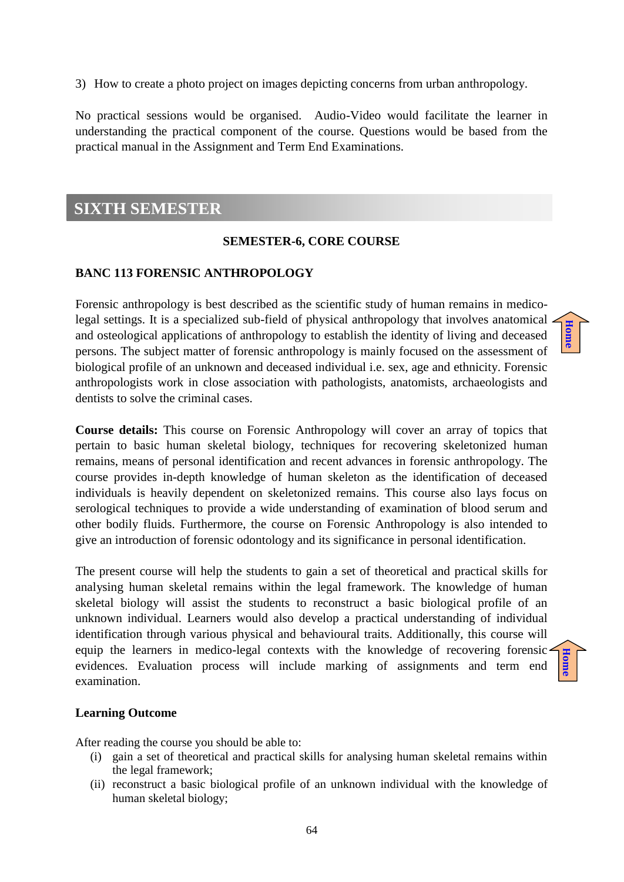3) How to create a photo project on images depicting concerns from urban anthropology.

No practical sessions would be organised. Audio-Video would facilitate the learner in understanding the practical component of the course. Questions would be based from the practical manual in the Assignment and Term End Examinations.

# SIXTH SEMESTER

**SEMESTER-6, CORE COURSE**

## BANC 113 FORENSIC ANTHROPOLOGY

Forensic anthropology is best described as the scientific study of human remains in medico-legal settings. It is a specialized sub-field of physical anthropology that involves anatomical and osteological applications of anthropology to establish the identity of living and deceased persons. The subject matter of forensic anthropology is mainly focused on the assessment of biological profile of an unknown and deceased individual i.e. sex, age and ethnicity. Forensic anthropologists work in close association with pathologists, anatomists, archaeologists and dentists to solve the criminal cases.

**Course details:** This course on Forensic Anthropology will cover an array of topics that pertain to basic human skeletal biology, techniques for recovering skeletonized human remains, means of personal identification and recent advances in forensic anthropology. The course provides in-depth knowledge of human skeleton as the identification of deceased individuals is heavily dependent on skeletonized remains. This course also lays focus on serological techniques to provide a wide understanding of examination of blood serum and other bodily fluids. Furthermore, the course on Forensic Anthropology is also intended to give an introduction of forensic odontology and its significance in personal identification.

The present course will help the students to gain a set of theoretical and practical skills for analysing human skeletal remains within the legal framework. The knowledge of human skeletal biology will assist the students to reconstruct a basic biological profile of an unknown individual. Learners would also develop a practical understanding of individual identification through various physical and behavioural traits. Additionally, this course will equip the learners in medico-legal contexts with the knowledge of recovering forensic evidences. Evaluation process will include marking of assignments and term end examination.

**Learning Outcome**

After reading the course you should be able to:

(i) gain a set of theoretical and practical skills for analysing human skeletal remains within the legal framework;

(ii) reconstruct a basic biological profile of an unknown individual with the knowledge of human skeletal biology;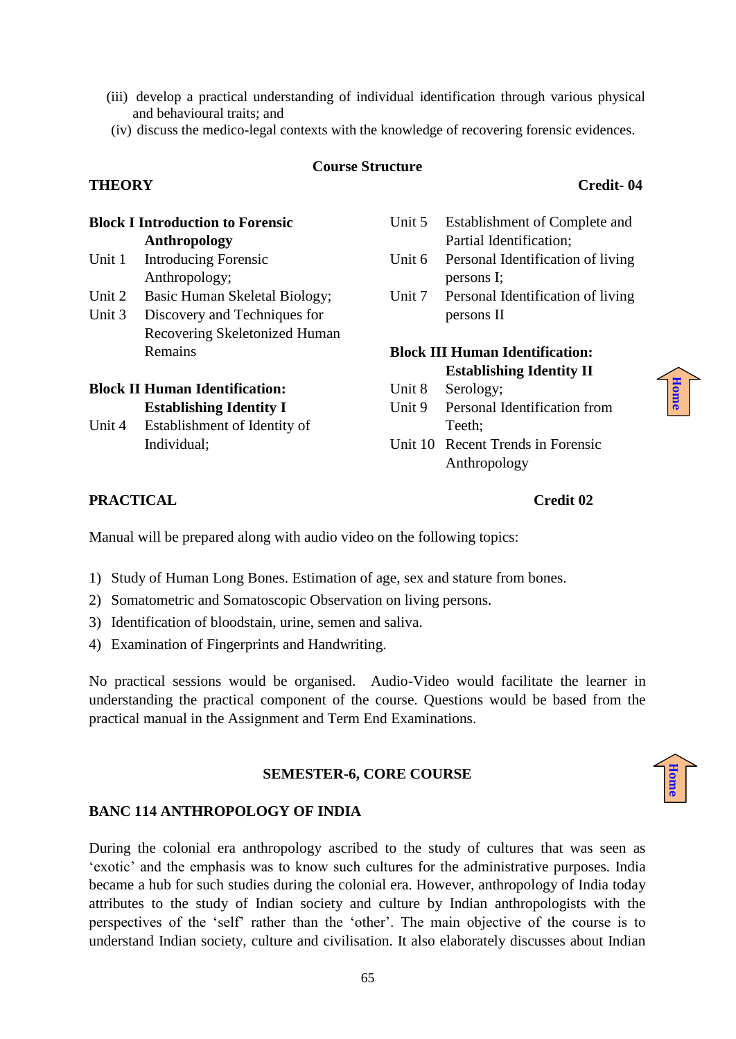(iii) develop a practical understanding of individual identification through various physical and behavioural traits; and

(iv) discuss the medico-legal contexts with the knowledge of recovering forensic evidences.

**Course Structure**

**THEORY** **Credit- 04**

**Block I Introduction to Forensic Anthropology**

Unit 1 Introducing Forensic Anthropology;

Unit 2 Basic Human Skeletal Biology;

Unit 3 Discovery and Techniques for Recovering Skeletonized Human Remains

**Block II Human Identification: Establishing Identity I**

Unit 4 Establishment of Identity of Individual;

Unit 5 Establishment of Complete and Partial Identification;

Unit 6 Personal Identification of living persons I;

Unit 7 Personal Identification of living persons II

**Block III Human Identification: Establishing Identity II**

Unit 8 Serology;

Unit 9 Personal Identification from Teeth;

Unit 10 Recent Trends in Forensic Anthropology

**PRACTICAL** **Credit 02**

Manual will be prepared along with audio video on the following topics:

1) Study of Human Long Bones. Estimation of age, sex and stature from bones.
2) Somatometric and Somatoscopic Observation on living persons.
3) Identification of bloodstain, urine, semen and saliva.
4) Examination of Fingerprints and Handwriting.

No practical sessions would be organised. Audio-Video would facilitate the learner in understanding the practical component of the course. Questions would be based from the practical manual in the Assignment and Term End Examinations.

**SEMESTER-6, CORE COURSE**

**BANC 114 ANTHROPOLOGY OF INDIA**

During the colonial era anthropology ascribed to the study of cultures that was seen as 'exotic' and the emphasis was to know such cultures for the administrative purposes. India became a hub for such studies during the colonial era. However, anthropology of India today attributes to the study of Indian society and culture by Indian anthropologists with the perspectives of the 'self' rather than the 'other'. The main objective of the course is to understand Indian society, culture and civilisation. It also elaborately discusses about Indian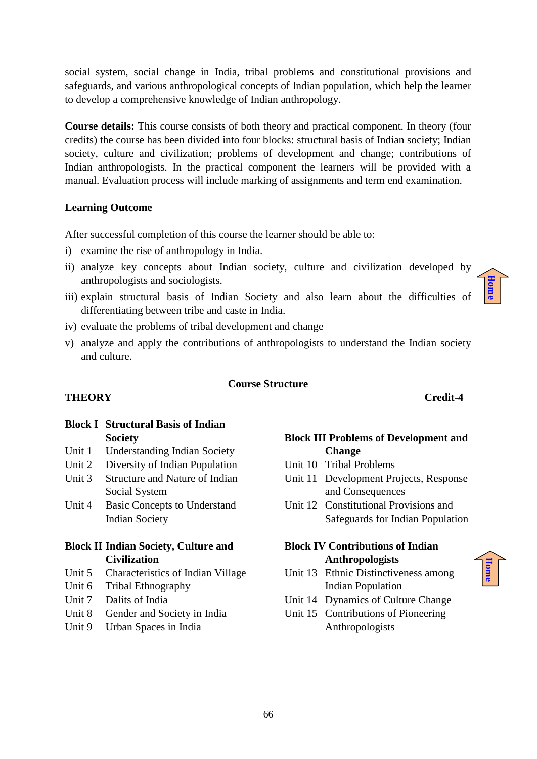social system, social change in India, tribal problems and constitutional provisions and safeguards, and various anthropological concepts of Indian population, which help the learner to develop a comprehensive knowledge of Indian anthropology.

**Course details:** This course consists of both theory and practical component. In theory (four credits) the course has been divided into four blocks: structural basis of Indian society; Indian society, culture and civilization; problems of development and change; contributions of Indian anthropologists. In the practical component the learners will be provided with a manual. Evaluation process will include marking of assignments and term end examination.

**Learning Outcome**

After successful completion of this course the learner should be able to:

i) examine the rise of anthropology in India.
ii) analyze key concepts about Indian society, culture and civilization developed by anthropologists and sociologists.
iii) explain structural basis of Indian Society and also learn about the difficulties of differentiating between tribe and caste in India.
iv) evaluate the problems of tribal development and change
v) analyze and apply the contributions of anthropologists to understand the Indian society and culture.

**Course Structure**

**THEORY** **Credit-4**

**Block I Structural Basis of Indian Society**

Unit 1 Understanding Indian Society
Unit 2 Diversity of Indian Population
Unit 3 Structure and Nature of Indian Social System
Unit 4 Basic Concepts to Understand Indian Society

**Block II Indian Society, Culture and Civilization**

Unit 5 Characteristics of Indian Village
Unit 6 Tribal Ethnography
Unit 7 Dalits of India
Unit 8 Gender and Society in India
Unit 9 Urban Spaces in India

**Block III Problems of Development and Change**

Unit 10 Tribal Problems
Unit 11 Development Projects, Response and Consequences
Unit 12 Constitutional Provisions and Safeguards for Indian Population

**Block IV Contributions of Indian Anthropologists**

Unit 13 Ethnic Distinctiveness among Indian Population
Unit 14 Dynamics of Culture Change
Unit 15 Contributions of Pioneering Anthropologists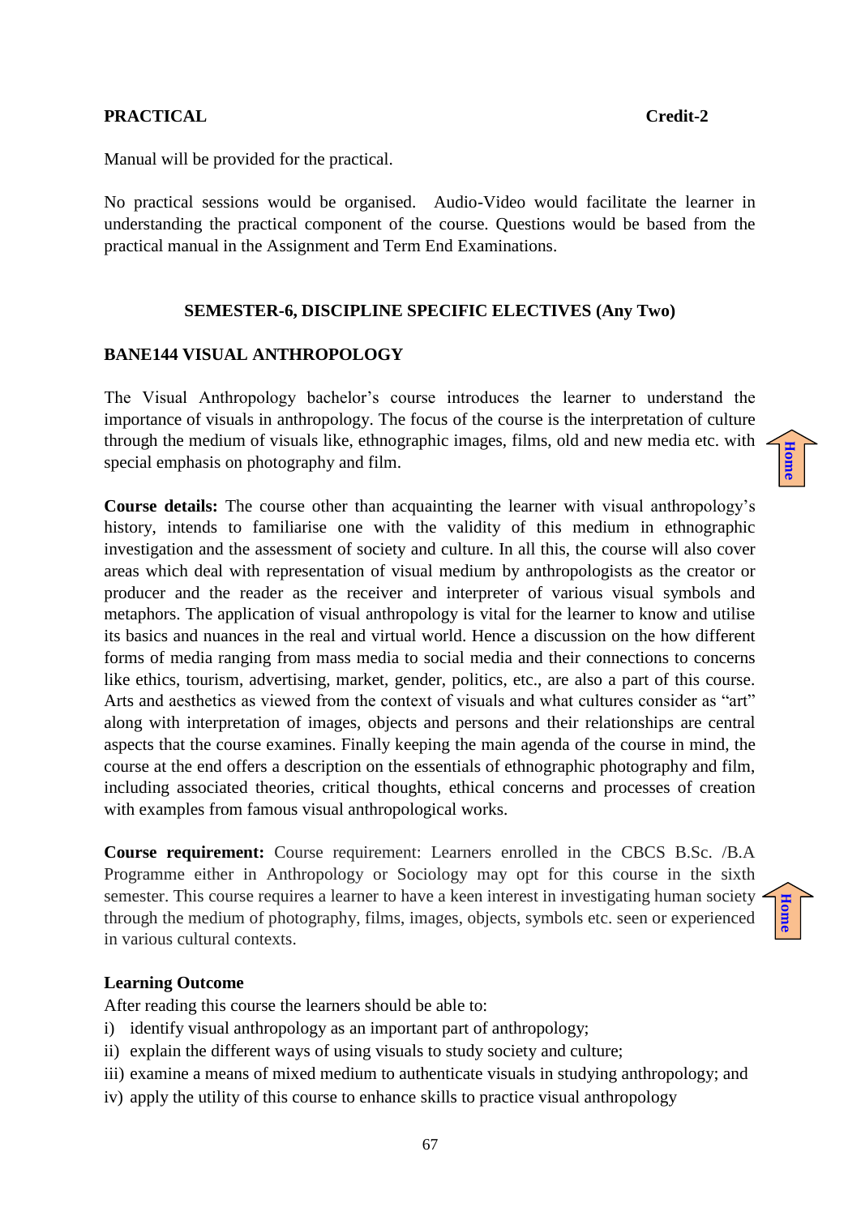**PRACTICAL** **Credit-2**

Manual will be provided for the practical.

No practical sessions would be organised. Audio-Video would facilitate the learner in understanding the practical component of the course. Questions would be based from the practical manual in the Assignment and Term End Examinations.

## SEMESTER-6, DISCIPLINE SPECIFIC ELECTIVES (Any Two)

## BANE144 VISUAL ANTHROPOLOGY

The Visual Anthropology bachelor's course introduces the learner to understand the importance of visuals in anthropology. The focus of the course is the interpretation of culture through the medium of visuals like, ethnographic images, films, old and new media etc. with special emphasis on photography and film.

**Course details:** The course other than acquainting the learner with visual anthropology's history, intends to familiarise one with the validity of this medium in ethnographic investigation and the assessment of society and culture. In all this, the course will also cover areas which deal with representation of visual medium by anthropologists as the creator or producer and the reader as the receiver and interpreter of various visual symbols and metaphors. The application of visual anthropology is vital for the learner to know and utilise its basics and nuances in the real and virtual world. Hence a discussion on the how different forms of media ranging from mass media to social media and their connections to concerns like ethics, tourism, advertising, market, gender, politics, etc., are also a part of this course. Arts and aesthetics as viewed from the context of visuals and what cultures consider as "art" along with interpretation of images, objects and persons and their relationships are central aspects that the course examines. Finally keeping the main agenda of the course in mind, the course at the end offers a description on the essentials of ethnographic photography and film, including associated theories, critical thoughts, ethical concerns and processes of creation with examples from famous visual anthropological works.

**Course requirement:** Course requirement: Learners enrolled in the CBCS B.Sc. /B.A Programme either in Anthropology or Sociology may opt for this course in the sixth semester. This course requires a learner to have a keen interest in investigating human society through the medium of photography, films, images, objects, symbols etc. seen or experienced in various cultural contexts.

**Learning Outcome**

After reading this course the learners should be able to:

i) identify visual anthropology as an important part of anthropology;
ii) explain the different ways of using visuals to study society and culture;
iii) examine a means of mixed medium to authenticate visuals in studying anthropology; and
iv) apply the utility of this course to enhance skills to practice visual anthropology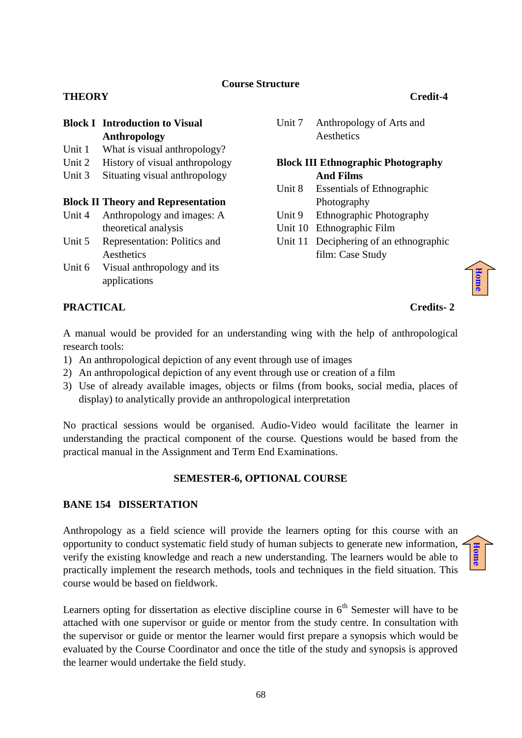## Course Structure

**THEORY** **Credit-4**

**Block I Introduction to Visual Anthropology**

Unit 1 What is visual anthropology?
Unit 2 History of visual anthropology
Unit 3 Situating visual anthropology

**Block II Theory and Representation**

Unit 4 Anthropology and images: A theoretical analysis
Unit 5 Representation: Politics and Aesthetics
Unit 6 Visual anthropology and its applications
Unit 7 Anthropology of Arts and Aesthetics

**Block III Ethnographic Photography And Films**

Unit 8 Essentials of Ethnographic Photography
Unit 9 Ethnographic Photography
Unit 10 Ethnographic Film
Unit 11 Deciphering of an ethnographic film: Case Study

**PRACTICAL** **Credits- 2**

A manual would be provided for an understanding wing with the help of anthropological research tools:

1) An anthropological depiction of any event through use of images
2) An anthropological depiction of any event through use or creation of a film
3) Use of already available images, objects or films (from books, social media, places of display) to analytically provide an anthropological interpretation

No practical sessions would be organised. Audio-Video would facilitate the learner in understanding the practical component of the course. Questions would be based from the practical manual in the Assignment and Term End Examinations.

## SEMESTER-6, OPTIONAL COURSE

### BANE 154 DISSERTATION

Anthropology as a field science will provide the learners opting for this course with an opportunity to conduct systematic field study of human subjects to generate new information, verify the existing knowledge and reach a new understanding. The learners would be able to practically implement the research methods, tools and techniques in the field situation. This course would be based on fieldwork.

Learners opting for dissertation as elective discipline course in 6th Semester will have to be attached with one supervisor or guide or mentor from the study centre. In consultation with the supervisor or guide or mentor the learner would first prepare a synopsis which would be evaluated by the Course Coordinator and once the title of the study and synopsis is approved the learner would undertake the field study.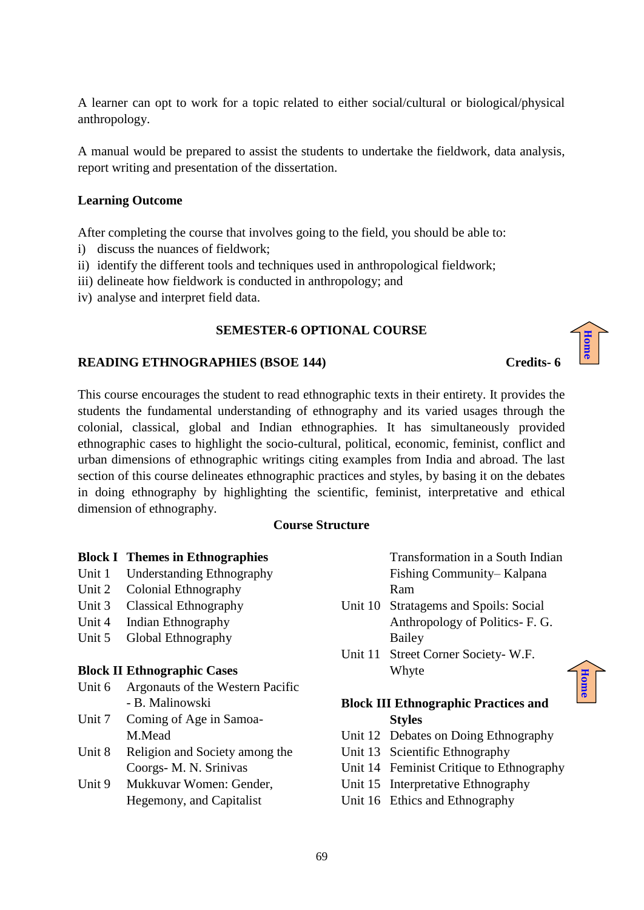A learner can opt to work for a topic related to either social/cultural or biological/physical anthropology.

A manual would be prepared to assist the students to undertake the fieldwork, data analysis, report writing and presentation of the dissertation.

**Learning Outcome**

After completing the course that involves going to the field, you should be able to:

i) discuss the nuances of fieldwork;
ii) identify the different tools and techniques used in anthropological fieldwork;
iii) delineate how fieldwork is conducted in anthropology; and
iv) analyse and interpret field data.

## SEMESTER-6 OPTIONAL COURSE

### READING ETHNOGRAPHIES (BSOE 144) Credits- 6

This course encourages the student to read ethnographic texts in their entirety. It provides the students the fundamental understanding of ethnography and its varied usages through the colonial, classical, global and Indian ethnographies. It has simultaneously provided ethnographic cases to highlight the socio-cultural, political, economic, feminist, conflict and urban dimensions of ethnographic writings citing examples from India and abroad. The last section of this course delineates ethnographic practices and styles, by basing it on the debates in doing ethnography by highlighting the scientific, feminist, interpretative and ethical dimension of ethnography.

**Course Structure**

**Block I Themes in Ethnographies**

Unit 1 Understanding Ethnography
Unit 2 Colonial Ethnography
Unit 3 Classical Ethnography
Unit 4 Indian Ethnography
Unit 5 Global Ethnography

**Block II Ethnographic Cases**

Unit 6 Argonauts of the Western Pacific - B. Malinowski
Unit 7 Coming of Age in Samoa- M.Mead
Unit 8 Religion and Society among the Coorgs- M. N. Srinivas
Unit 9 Mukkuvar Women: Gender, Hegemony, and Capitalist Transformation in a South Indian Fishing Community– Kalpana Ram
Unit 10 Stratagems and Spoils: Social Anthropology of Politics- F. G. Bailey
Unit 11 Street Corner Society- W.F. Whyte

**Block III Ethnographic Practices and Styles**

Unit 12 Debates on Doing Ethnography
Unit 13 Scientific Ethnography
Unit 14 Feminist Critique to Ethnography
Unit 15 Interpretative Ethnography
Unit 16 Ethics and Ethnography